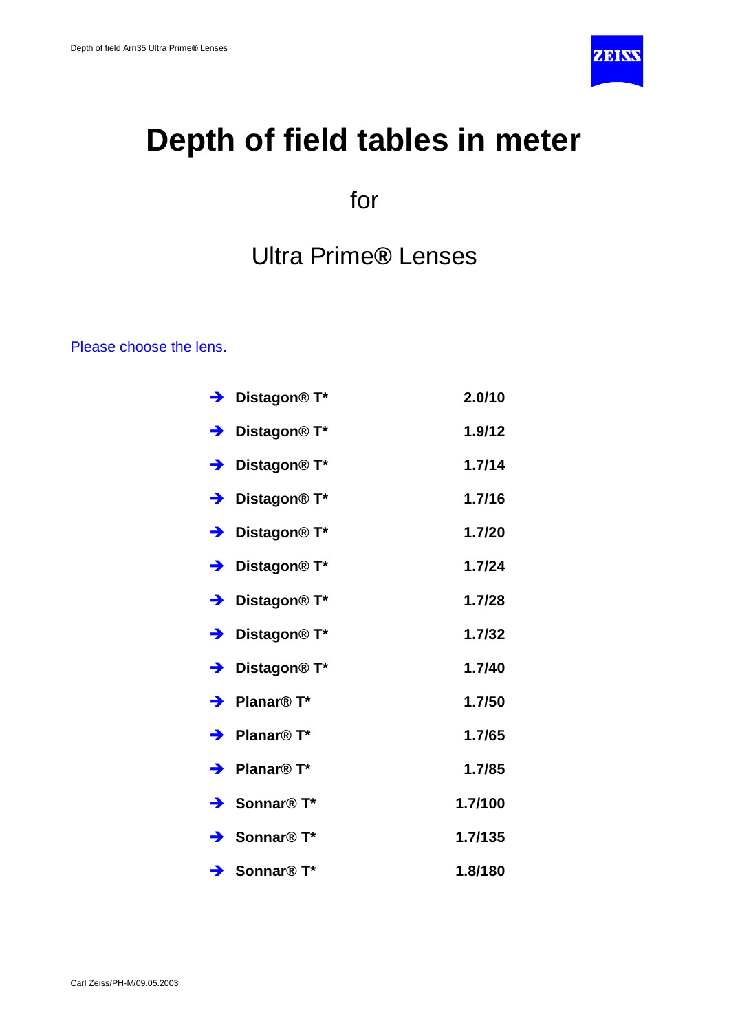# Depth of field tables in meter

for

## Ultra Prime® Lenses

Please choose the lens.

| | Lens | |
|---|---|---|
| ➔ | **Distagon® T*** | **2.0/10** |
| ➔ | **Distagon® T*** | **1.9/12** |
| ➔ | **Distagon® T*** | **1.7/14** |
| ➔ | **Distagon® T*** | **1.7/16** |
| ➔ | **Distagon® T*** | **1.7/20** |
| ➔ | **Distagon® T*** | **1.7/24** |
| ➔ | **Distagon® T*** | **1.7/28** |
| ➔ | **Distagon® T*** | **1.7/32** |
| ➔ | **Distagon® T*** | **1.7/40** |
| ➔ | **Planar® T*** | **1.7/50** |
| ➔ | **Planar® T*** | **1.7/65** |
| ➔ | **Planar® T*** | **1.7/85** |
| ➔ | **Sonnar® T*** | **1.7/100** |
| ➔ | **Sonnar® T*** | **1.7/135** |
| ➔ | **Sonnar® T*** | **1.8/180** |

Carl Zeiss/PH-M/09.05.2003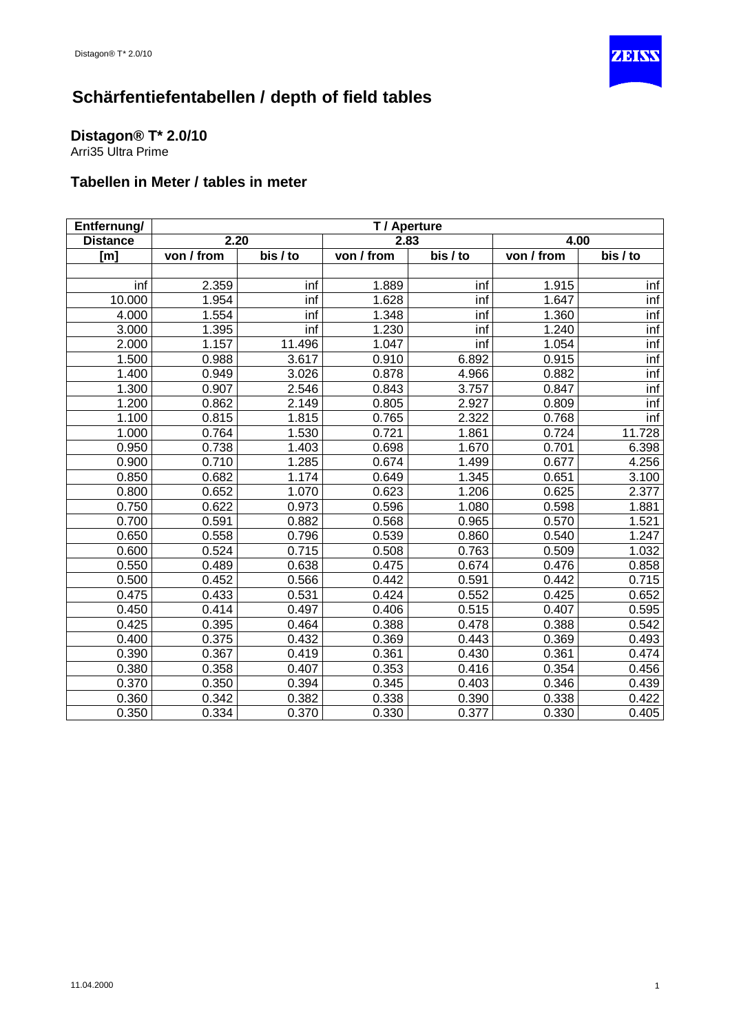# Schärfentiefentabellen / depth of field tables

## Distagon® T* 2.0/10

Arri35 Ultra Prime

### Tabellen in Meter / tables in meter

| Entfernung/ | T / Aperture | | | | | |
|---|---|---|---|---|---|---|
| Distance | 2.20 | | 2.83 | | 4.00 | |
| [m] | von / from | bis / to | von / from | bis / to | von / from | bis / to |
| inf | 2.359 | inf | 1.889 | inf | 1.915 | inf |
| 10.000 | 1.954 | inf | 1.628 | inf | 1.647 | inf |
| 4.000 | 1.554 | inf | 1.348 | inf | 1.360 | inf |
| 3.000 | 1.395 | inf | 1.230 | inf | 1.240 | inf |
| 2.000 | 1.157 | 11.496 | 1.047 | inf | 1.054 | inf |
| 1.500 | 0.988 | 3.617 | 0.910 | 6.892 | 0.915 | inf |
| 1.400 | 0.949 | 3.026 | 0.878 | 4.966 | 0.882 | inf |
| 1.300 | 0.907 | 2.546 | 0.843 | 3.757 | 0.847 | inf |
| 1.200 | 0.862 | 2.149 | 0.805 | 2.927 | 0.809 | inf |
| 1.100 | 0.815 | 1.815 | 0.765 | 2.322 | 0.768 | inf |
| 1.000 | 0.764 | 1.530 | 0.721 | 1.861 | 0.724 | 11.728 |
| 0.950 | 0.738 | 1.403 | 0.698 | 1.670 | 0.701 | 6.398 |
| 0.900 | 0.710 | 1.285 | 0.674 | 1.499 | 0.677 | 4.256 |
| 0.850 | 0.682 | 1.174 | 0.649 | 1.345 | 0.651 | 3.100 |
| 0.800 | 0.652 | 1.070 | 0.623 | 1.206 | 0.625 | 2.377 |
| 0.750 | 0.622 | 0.973 | 0.596 | 1.080 | 0.598 | 1.881 |
| 0.700 | 0.591 | 0.882 | 0.568 | 0.965 | 0.570 | 1.521 |
| 0.650 | 0.558 | 0.796 | 0.539 | 0.860 | 0.540 | 1.247 |
| 0.600 | 0.524 | 0.715 | 0.508 | 0.763 | 0.509 | 1.032 |
| 0.550 | 0.489 | 0.638 | 0.475 | 0.674 | 0.476 | 0.858 |
| 0.500 | 0.452 | 0.566 | 0.442 | 0.591 | 0.442 | 0.715 |
| 0.475 | 0.433 | 0.531 | 0.424 | 0.552 | 0.425 | 0.652 |
| 0.450 | 0.414 | 0.497 | 0.406 | 0.515 | 0.407 | 0.595 |
| 0.425 | 0.395 | 0.464 | 0.388 | 0.478 | 0.388 | 0.542 |
| 0.400 | 0.375 | 0.432 | 0.369 | 0.443 | 0.369 | 0.493 |
| 0.390 | 0.367 | 0.419 | 0.361 | 0.430 | 0.361 | 0.474 |
| 0.380 | 0.358 | 0.407 | 0.353 | 0.416 | 0.354 | 0.456 |
| 0.370 | 0.350 | 0.394 | 0.345 | 0.403 | 0.346 | 0.439 |
| 0.360 | 0.342 | 0.382 | 0.338 | 0.390 | 0.338 | 0.422 |
| 0.350 | 0.334 | 0.370 | 0.330 | 0.377 | 0.330 | 0.405 |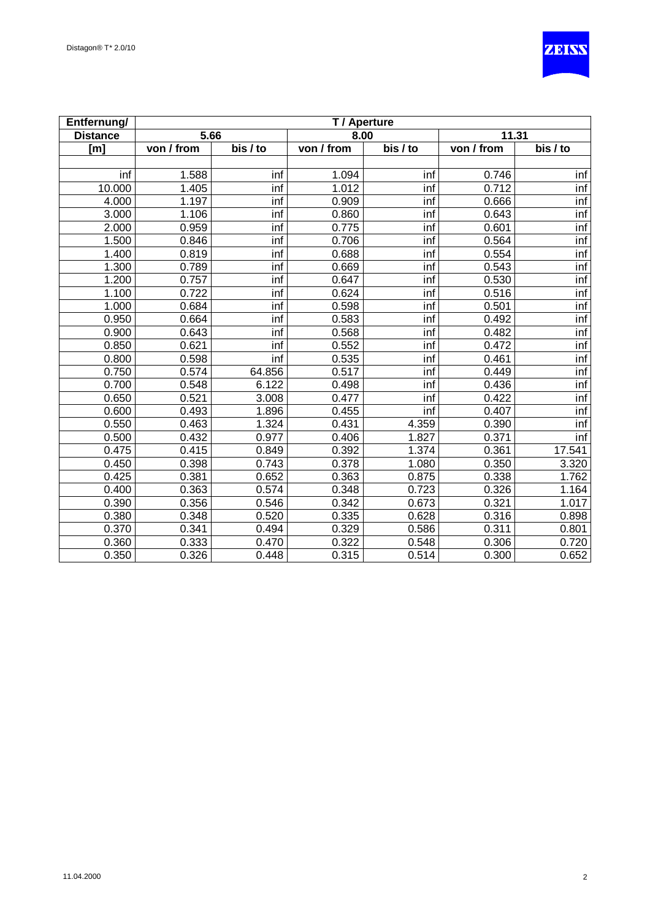| Entfernung/ | T / Aperture | | | | | |
|---|---|---|---|---|---|---|
| Distance | 5.66 | | 8.00 | | 11.31 | |
| [m] | von / from | bis / to | von / from | bis / to | von / from | bis / to |
| | | | | | | |
| inf | 1.588 | inf | 1.094 | inf | 0.746 | inf |
| 10.000 | 1.405 | inf | 1.012 | inf | 0.712 | inf |
| 4.000 | 1.197 | inf | 0.909 | inf | 0.666 | inf |
| 3.000 | 1.106 | inf | 0.860 | inf | 0.643 | inf |
| 2.000 | 0.959 | inf | 0.775 | inf | 0.601 | inf |
| 1.500 | 0.846 | inf | 0.706 | inf | 0.564 | inf |
| 1.400 | 0.819 | inf | 0.688 | inf | 0.554 | inf |
| 1.300 | 0.789 | inf | 0.669 | inf | 0.543 | inf |
| 1.200 | 0.757 | inf | 0.647 | inf | 0.530 | inf |
| 1.100 | 0.722 | inf | 0.624 | inf | 0.516 | inf |
| 1.000 | 0.684 | inf | 0.598 | inf | 0.501 | inf |
| 0.950 | 0.664 | inf | 0.583 | inf | 0.492 | inf |
| 0.900 | 0.643 | inf | 0.568 | inf | 0.482 | inf |
| 0.850 | 0.621 | inf | 0.552 | inf | 0.472 | inf |
| 0.800 | 0.598 | inf | 0.535 | inf | 0.461 | inf |
| 0.750 | 0.574 | 64.856 | 0.517 | inf | 0.449 | inf |
| 0.700 | 0.548 | 6.122 | 0.498 | inf | 0.436 | inf |
| 0.650 | 0.521 | 3.008 | 0.477 | inf | 0.422 | inf |
| 0.600 | 0.493 | 1.896 | 0.455 | inf | 0.407 | inf |
| 0.550 | 0.463 | 1.324 | 0.431 | 4.359 | 0.390 | inf |
| 0.500 | 0.432 | 0.977 | 0.406 | 1.827 | 0.371 | inf |
| 0.475 | 0.415 | 0.849 | 0.392 | 1.374 | 0.361 | 17.541 |
| 0.450 | 0.398 | 0.743 | 0.378 | 1.080 | 0.350 | 3.320 |
| 0.425 | 0.381 | 0.652 | 0.363 | 0.875 | 0.338 | 1.762 |
| 0.400 | 0.363 | 0.574 | 0.348 | 0.723 | 0.326 | 1.164 |
| 0.390 | 0.356 | 0.546 | 0.342 | 0.673 | 0.321 | 1.017 |
| 0.380 | 0.348 | 0.520 | 0.335 | 0.628 | 0.316 | 0.898 |
| 0.370 | 0.341 | 0.494 | 0.329 | 0.586 | 0.311 | 0.801 |
| 0.360 | 0.333 | 0.470 | 0.322 | 0.548 | 0.306 | 0.720 |
| 0.350 | 0.326 | 0.448 | 0.315 | 0.514 | 0.300 | 0.652 |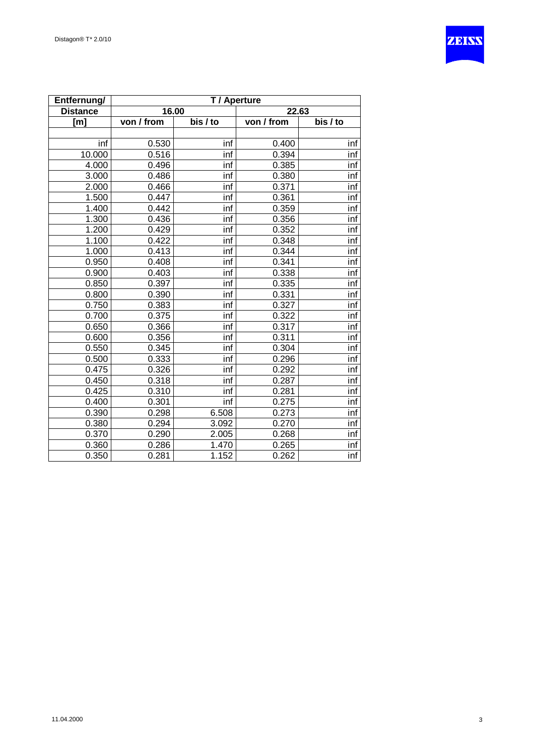| Entfernung/ | T / Aperture | | | |
|---|---|---|---|---|
| Distance | 16.00 | | 22.63 | |
| [m] | von / from | bis / to | von / from | bis / to |
| | | | | |
| inf | 0.530 | inf | 0.400 | inf |
| 10.000 | 0.516 | inf | 0.394 | inf |
| 4.000 | 0.496 | inf | 0.385 | inf |
| 3.000 | 0.486 | inf | 0.380 | inf |
| 2.000 | 0.466 | inf | 0.371 | inf |
| 1.500 | 0.447 | inf | 0.361 | inf |
| 1.400 | 0.442 | inf | 0.359 | inf |
| 1.300 | 0.436 | inf | 0.356 | inf |
| 1.200 | 0.429 | inf | 0.352 | inf |
| 1.100 | 0.422 | inf | 0.348 | inf |
| 1.000 | 0.413 | inf | 0.344 | inf |
| 0.950 | 0.408 | inf | 0.341 | inf |
| 0.900 | 0.403 | inf | 0.338 | inf |
| 0.850 | 0.397 | inf | 0.335 | inf |
| 0.800 | 0.390 | inf | 0.331 | inf |
| 0.750 | 0.383 | inf | 0.327 | inf |
| 0.700 | 0.375 | inf | 0.322 | inf |
| 0.650 | 0.366 | inf | 0.317 | inf |
| 0.600 | 0.356 | inf | 0.311 | inf |
| 0.550 | 0.345 | inf | 0.304 | inf |
| 0.500 | 0.333 | inf | 0.296 | inf |
| 0.475 | 0.326 | inf | 0.292 | inf |
| 0.450 | 0.318 | inf | 0.287 | inf |
| 0.425 | 0.310 | inf | 0.281 | inf |
| 0.400 | 0.301 | inf | 0.275 | inf |
| 0.390 | 0.298 | 6.508 | 0.273 | inf |
| 0.380 | 0.294 | 3.092 | 0.270 | inf |
| 0.370 | 0.290 | 2.005 | 0.268 | inf |
| 0.360 | 0.286 | 1.470 | 0.265 | inf |
| 0.350 | 0.281 | 1.152 | 0.262 | inf |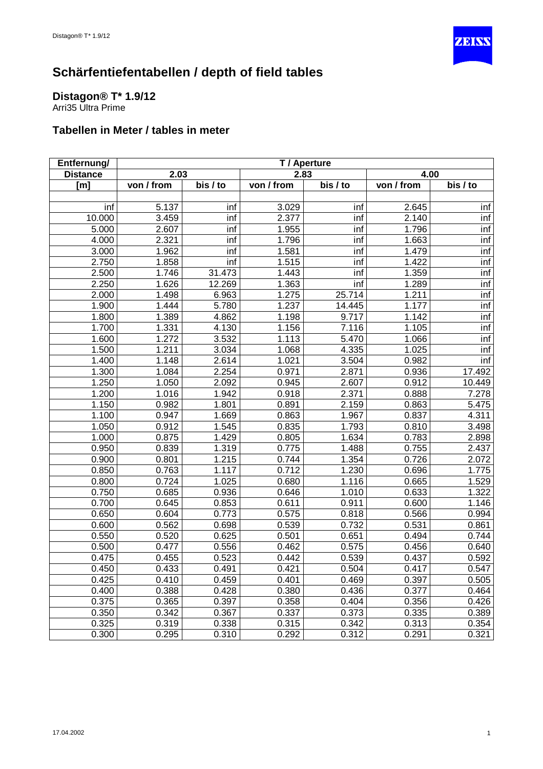# Schärfentiefentabellen / depth of field tables

## Distagon® T* 1.9/12

Arri35 Ultra Prime

## Tabellen in Meter / tables in meter

| Entfernung/ | T / Aperture | | | | | |
|---|---|---|---|---|---|---|
| Distance | 2.03 | | 2.83 | | 4.00 | |
| [m] | von / from | bis / to | von / from | bis / to | von / from | bis / to |
| inf | 5.137 | inf | 3.029 | inf | 2.645 | inf |
| 10.000 | 3.459 | inf | 2.377 | inf | 2.140 | inf |
| 5.000 | 2.607 | inf | 1.955 | inf | 1.796 | inf |
| 4.000 | 2.321 | inf | 1.796 | inf | 1.663 | inf |
| 3.000 | 1.962 | inf | 1.581 | inf | 1.479 | inf |
| 2.750 | 1.858 | inf | 1.515 | inf | 1.422 | inf |
| 2.500 | 1.746 | 31.473 | 1.443 | inf | 1.359 | inf |
| 2.250 | 1.626 | 12.269 | 1.363 | inf | 1.289 | inf |
| 2.000 | 1.498 | 6.963 | 1.275 | 25.714 | 1.211 | inf |
| 1.900 | 1.444 | 5.780 | 1.237 | 14.445 | 1.177 | inf |
| 1.800 | 1.389 | 4.862 | 1.198 | 9.717 | 1.142 | inf |
| 1.700 | 1.331 | 4.130 | 1.156 | 7.116 | 1.105 | inf |
| 1.600 | 1.272 | 3.532 | 1.113 | 5.470 | 1.066 | inf |
| 1.500 | 1.211 | 3.034 | 1.068 | 4.335 | 1.025 | inf |
| 1.400 | 1.148 | 2.614 | 1.021 | 3.504 | 0.982 | inf |
| 1.300 | 1.084 | 2.254 | 0.971 | 2.871 | 0.936 | 17.492 |
| 1.250 | 1.050 | 2.092 | 0.945 | 2.607 | 0.912 | 10.449 |
| 1.200 | 1.016 | 1.942 | 0.918 | 2.371 | 0.888 | 7.278 |
| 1.150 | 0.982 | 1.801 | 0.891 | 2.159 | 0.863 | 5.475 |
| 1.100 | 0.947 | 1.669 | 0.863 | 1.967 | 0.837 | 4.311 |
| 1.050 | 0.912 | 1.545 | 0.835 | 1.793 | 0.810 | 3.498 |
| 1.000 | 0.875 | 1.429 | 0.805 | 1.634 | 0.783 | 2.898 |
| 0.950 | 0.839 | 1.319 | 0.775 | 1.488 | 0.755 | 2.437 |
| 0.900 | 0.801 | 1.215 | 0.744 | 1.354 | 0.726 | 2.072 |
| 0.850 | 0.763 | 1.117 | 0.712 | 1.230 | 0.696 | 1.775 |
| 0.800 | 0.724 | 1.025 | 0.680 | 1.116 | 0.665 | 1.529 |
| 0.750 | 0.685 | 0.936 | 0.646 | 1.010 | 0.633 | 1.322 |
| 0.700 | 0.645 | 0.853 | 0.611 | 0.911 | 0.600 | 1.146 |
| 0.650 | 0.604 | 0.773 | 0.575 | 0.818 | 0.566 | 0.994 |
| 0.600 | 0.562 | 0.698 | 0.539 | 0.732 | 0.531 | 0.861 |
| 0.550 | 0.520 | 0.625 | 0.501 | 0.651 | 0.494 | 0.744 |
| 0.500 | 0.477 | 0.556 | 0.462 | 0.575 | 0.456 | 0.640 |
| 0.475 | 0.455 | 0.523 | 0.442 | 0.539 | 0.437 | 0.592 |
| 0.450 | 0.433 | 0.491 | 0.421 | 0.504 | 0.417 | 0.547 |
| 0.425 | 0.410 | 0.459 | 0.401 | 0.469 | 0.397 | 0.505 |
| 0.400 | 0.388 | 0.428 | 0.380 | 0.436 | 0.377 | 0.464 |
| 0.375 | 0.365 | 0.397 | 0.358 | 0.404 | 0.356 | 0.426 |
| 0.350 | 0.342 | 0.367 | 0.337 | 0.373 | 0.335 | 0.389 |
| 0.325 | 0.319 | 0.338 | 0.315 | 0.342 | 0.313 | 0.354 |
| 0.300 | 0.295 | 0.310 | 0.292 | 0.312 | 0.291 | 0.321 |

17.04.2002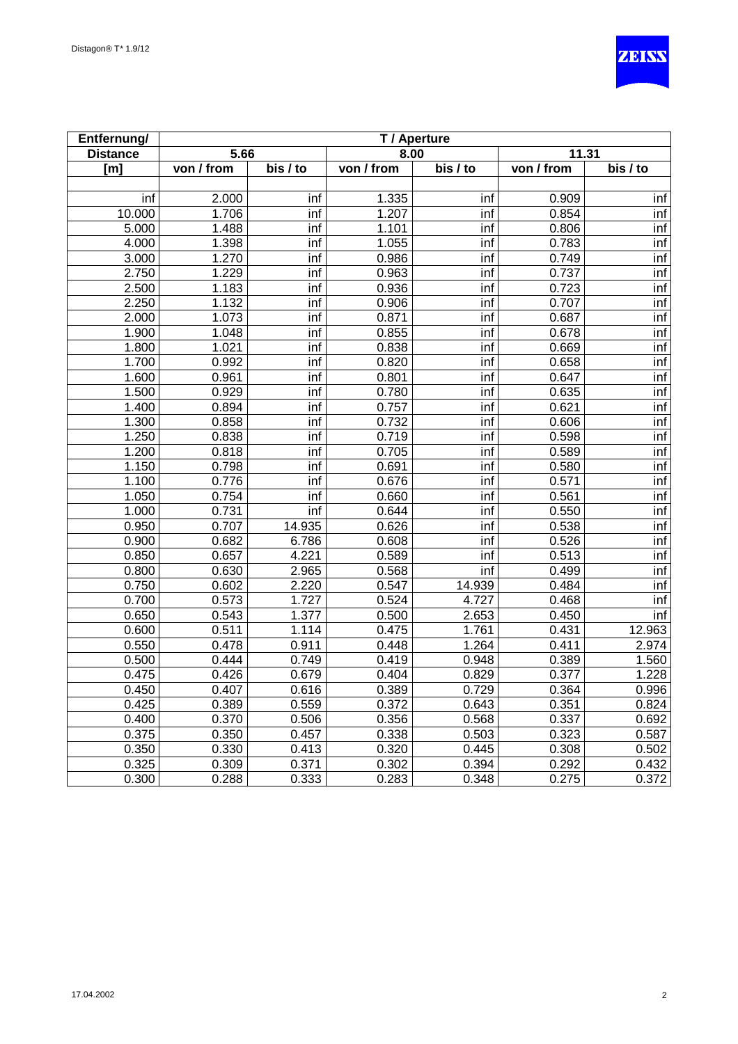| Entfernung/ | T / Aperture | | | | | |
|---|---|---|---|---|---|---|
| Distance | 5.66 | | 8.00 | | 11.31 | |
| [m] | von / from | bis / to | von / from | bis / to | von / from | bis / to |
| inf | 2.000 | inf | 1.335 | inf | 0.909 | inf |
| 10.000 | 1.706 | inf | 1.207 | inf | 0.854 | inf |
| 5.000 | 1.488 | inf | 1.101 | inf | 0.806 | inf |
| 4.000 | 1.398 | inf | 1.055 | inf | 0.783 | inf |
| 3.000 | 1.270 | inf | 0.986 | inf | 0.749 | inf |
| 2.750 | 1.229 | inf | 0.963 | inf | 0.737 | inf |
| 2.500 | 1.183 | inf | 0.936 | inf | 0.723 | inf |
| 2.250 | 1.132 | inf | 0.906 | inf | 0.707 | inf |
| 2.000 | 1.073 | inf | 0.871 | inf | 0.687 | inf |
| 1.900 | 1.048 | inf | 0.855 | inf | 0.678 | inf |
| 1.800 | 1.021 | inf | 0.838 | inf | 0.669 | inf |
| 1.700 | 0.992 | inf | 0.820 | inf | 0.658 | inf |
| 1.600 | 0.961 | inf | 0.801 | inf | 0.647 | inf |
| 1.500 | 0.929 | inf | 0.780 | inf | 0.635 | inf |
| 1.400 | 0.894 | inf | 0.757 | inf | 0.621 | inf |
| 1.300 | 0.858 | inf | 0.732 | inf | 0.606 | inf |
| 1.250 | 0.838 | inf | 0.719 | inf | 0.598 | inf |
| 1.200 | 0.818 | inf | 0.705 | inf | 0.589 | inf |
| 1.150 | 0.798 | inf | 0.691 | inf | 0.580 | inf |
| 1.100 | 0.776 | inf | 0.676 | inf | 0.571 | inf |
| 1.050 | 0.754 | inf | 0.660 | inf | 0.561 | inf |
| 1.000 | 0.731 | inf | 0.644 | inf | 0.550 | inf |
| 0.950 | 0.707 | 14.935 | 0.626 | inf | 0.538 | inf |
| 0.900 | 0.682 | 6.786 | 0.608 | inf | 0.526 | inf |
| 0.850 | 0.657 | 4.221 | 0.589 | inf | 0.513 | inf |
| 0.800 | 0.630 | 2.965 | 0.568 | inf | 0.499 | inf |
| 0.750 | 0.602 | 2.220 | 0.547 | 14.939 | 0.484 | inf |
| 0.700 | 0.573 | 1.727 | 0.524 | 4.727 | 0.468 | inf |
| 0.650 | 0.543 | 1.377 | 0.500 | 2.653 | 0.450 | inf |
| 0.600 | 0.511 | 1.114 | 0.475 | 1.761 | 0.431 | 12.963 |
| 0.550 | 0.478 | 0.911 | 0.448 | 1.264 | 0.411 | 2.974 |
| 0.500 | 0.444 | 0.749 | 0.419 | 0.948 | 0.389 | 1.560 |
| 0.475 | 0.426 | 0.679 | 0.404 | 0.829 | 0.377 | 1.228 |
| 0.450 | 0.407 | 0.616 | 0.389 | 0.729 | 0.364 | 0.996 |
| 0.425 | 0.389 | 0.559 | 0.372 | 0.643 | 0.351 | 0.824 |
| 0.400 | 0.370 | 0.506 | 0.356 | 0.568 | 0.337 | 0.692 |
| 0.375 | 0.350 | 0.457 | 0.338 | 0.503 | 0.323 | 0.587 |
| 0.350 | 0.330 | 0.413 | 0.320 | 0.445 | 0.308 | 0.502 |
| 0.325 | 0.309 | 0.371 | 0.302 | 0.394 | 0.292 | 0.432 |
| 0.300 | 0.288 | 0.333 | 0.283 | 0.348 | 0.275 | 0.372 |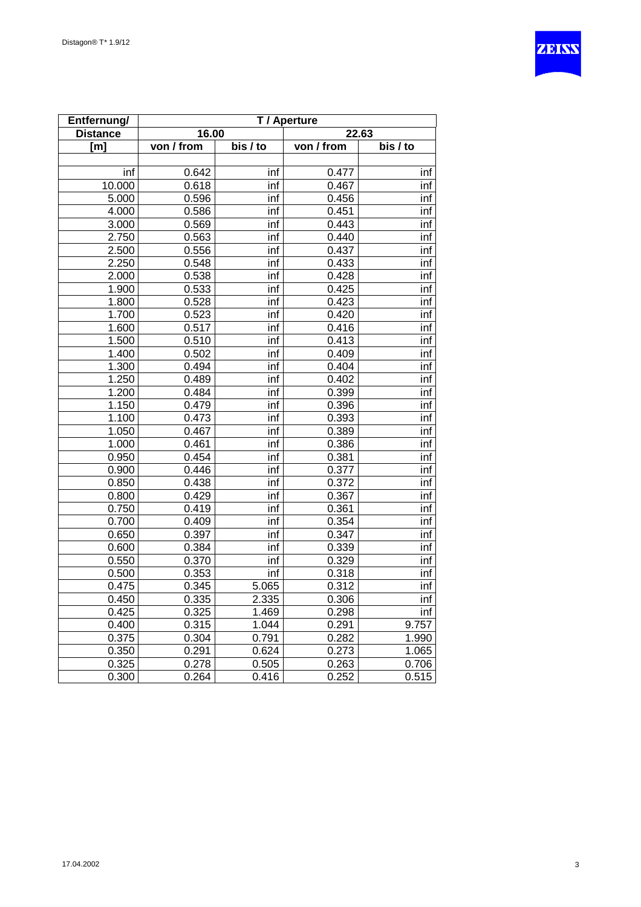| Entfernung/ | T / Aperture | | | |
|---|---|---|---|---|
| Distance | 16.00 | | 22.63 | |
| [m] | von / from | bis / to | von / from | bis / to |
| | | | | |
| inf | 0.642 | inf | 0.477 | inf |
| 10.000 | 0.618 | inf | 0.467 | inf |
| 5.000 | 0.596 | inf | 0.456 | inf |
| 4.000 | 0.586 | inf | 0.451 | inf |
| 3.000 | 0.569 | inf | 0.443 | inf |
| 2.750 | 0.563 | inf | 0.440 | inf |
| 2.500 | 0.556 | inf | 0.437 | inf |
| 2.250 | 0.548 | inf | 0.433 | inf |
| 2.000 | 0.538 | inf | 0.428 | inf |
| 1.900 | 0.533 | inf | 0.425 | inf |
| 1.800 | 0.528 | inf | 0.423 | inf |
| 1.700 | 0.523 | inf | 0.420 | inf |
| 1.600 | 0.517 | inf | 0.416 | inf |
| 1.500 | 0.510 | inf | 0.413 | inf |
| 1.400 | 0.502 | inf | 0.409 | inf |
| 1.300 | 0.494 | inf | 0.404 | inf |
| 1.250 | 0.489 | inf | 0.402 | inf |
| 1.200 | 0.484 | inf | 0.399 | inf |
| 1.150 | 0.479 | inf | 0.396 | inf |
| 1.100 | 0.473 | inf | 0.393 | inf |
| 1.050 | 0.467 | inf | 0.389 | inf |
| 1.000 | 0.461 | inf | 0.386 | inf |
| 0.950 | 0.454 | inf | 0.381 | inf |
| 0.900 | 0.446 | inf | 0.377 | inf |
| 0.850 | 0.438 | inf | 0.372 | inf |
| 0.800 | 0.429 | inf | 0.367 | inf |
| 0.750 | 0.419 | inf | 0.361 | inf |
| 0.700 | 0.409 | inf | 0.354 | inf |
| 0.650 | 0.397 | inf | 0.347 | inf |
| 0.600 | 0.384 | inf | 0.339 | inf |
| 0.550 | 0.370 | inf | 0.329 | inf |
| 0.500 | 0.353 | inf | 0.318 | inf |
| 0.475 | 0.345 | 5.065 | 0.312 | inf |
| 0.450 | 0.335 | 2.335 | 0.306 | inf |
| 0.425 | 0.325 | 1.469 | 0.298 | inf |
| 0.400 | 0.315 | 1.044 | 0.291 | 9.757 |
| 0.375 | 0.304 | 0.791 | 0.282 | 1.990 |
| 0.350 | 0.291 | 0.624 | 0.273 | 1.065 |
| 0.325 | 0.278 | 0.505 | 0.263 | 0.706 |
| 0.300 | 0.264 | 0.416 | 0.252 | 0.515 |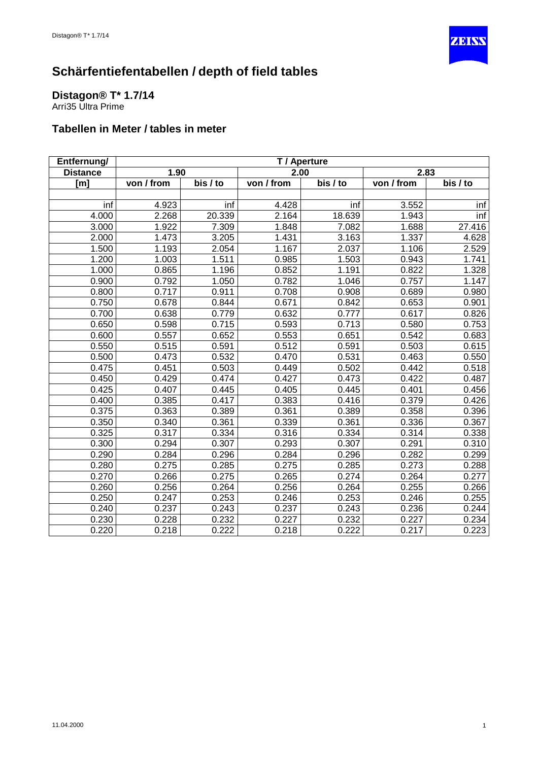# Schärfentiefentabellen / depth of field tables

## Distagon® T* 1.7/14

Arri35 Ultra Prime

## Tabellen in Meter / tables in meter

| Entfernung/ | T / Aperture | | | | | |
|---|---|---|---|---|---|---|
| Distance | 1.90 | | 2.00 | | 2.83 | |
| [m] | von / from | bis / to | von / from | bis / to | von / from | bis / to |
| | | | | | | |
| inf | 4.923 | inf | 4.428 | inf | 3.552 | inf |
| 4.000 | 2.268 | 20.339 | 2.164 | 18.639 | 1.943 | inf |
| 3.000 | 1.922 | 7.309 | 1.848 | 7.082 | 1.688 | 27.416 |
| 2.000 | 1.473 | 3.205 | 1.431 | 3.163 | 1.337 | 4.628 |
| 1.500 | 1.193 | 2.054 | 1.167 | 2.037 | 1.106 | 2.529 |
| 1.200 | 1.003 | 1.511 | 0.985 | 1.503 | 0.943 | 1.741 |
| 1.000 | 0.865 | 1.196 | 0.852 | 1.191 | 0.822 | 1.328 |
| 0.900 | 0.792 | 1.050 | 0.782 | 1.046 | 0.757 | 1.147 |
| 0.800 | 0.717 | 0.911 | 0.708 | 0.908 | 0.689 | 0.980 |
| 0.750 | 0.678 | 0.844 | 0.671 | 0.842 | 0.653 | 0.901 |
| 0.700 | 0.638 | 0.779 | 0.632 | 0.777 | 0.617 | 0.826 |
| 0.650 | 0.598 | 0.715 | 0.593 | 0.713 | 0.580 | 0.753 |
| 0.600 | 0.557 | 0.652 | 0.553 | 0.651 | 0.542 | 0.683 |
| 0.550 | 0.515 | 0.591 | 0.512 | 0.591 | 0.503 | 0.615 |
| 0.500 | 0.473 | 0.532 | 0.470 | 0.531 | 0.463 | 0.550 |
| 0.475 | 0.451 | 0.503 | 0.449 | 0.502 | 0.442 | 0.518 |
| 0.450 | 0.429 | 0.474 | 0.427 | 0.473 | 0.422 | 0.487 |
| 0.425 | 0.407 | 0.445 | 0.405 | 0.445 | 0.401 | 0.456 |
| 0.400 | 0.385 | 0.417 | 0.383 | 0.416 | 0.379 | 0.426 |
| 0.375 | 0.363 | 0.389 | 0.361 | 0.389 | 0.358 | 0.396 |
| 0.350 | 0.340 | 0.361 | 0.339 | 0.361 | 0.336 | 0.367 |
| 0.325 | 0.317 | 0.334 | 0.316 | 0.334 | 0.314 | 0.338 |
| 0.300 | 0.294 | 0.307 | 0.293 | 0.307 | 0.291 | 0.310 |
| 0.290 | 0.284 | 0.296 | 0.284 | 0.296 | 0.282 | 0.299 |
| 0.280 | 0.275 | 0.285 | 0.275 | 0.285 | 0.273 | 0.288 |
| 0.270 | 0.266 | 0.275 | 0.265 | 0.274 | 0.264 | 0.277 |
| 0.260 | 0.256 | 0.264 | 0.256 | 0.264 | 0.255 | 0.266 |
| 0.250 | 0.247 | 0.253 | 0.246 | 0.253 | 0.246 | 0.255 |
| 0.240 | 0.237 | 0.243 | 0.237 | 0.243 | 0.236 | 0.244 |
| 0.230 | 0.228 | 0.232 | 0.227 | 0.232 | 0.227 | 0.234 |
| 0.220 | 0.218 | 0.222 | 0.218 | 0.222 | 0.217 | 0.223 |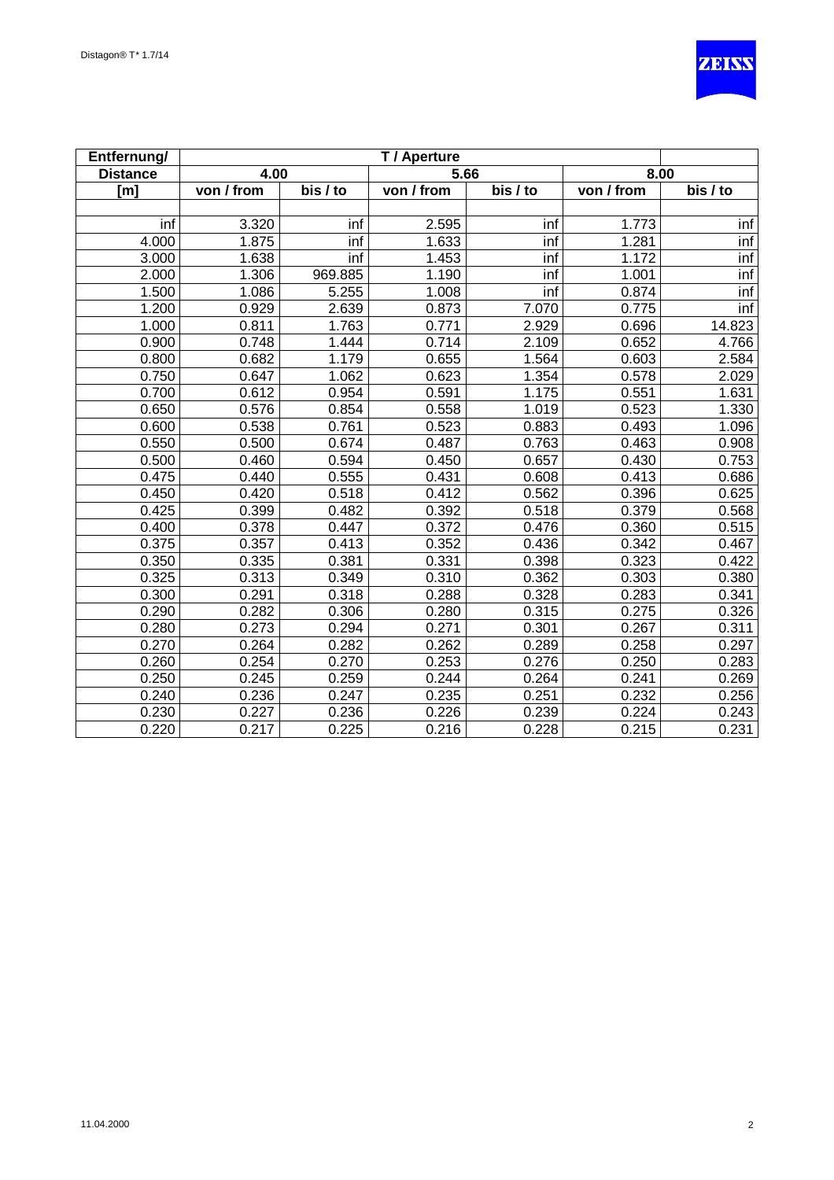| Entfernung/ | T / Aperture | | | | | |
|---|---|---|---|---|---|---|
| Distance | 4.00 | | 5.66 | | 8.00 | |
| [m] | von / from | bis / to | von / from | bis / to | von / from | bis / to |
| | | | | | | |
| inf | 3.320 | inf | 2.595 | inf | 1.773 | inf |
| 4.000 | 1.875 | inf | 1.633 | inf | 1.281 | inf |
| 3.000 | 1.638 | inf | 1.453 | inf | 1.172 | inf |
| 2.000 | 1.306 | 969.885 | 1.190 | inf | 1.001 | inf |
| 1.500 | 1.086 | 5.255 | 1.008 | inf | 0.874 | inf |
| 1.200 | 0.929 | 2.639 | 0.873 | 7.070 | 0.775 | inf |
| 1.000 | 0.811 | 1.763 | 0.771 | 2.929 | 0.696 | 14.823 |
| 0.900 | 0.748 | 1.444 | 0.714 | 2.109 | 0.652 | 4.766 |
| 0.800 | 0.682 | 1.179 | 0.655 | 1.564 | 0.603 | 2.584 |
| 0.750 | 0.647 | 1.062 | 0.623 | 1.354 | 0.578 | 2.029 |
| 0.700 | 0.612 | 0.954 | 0.591 | 1.175 | 0.551 | 1.631 |
| 0.650 | 0.576 | 0.854 | 0.558 | 1.019 | 0.523 | 1.330 |
| 0.600 | 0.538 | 0.761 | 0.523 | 0.883 | 0.493 | 1.096 |
| 0.550 | 0.500 | 0.674 | 0.487 | 0.763 | 0.463 | 0.908 |
| 0.500 | 0.460 | 0.594 | 0.450 | 0.657 | 0.430 | 0.753 |
| 0.475 | 0.440 | 0.555 | 0.431 | 0.608 | 0.413 | 0.686 |
| 0.450 | 0.420 | 0.518 | 0.412 | 0.562 | 0.396 | 0.625 |
| 0.425 | 0.399 | 0.482 | 0.392 | 0.518 | 0.379 | 0.568 |
| 0.400 | 0.378 | 0.447 | 0.372 | 0.476 | 0.360 | 0.515 |
| 0.375 | 0.357 | 0.413 | 0.352 | 0.436 | 0.342 | 0.467 |
| 0.350 | 0.335 | 0.381 | 0.331 | 0.398 | 0.323 | 0.422 |
| 0.325 | 0.313 | 0.349 | 0.310 | 0.362 | 0.303 | 0.380 |
| 0.300 | 0.291 | 0.318 | 0.288 | 0.328 | 0.283 | 0.341 |
| 0.290 | 0.282 | 0.306 | 0.280 | 0.315 | 0.275 | 0.326 |
| 0.280 | 0.273 | 0.294 | 0.271 | 0.301 | 0.267 | 0.311 |
| 0.270 | 0.264 | 0.282 | 0.262 | 0.289 | 0.258 | 0.297 |
| 0.260 | 0.254 | 0.270 | 0.253 | 0.276 | 0.250 | 0.283 |
| 0.250 | 0.245 | 0.259 | 0.244 | 0.264 | 0.241 | 0.269 |
| 0.240 | 0.236 | 0.247 | 0.235 | 0.251 | 0.232 | 0.256 |
| 0.230 | 0.227 | 0.236 | 0.226 | 0.239 | 0.224 | 0.243 |
| 0.220 | 0.217 | 0.225 | 0.216 | 0.228 | 0.215 | 0.231 |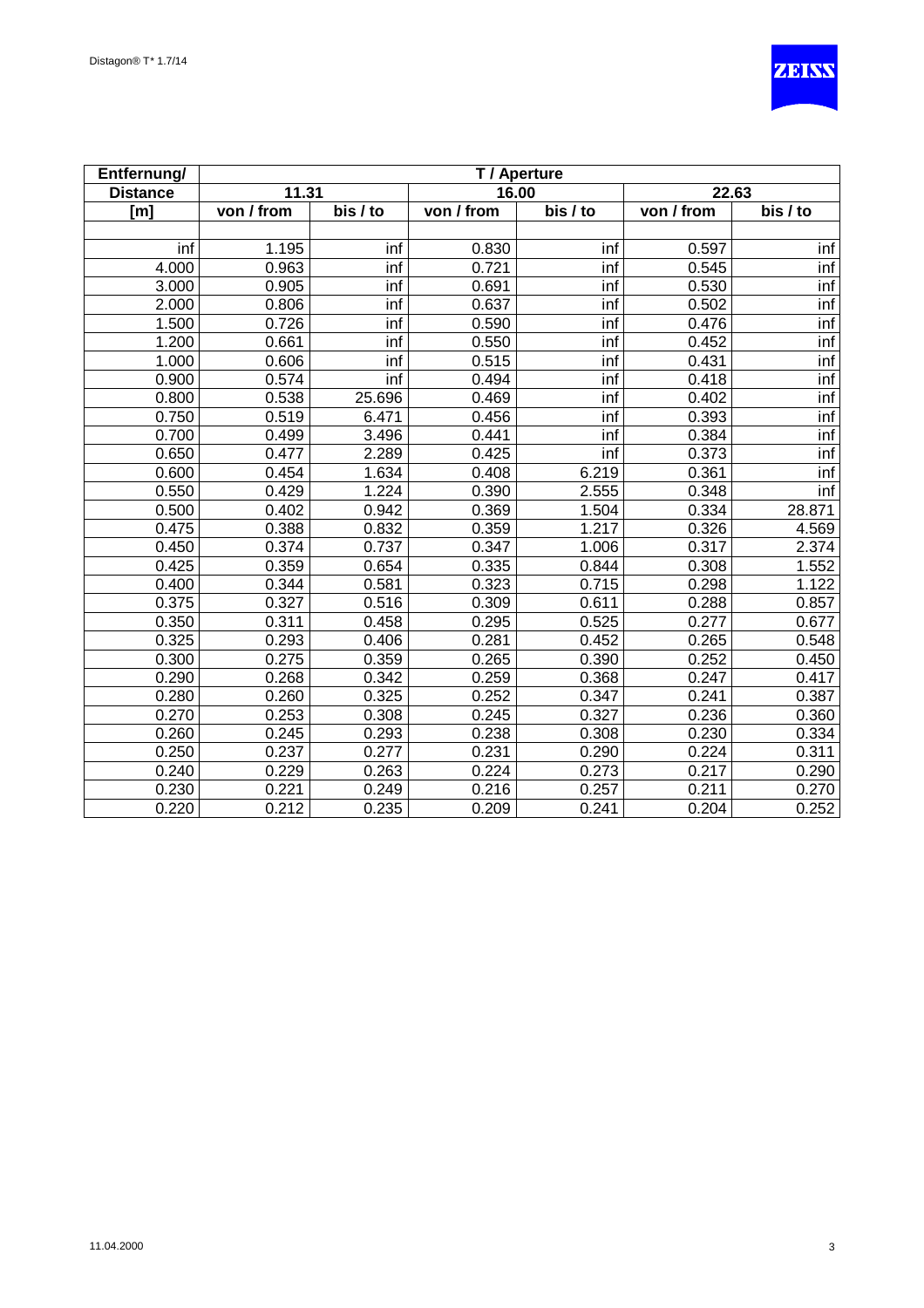| Entfernung/ | T / Aperture | | | | | |
|---|---|---|---|---|---|---|
| Distance | 11.31 | | 16.00 | | 22.63 | |
| [m] | von / from | bis / to | von / from | bis / to | von / from | bis / to |
| | | | | | | |
| inf | 1.195 | inf | 0.830 | inf | 0.597 | inf |
| 4.000 | 0.963 | inf | 0.721 | inf | 0.545 | inf |
| 3.000 | 0.905 | inf | 0.691 | inf | 0.530 | inf |
| 2.000 | 0.806 | inf | 0.637 | inf | 0.502 | inf |
| 1.500 | 0.726 | inf | 0.590 | inf | 0.476 | inf |
| 1.200 | 0.661 | inf | 0.550 | inf | 0.452 | inf |
| 1.000 | 0.606 | inf | 0.515 | inf | 0.431 | inf |
| 0.900 | 0.574 | inf | 0.494 | inf | 0.418 | inf |
| 0.800 | 0.538 | 25.696 | 0.469 | inf | 0.402 | inf |
| 0.750 | 0.519 | 6.471 | 0.456 | inf | 0.393 | inf |
| 0.700 | 0.499 | 3.496 | 0.441 | inf | 0.384 | inf |
| 0.650 | 0.477 | 2.289 | 0.425 | inf | 0.373 | inf |
| 0.600 | 0.454 | 1.634 | 0.408 | 6.219 | 0.361 | inf |
| 0.550 | 0.429 | 1.224 | 0.390 | 2.555 | 0.348 | inf |
| 0.500 | 0.402 | 0.942 | 0.369 | 1.504 | 0.334 | 28.871 |
| 0.475 | 0.388 | 0.832 | 0.359 | 1.217 | 0.326 | 4.569 |
| 0.450 | 0.374 | 0.737 | 0.347 | 1.006 | 0.317 | 2.374 |
| 0.425 | 0.359 | 0.654 | 0.335 | 0.844 | 0.308 | 1.552 |
| 0.400 | 0.344 | 0.581 | 0.323 | 0.715 | 0.298 | 1.122 |
| 0.375 | 0.327 | 0.516 | 0.309 | 0.611 | 0.288 | 0.857 |
| 0.350 | 0.311 | 0.458 | 0.295 | 0.525 | 0.277 | 0.677 |
| 0.325 | 0.293 | 0.406 | 0.281 | 0.452 | 0.265 | 0.548 |
| 0.300 | 0.275 | 0.359 | 0.265 | 0.390 | 0.252 | 0.450 |
| 0.290 | 0.268 | 0.342 | 0.259 | 0.368 | 0.247 | 0.417 |
| 0.280 | 0.260 | 0.325 | 0.252 | 0.347 | 0.241 | 0.387 |
| 0.270 | 0.253 | 0.308 | 0.245 | 0.327 | 0.236 | 0.360 |
| 0.260 | 0.245 | 0.293 | 0.238 | 0.308 | 0.230 | 0.334 |
| 0.250 | 0.237 | 0.277 | 0.231 | 0.290 | 0.224 | 0.311 |
| 0.240 | 0.229 | 0.263 | 0.224 | 0.273 | 0.217 | 0.290 |
| 0.230 | 0.221 | 0.249 | 0.216 | 0.257 | 0.211 | 0.270 |
| 0.220 | 0.212 | 0.235 | 0.209 | 0.241 | 0.204 | 0.252 |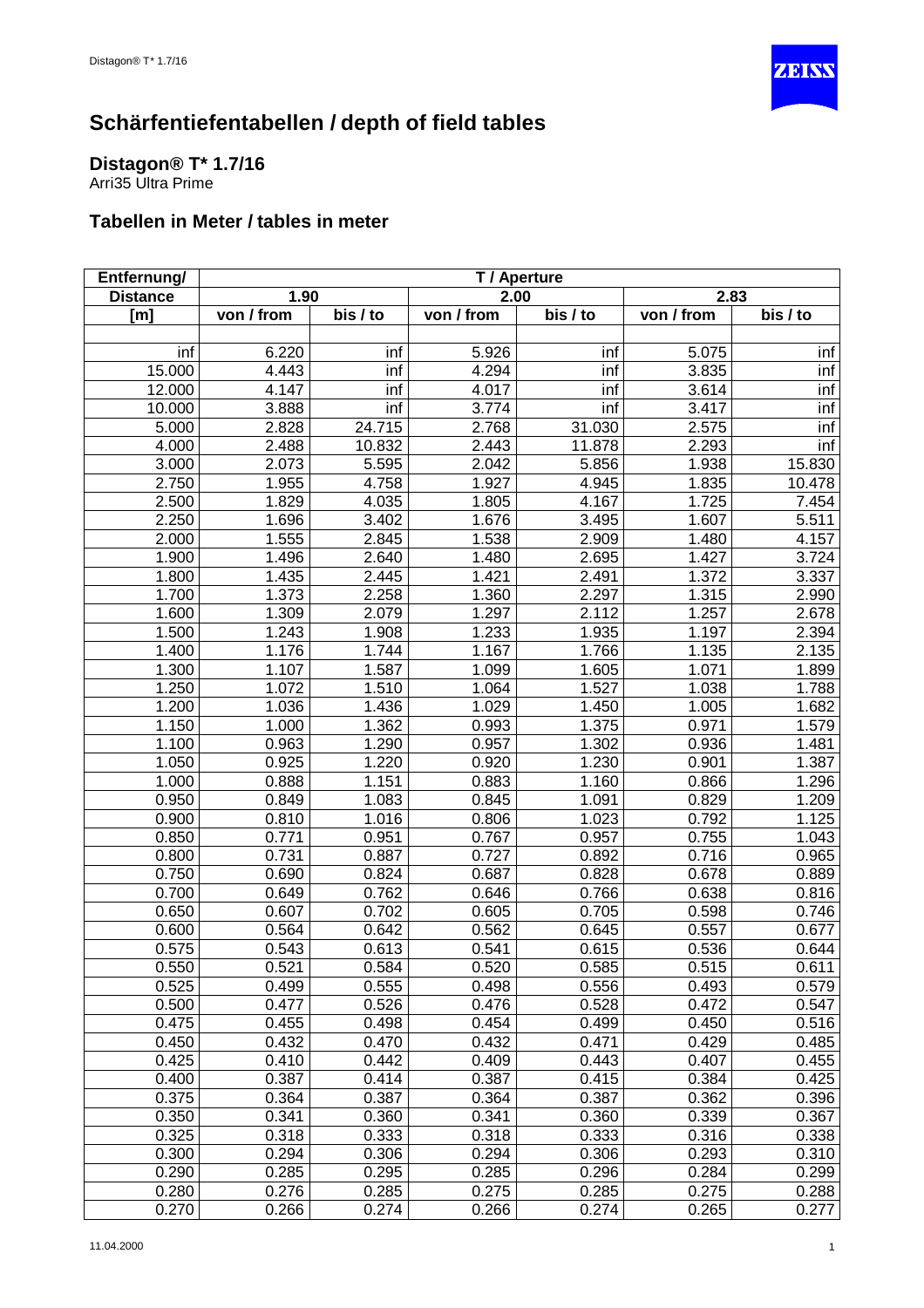# Schärfentiefentabellen / depth of field tables

## Distagon® T* 1.7/16

Arri35 Ultra Prime

## Tabellen in Meter / tables in meter

| Entfernung/ | T / Aperture | | | | | |
|---|---|---|---|---|---|---|
| Distance | 1.90 | | 2.00 | | 2.83 | |
| [m] | von / from | bis / to | von / from | bis / to | von / from | bis / to |
| inf | 6.220 | inf | 5.926 | inf | 5.075 | inf |
| 15.000 | 4.443 | inf | 4.294 | inf | 3.835 | inf |
| 12.000 | 4.147 | inf | 4.017 | inf | 3.614 | inf |
| 10.000 | 3.888 | inf | 3.774 | inf | 3.417 | inf |
| 5.000 | 2.828 | 24.715 | 2.768 | 31.030 | 2.575 | inf |
| 4.000 | 2.488 | 10.832 | 2.443 | 11.878 | 2.293 | inf |
| 3.000 | 2.073 | 5.595 | 2.042 | 5.856 | 1.938 | 15.830 |
| 2.750 | 1.955 | 4.758 | 1.927 | 4.945 | 1.835 | 10.478 |
| 2.500 | 1.829 | 4.035 | 1.805 | 4.167 | 1.725 | 7.454 |
| 2.250 | 1.696 | 3.402 | 1.676 | 3.495 | 1.607 | 5.511 |
| 2.000 | 1.555 | 2.845 | 1.538 | 2.909 | 1.480 | 4.157 |
| 1.900 | 1.496 | 2.640 | 1.480 | 2.695 | 1.427 | 3.724 |
| 1.800 | 1.435 | 2.445 | 1.421 | 2.491 | 1.372 | 3.337 |
| 1.700 | 1.373 | 2.258 | 1.360 | 2.297 | 1.315 | 2.990 |
| 1.600 | 1.309 | 2.079 | 1.297 | 2.112 | 1.257 | 2.678 |
| 1.500 | 1.243 | 1.908 | 1.233 | 1.935 | 1.197 | 2.394 |
| 1.400 | 1.176 | 1.744 | 1.167 | 1.766 | 1.135 | 2.135 |
| 1.300 | 1.107 | 1.587 | 1.099 | 1.605 | 1.071 | 1.899 |
| 1.250 | 1.072 | 1.510 | 1.064 | 1.527 | 1.038 | 1.788 |
| 1.200 | 1.036 | 1.436 | 1.029 | 1.450 | 1.005 | 1.682 |
| 1.150 | 1.000 | 1.362 | 0.993 | 1.375 | 0.971 | 1.579 |
| 1.100 | 0.963 | 1.290 | 0.957 | 1.302 | 0.936 | 1.481 |
| 1.050 | 0.925 | 1.220 | 0.920 | 1.230 | 0.901 | 1.387 |
| 1.000 | 0.888 | 1.151 | 0.883 | 1.160 | 0.866 | 1.296 |
| 0.950 | 0.849 | 1.083 | 0.845 | 1.091 | 0.829 | 1.209 |
| 0.900 | 0.810 | 1.016 | 0.806 | 1.023 | 0.792 | 1.125 |
| 0.850 | 0.771 | 0.951 | 0.767 | 0.957 | 0.755 | 1.043 |
| 0.800 | 0.731 | 0.887 | 0.727 | 0.892 | 0.716 | 0.965 |
| 0.750 | 0.690 | 0.824 | 0.687 | 0.828 | 0.678 | 0.889 |
| 0.700 | 0.649 | 0.762 | 0.646 | 0.766 | 0.638 | 0.816 |
| 0.650 | 0.607 | 0.702 | 0.605 | 0.705 | 0.598 | 0.746 |
| 0.600 | 0.564 | 0.642 | 0.562 | 0.645 | 0.557 | 0.677 |
| 0.575 | 0.543 | 0.613 | 0.541 | 0.615 | 0.536 | 0.644 |
| 0.550 | 0.521 | 0.584 | 0.520 | 0.585 | 0.515 | 0.611 |
| 0.525 | 0.499 | 0.555 | 0.498 | 0.556 | 0.493 | 0.579 |
| 0.500 | 0.477 | 0.526 | 0.476 | 0.528 | 0.472 | 0.547 |
| 0.475 | 0.455 | 0.498 | 0.454 | 0.499 | 0.450 | 0.516 |
| 0.450 | 0.432 | 0.470 | 0.432 | 0.471 | 0.429 | 0.485 |
| 0.425 | 0.410 | 0.442 | 0.409 | 0.443 | 0.407 | 0.455 |
| 0.400 | 0.387 | 0.414 | 0.387 | 0.415 | 0.384 | 0.425 |
| 0.375 | 0.364 | 0.387 | 0.364 | 0.387 | 0.362 | 0.396 |
| 0.350 | 0.341 | 0.360 | 0.341 | 0.360 | 0.339 | 0.367 |
| 0.325 | 0.318 | 0.333 | 0.318 | 0.333 | 0.316 | 0.338 |
| 0.300 | 0.294 | 0.306 | 0.294 | 0.306 | 0.293 | 0.310 |
| 0.290 | 0.285 | 0.295 | 0.285 | 0.296 | 0.284 | 0.299 |
| 0.280 | 0.276 | 0.285 | 0.275 | 0.285 | 0.275 | 0.288 |
| 0.270 | 0.266 | 0.274 | 0.266 | 0.274 | 0.265 | 0.277 |

11.04.2000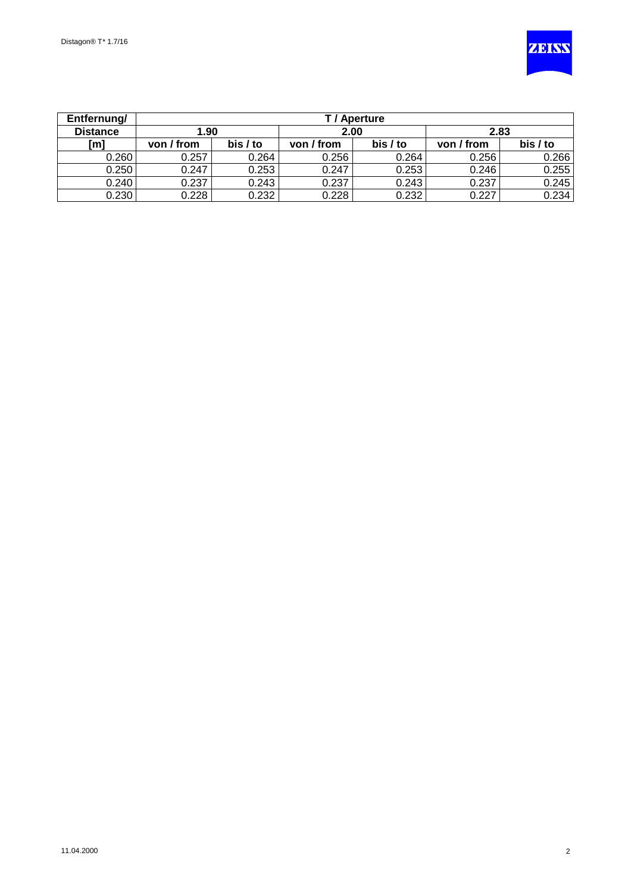| Entfernung/ | T / Aperture | | | | | |
|---|---|---|---|---|---|---|
| Distance | 1.90 | | 2.00 | | 2.83 | |
| [m] | von / from | bis / to | von / from | bis / to | von / from | bis / to |
| 0.260 | 0.257 | 0.264 | 0.256 | 0.264 | 0.256 | 0.266 |
| 0.250 | 0.247 | 0.253 | 0.247 | 0.253 | 0.246 | 0.255 |
| 0.240 | 0.237 | 0.243 | 0.237 | 0.243 | 0.237 | 0.245 |
| 0.230 | 0.228 | 0.232 | 0.228 | 0.232 | 0.227 | 0.234 |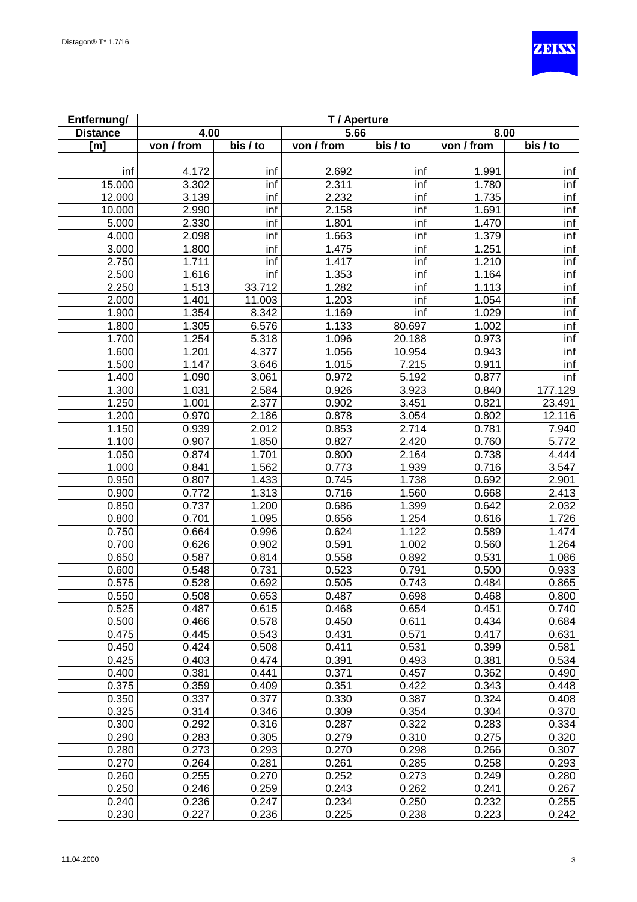| Entfernung/ | T / Aperture | | | | | |
|---|---|---|---|---|---|---|
| Distance | 4.00 | | 5.66 | | 8.00 | |
| [m] | von / from | bis / to | von / from | bis / to | von / from | bis / to |
| inf | 4.172 | inf | 2.692 | inf | 1.991 | inf |
| 15.000 | 3.302 | inf | 2.311 | inf | 1.780 | inf |
| 12.000 | 3.139 | inf | 2.232 | inf | 1.735 | inf |
| 10.000 | 2.990 | inf | 2.158 | inf | 1.691 | inf |
| 5.000 | 2.330 | inf | 1.801 | inf | 1.470 | inf |
| 4.000 | 2.098 | inf | 1.663 | inf | 1.379 | inf |
| 3.000 | 1.800 | inf | 1.475 | inf | 1.251 | inf |
| 2.750 | 1.711 | inf | 1.417 | inf | 1.210 | inf |
| 2.500 | 1.616 | inf | 1.353 | inf | 1.164 | inf |
| 2.250 | 1.513 | 33.712 | 1.282 | inf | 1.113 | inf |
| 2.000 | 1.401 | 11.003 | 1.203 | inf | 1.054 | inf |
| 1.900 | 1.354 | 8.342 | 1.169 | inf | 1.029 | inf |
| 1.800 | 1.305 | 6.576 | 1.133 | 80.697 | 1.002 | inf |
| 1.700 | 1.254 | 5.318 | 1.096 | 20.188 | 0.973 | inf |
| 1.600 | 1.201 | 4.377 | 1.056 | 10.954 | 0.943 | inf |
| 1.500 | 1.147 | 3.646 | 1.015 | 7.215 | 0.911 | inf |
| 1.400 | 1.090 | 3.061 | 0.972 | 5.192 | 0.877 | inf |
| 1.300 | 1.031 | 2.584 | 0.926 | 3.923 | 0.840 | 177.129 |
| 1.250 | 1.001 | 2.377 | 0.902 | 3.451 | 0.821 | 23.491 |
| 1.200 | 0.970 | 2.186 | 0.878 | 3.054 | 0.802 | 12.116 |
| 1.150 | 0.939 | 2.012 | 0.853 | 2.714 | 0.781 | 7.940 |
| 1.100 | 0.907 | 1.850 | 0.827 | 2.420 | 0.760 | 5.772 |
| 1.050 | 0.874 | 1.701 | 0.800 | 2.164 | 0.738 | 4.444 |
| 1.000 | 0.841 | 1.562 | 0.773 | 1.939 | 0.716 | 3.547 |
| 0.950 | 0.807 | 1.433 | 0.745 | 1.738 | 0.692 | 2.901 |
| 0.900 | 0.772 | 1.313 | 0.716 | 1.560 | 0.668 | 2.413 |
| 0.850 | 0.737 | 1.200 | 0.686 | 1.399 | 0.642 | 2.032 |
| 0.800 | 0.701 | 1.095 | 0.656 | 1.254 | 0.616 | 1.726 |
| 0.750 | 0.664 | 0.996 | 0.624 | 1.122 | 0.589 | 1.474 |
| 0.700 | 0.626 | 0.902 | 0.591 | 1.002 | 0.560 | 1.264 |
| 0.650 | 0.587 | 0.814 | 0.558 | 0.892 | 0.531 | 1.086 |
| 0.600 | 0.548 | 0.731 | 0.523 | 0.791 | 0.500 | 0.933 |
| 0.575 | 0.528 | 0.692 | 0.505 | 0.743 | 0.484 | 0.865 |
| 0.550 | 0.508 | 0.653 | 0.487 | 0.698 | 0.468 | 0.800 |
| 0.525 | 0.487 | 0.615 | 0.468 | 0.654 | 0.451 | 0.740 |
| 0.500 | 0.466 | 0.578 | 0.450 | 0.611 | 0.434 | 0.684 |
| 0.475 | 0.445 | 0.543 | 0.431 | 0.571 | 0.417 | 0.631 |
| 0.450 | 0.424 | 0.508 | 0.411 | 0.531 | 0.399 | 0.581 |
| 0.425 | 0.403 | 0.474 | 0.391 | 0.493 | 0.381 | 0.534 |
| 0.400 | 0.381 | 0.441 | 0.371 | 0.457 | 0.362 | 0.490 |
| 0.375 | 0.359 | 0.409 | 0.351 | 0.422 | 0.343 | 0.448 |
| 0.350 | 0.337 | 0.377 | 0.330 | 0.387 | 0.324 | 0.408 |
| 0.325 | 0.314 | 0.346 | 0.309 | 0.354 | 0.304 | 0.370 |
| 0.300 | 0.292 | 0.316 | 0.287 | 0.322 | 0.283 | 0.334 |
| 0.290 | 0.283 | 0.305 | 0.279 | 0.310 | 0.275 | 0.320 |
| 0.280 | 0.273 | 0.293 | 0.270 | 0.298 | 0.266 | 0.307 |
| 0.270 | 0.264 | 0.281 | 0.261 | 0.285 | 0.258 | 0.293 |
| 0.260 | 0.255 | 0.270 | 0.252 | 0.273 | 0.249 | 0.280 |
| 0.250 | 0.246 | 0.259 | 0.243 | 0.262 | 0.241 | 0.267 |
| 0.240 | 0.236 | 0.247 | 0.234 | 0.250 | 0.232 | 0.255 |
| 0.230 | 0.227 | 0.236 | 0.225 | 0.238 | 0.223 | 0.242 |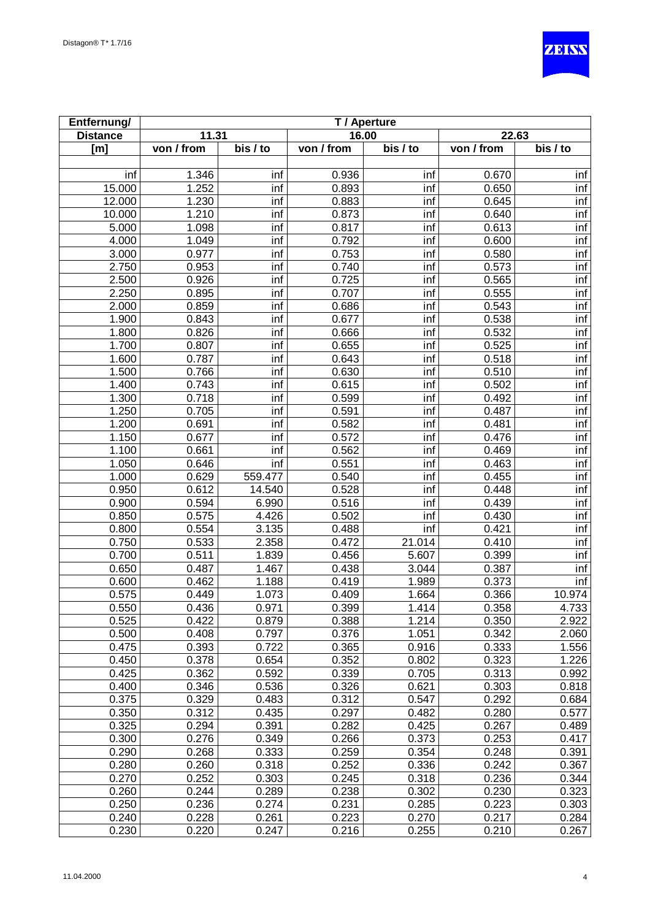| Entfernung/ | T / Aperture | | | | | |
|---|---|---|---|---|---|---|
| Distance | 11.31 | | 16.00 | | 22.63 | |
| [m] | von / from | bis / to | von / from | bis / to | von / from | bis / to |
| | | | | | | |
| inf | 1.346 | inf | 0.936 | inf | 0.670 | inf |
| 15.000 | 1.252 | inf | 0.893 | inf | 0.650 | inf |
| 12.000 | 1.230 | inf | 0.883 | inf | 0.645 | inf |
| 10.000 | 1.210 | inf | 0.873 | inf | 0.640 | inf |
| 5.000 | 1.098 | inf | 0.817 | inf | 0.613 | inf |
| 4.000 | 1.049 | inf | 0.792 | inf | 0.600 | inf |
| 3.000 | 0.977 | inf | 0.753 | inf | 0.580 | inf |
| 2.750 | 0.953 | inf | 0.740 | inf | 0.573 | inf |
| 2.500 | 0.926 | inf | 0.725 | inf | 0.565 | inf |
| 2.250 | 0.895 | inf | 0.707 | inf | 0.555 | inf |
| 2.000 | 0.859 | inf | 0.686 | inf | 0.543 | inf |
| 1.900 | 0.843 | inf | 0.677 | inf | 0.538 | inf |
| 1.800 | 0.826 | inf | 0.666 | inf | 0.532 | inf |
| 1.700 | 0.807 | inf | 0.655 | inf | 0.525 | inf |
| 1.600 | 0.787 | inf | 0.643 | inf | 0.518 | inf |
| 1.500 | 0.766 | inf | 0.630 | inf | 0.510 | inf |
| 1.400 | 0.743 | inf | 0.615 | inf | 0.502 | inf |
| 1.300 | 0.718 | inf | 0.599 | inf | 0.492 | inf |
| 1.250 | 0.705 | inf | 0.591 | inf | 0.487 | inf |
| 1.200 | 0.691 | inf | 0.582 | inf | 0.481 | inf |
| 1.150 | 0.677 | inf | 0.572 | inf | 0.476 | inf |
| 1.100 | 0.661 | inf | 0.562 | inf | 0.469 | inf |
| 1.050 | 0.646 | inf | 0.551 | inf | 0.463 | inf |
| 1.000 | 0.629 | 559.477 | 0.540 | inf | 0.455 | inf |
| 0.950 | 0.612 | 14.540 | 0.528 | inf | 0.448 | inf |
| 0.900 | 0.594 | 6.990 | 0.516 | inf | 0.439 | inf |
| 0.850 | 0.575 | 4.426 | 0.502 | inf | 0.430 | inf |
| 0.800 | 0.554 | 3.135 | 0.488 | inf | 0.421 | inf |
| 0.750 | 0.533 | 2.358 | 0.472 | 21.014 | 0.410 | inf |
| 0.700 | 0.511 | 1.839 | 0.456 | 5.607 | 0.399 | inf |
| 0.650 | 0.487 | 1.467 | 0.438 | 3.044 | 0.387 | inf |
| 0.600 | 0.462 | 1.188 | 0.419 | 1.989 | 0.373 | inf |
| 0.575 | 0.449 | 1.073 | 0.409 | 1.664 | 0.366 | 10.974 |
| 0.550 | 0.436 | 0.971 | 0.399 | 1.414 | 0.358 | 4.733 |
| 0.525 | 0.422 | 0.879 | 0.388 | 1.214 | 0.350 | 2.922 |
| 0.500 | 0.408 | 0.797 | 0.376 | 1.051 | 0.342 | 2.060 |
| 0.475 | 0.393 | 0.722 | 0.365 | 0.916 | 0.333 | 1.556 |
| 0.450 | 0.378 | 0.654 | 0.352 | 0.802 | 0.323 | 1.226 |
| 0.425 | 0.362 | 0.592 | 0.339 | 0.705 | 0.313 | 0.992 |
| 0.400 | 0.346 | 0.536 | 0.326 | 0.621 | 0.303 | 0.818 |
| 0.375 | 0.329 | 0.483 | 0.312 | 0.547 | 0.292 | 0.684 |
| 0.350 | 0.312 | 0.435 | 0.297 | 0.482 | 0.280 | 0.577 |
| 0.325 | 0.294 | 0.391 | 0.282 | 0.425 | 0.267 | 0.489 |
| 0.300 | 0.276 | 0.349 | 0.266 | 0.373 | 0.253 | 0.417 |
| 0.290 | 0.268 | 0.333 | 0.259 | 0.354 | 0.248 | 0.391 |
| 0.280 | 0.260 | 0.318 | 0.252 | 0.336 | 0.242 | 0.367 |
| 0.270 | 0.252 | 0.303 | 0.245 | 0.318 | 0.236 | 0.344 |
| 0.260 | 0.244 | 0.289 | 0.238 | 0.302 | 0.230 | 0.323 |
| 0.250 | 0.236 | 0.274 | 0.231 | 0.285 | 0.223 | 0.303 |
| 0.240 | 0.228 | 0.261 | 0.223 | 0.270 | 0.217 | 0.284 |
| 0.230 | 0.220 | 0.247 | 0.216 | 0.255 | 0.210 | 0.267 |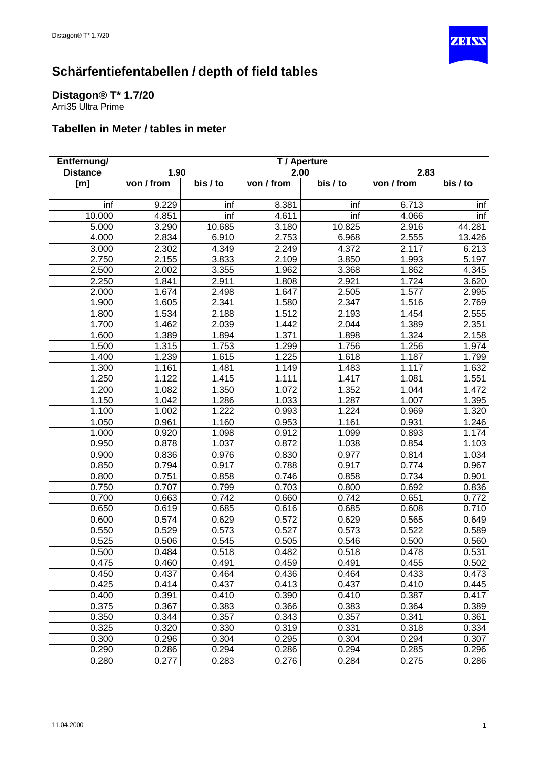# Schärfentiefentabellen / depth of field tables

## Distagon® T* 1.7/20

Arri35 Ultra Prime

### Tabellen in Meter / tables in meter

| Entfernung/ | T / Aperture | | | | | |
|---|---|---|---|---|---|---|
| Distance | 1.90 | | 2.00 | | 2.83 | |
| [m] | von / from | bis / to | von / from | bis / to | von / from | bis / to |
| inf | 9.229 | inf | 8.381 | inf | 6.713 | inf |
| 10.000 | 4.851 | inf | 4.611 | inf | 4.066 | inf |
| 5.000 | 3.290 | 10.685 | 3.180 | 10.825 | 2.916 | 44.281 |
| 4.000 | 2.834 | 6.910 | 2.753 | 6.968 | 2.555 | 13.426 |
| 3.000 | 2.302 | 4.349 | 2.249 | 4.372 | 2.117 | 6.213 |
| 2.750 | 2.155 | 3.833 | 2.109 | 3.850 | 1.993 | 5.197 |
| 2.500 | 2.002 | 3.355 | 1.962 | 3.368 | 1.862 | 4.345 |
| 2.250 | 1.841 | 2.911 | 1.808 | 2.921 | 1.724 | 3.620 |
| 2.000 | 1.674 | 2.498 | 1.647 | 2.505 | 1.577 | 2.995 |
| 1.900 | 1.605 | 2.341 | 1.580 | 2.347 | 1.516 | 2.769 |
| 1.800 | 1.534 | 2.188 | 1.512 | 2.193 | 1.454 | 2.555 |
| 1.700 | 1.462 | 2.039 | 1.442 | 2.044 | 1.389 | 2.351 |
| 1.600 | 1.389 | 1.894 | 1.371 | 1.898 | 1.324 | 2.158 |
| 1.500 | 1.315 | 1.753 | 1.299 | 1.756 | 1.256 | 1.974 |
| 1.400 | 1.239 | 1.615 | 1.225 | 1.618 | 1.187 | 1.799 |
| 1.300 | 1.161 | 1.481 | 1.149 | 1.483 | 1.117 | 1.632 |
| 1.250 | 1.122 | 1.415 | 1.111 | 1.417 | 1.081 | 1.551 |
| 1.200 | 1.082 | 1.350 | 1.072 | 1.352 | 1.044 | 1.472 |
| 1.150 | 1.042 | 1.286 | 1.033 | 1.287 | 1.007 | 1.395 |
| 1.100 | 1.002 | 1.222 | 0.993 | 1.224 | 0.969 | 1.320 |
| 1.050 | 0.961 | 1.160 | 0.953 | 1.161 | 0.931 | 1.246 |
| 1.000 | 0.920 | 1.098 | 0.912 | 1.099 | 0.893 | 1.174 |
| 0.950 | 0.878 | 1.037 | 0.872 | 1.038 | 0.854 | 1.103 |
| 0.900 | 0.836 | 0.976 | 0.830 | 0.977 | 0.814 | 1.034 |
| 0.850 | 0.794 | 0.917 | 0.788 | 0.917 | 0.774 | 0.967 |
| 0.800 | 0.751 | 0.858 | 0.746 | 0.858 | 0.734 | 0.901 |
| 0.750 | 0.707 | 0.799 | 0.703 | 0.800 | 0.692 | 0.836 |
| 0.700 | 0.663 | 0.742 | 0.660 | 0.742 | 0.651 | 0.772 |
| 0.650 | 0.619 | 0.685 | 0.616 | 0.685 | 0.608 | 0.710 |
| 0.600 | 0.574 | 0.629 | 0.572 | 0.629 | 0.565 | 0.649 |
| 0.550 | 0.529 | 0.573 | 0.527 | 0.573 | 0.522 | 0.589 |
| 0.525 | 0.506 | 0.545 | 0.505 | 0.546 | 0.500 | 0.560 |
| 0.500 | 0.484 | 0.518 | 0.482 | 0.518 | 0.478 | 0.531 |
| 0.475 | 0.460 | 0.491 | 0.459 | 0.491 | 0.455 | 0.502 |
| 0.450 | 0.437 | 0.464 | 0.436 | 0.464 | 0.433 | 0.473 |
| 0.425 | 0.414 | 0.437 | 0.413 | 0.437 | 0.410 | 0.445 |
| 0.400 | 0.391 | 0.410 | 0.390 | 0.410 | 0.387 | 0.417 |
| 0.375 | 0.367 | 0.383 | 0.366 | 0.383 | 0.364 | 0.389 |
| 0.350 | 0.344 | 0.357 | 0.343 | 0.357 | 0.341 | 0.361 |
| 0.325 | 0.320 | 0.330 | 0.319 | 0.331 | 0.318 | 0.334 |
| 0.300 | 0.296 | 0.304 | 0.295 | 0.304 | 0.294 | 0.307 |
| 0.290 | 0.286 | 0.294 | 0.286 | 0.294 | 0.285 | 0.296 |
| 0.280 | 0.277 | 0.283 | 0.276 | 0.284 | 0.275 | 0.286 |

11.04.2000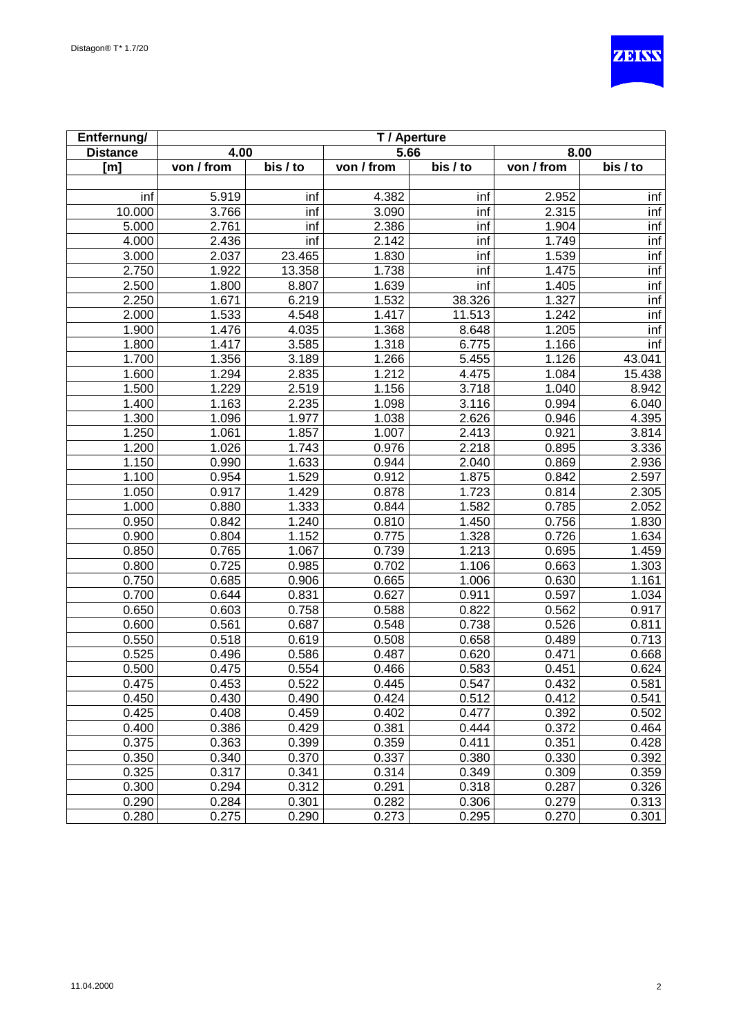| Entfernung/ | T / Aperture | | | | | |
|---|---|---|---|---|---|---|
| Distance | 4.00 | | 5.66 | | 8.00 | |
| [m] | von / from | bis / to | von / from | bis / to | von / from | bis / to |
| inf | 5.919 | inf | 4.382 | inf | 2.952 | inf |
| 10.000 | 3.766 | inf | 3.090 | inf | 2.315 | inf |
| 5.000 | 2.761 | inf | 2.386 | inf | 1.904 | inf |
| 4.000 | 2.436 | inf | 2.142 | inf | 1.749 | inf |
| 3.000 | 2.037 | 23.465 | 1.830 | inf | 1.539 | inf |
| 2.750 | 1.922 | 13.358 | 1.738 | inf | 1.475 | inf |
| 2.500 | 1.800 | 8.807 | 1.639 | inf | 1.405 | inf |
| 2.250 | 1.671 | 6.219 | 1.532 | 38.326 | 1.327 | inf |
| 2.000 | 1.533 | 4.548 | 1.417 | 11.513 | 1.242 | inf |
| 1.900 | 1.476 | 4.035 | 1.368 | 8.648 | 1.205 | inf |
| 1.800 | 1.417 | 3.585 | 1.318 | 6.775 | 1.166 | inf |
| 1.700 | 1.356 | 3.189 | 1.266 | 5.455 | 1.126 | 43.041 |
| 1.600 | 1.294 | 2.835 | 1.212 | 4.475 | 1.084 | 15.438 |
| 1.500 | 1.229 | 2.519 | 1.156 | 3.718 | 1.040 | 8.942 |
| 1.400 | 1.163 | 2.235 | 1.098 | 3.116 | 0.994 | 6.040 |
| 1.300 | 1.096 | 1.977 | 1.038 | 2.626 | 0.946 | 4.395 |
| 1.250 | 1.061 | 1.857 | 1.007 | 2.413 | 0.921 | 3.814 |
| 1.200 | 1.026 | 1.743 | 0.976 | 2.218 | 0.895 | 3.336 |
| 1.150 | 0.990 | 1.633 | 0.944 | 2.040 | 0.869 | 2.936 |
| 1.100 | 0.954 | 1.529 | 0.912 | 1.875 | 0.842 | 2.597 |
| 1.050 | 0.917 | 1.429 | 0.878 | 1.723 | 0.814 | 2.305 |
| 1.000 | 0.880 | 1.333 | 0.844 | 1.582 | 0.785 | 2.052 |
| 0.950 | 0.842 | 1.240 | 0.810 | 1.450 | 0.756 | 1.830 |
| 0.900 | 0.804 | 1.152 | 0.775 | 1.328 | 0.726 | 1.634 |
| 0.850 | 0.765 | 1.067 | 0.739 | 1.213 | 0.695 | 1.459 |
| 0.800 | 0.725 | 0.985 | 0.702 | 1.106 | 0.663 | 1.303 |
| 0.750 | 0.685 | 0.906 | 0.665 | 1.006 | 0.630 | 1.161 |
| 0.700 | 0.644 | 0.831 | 0.627 | 0.911 | 0.597 | 1.034 |
| 0.650 | 0.603 | 0.758 | 0.588 | 0.822 | 0.562 | 0.917 |
| 0.600 | 0.561 | 0.687 | 0.548 | 0.738 | 0.526 | 0.811 |
| 0.550 | 0.518 | 0.619 | 0.508 | 0.658 | 0.489 | 0.713 |
| 0.525 | 0.496 | 0.586 | 0.487 | 0.620 | 0.471 | 0.668 |
| 0.500 | 0.475 | 0.554 | 0.466 | 0.583 | 0.451 | 0.624 |
| 0.475 | 0.453 | 0.522 | 0.445 | 0.547 | 0.432 | 0.581 |
| 0.450 | 0.430 | 0.490 | 0.424 | 0.512 | 0.412 | 0.541 |
| 0.425 | 0.408 | 0.459 | 0.402 | 0.477 | 0.392 | 0.502 |
| 0.400 | 0.386 | 0.429 | 0.381 | 0.444 | 0.372 | 0.464 |
| 0.375 | 0.363 | 0.399 | 0.359 | 0.411 | 0.351 | 0.428 |
| 0.350 | 0.340 | 0.370 | 0.337 | 0.380 | 0.330 | 0.392 |
| 0.325 | 0.317 | 0.341 | 0.314 | 0.349 | 0.309 | 0.359 |
| 0.300 | 0.294 | 0.312 | 0.291 | 0.318 | 0.287 | 0.326 |
| 0.290 | 0.284 | 0.301 | 0.282 | 0.306 | 0.279 | 0.313 |
| 0.280 | 0.275 | 0.290 | 0.273 | 0.295 | 0.270 | 0.301 |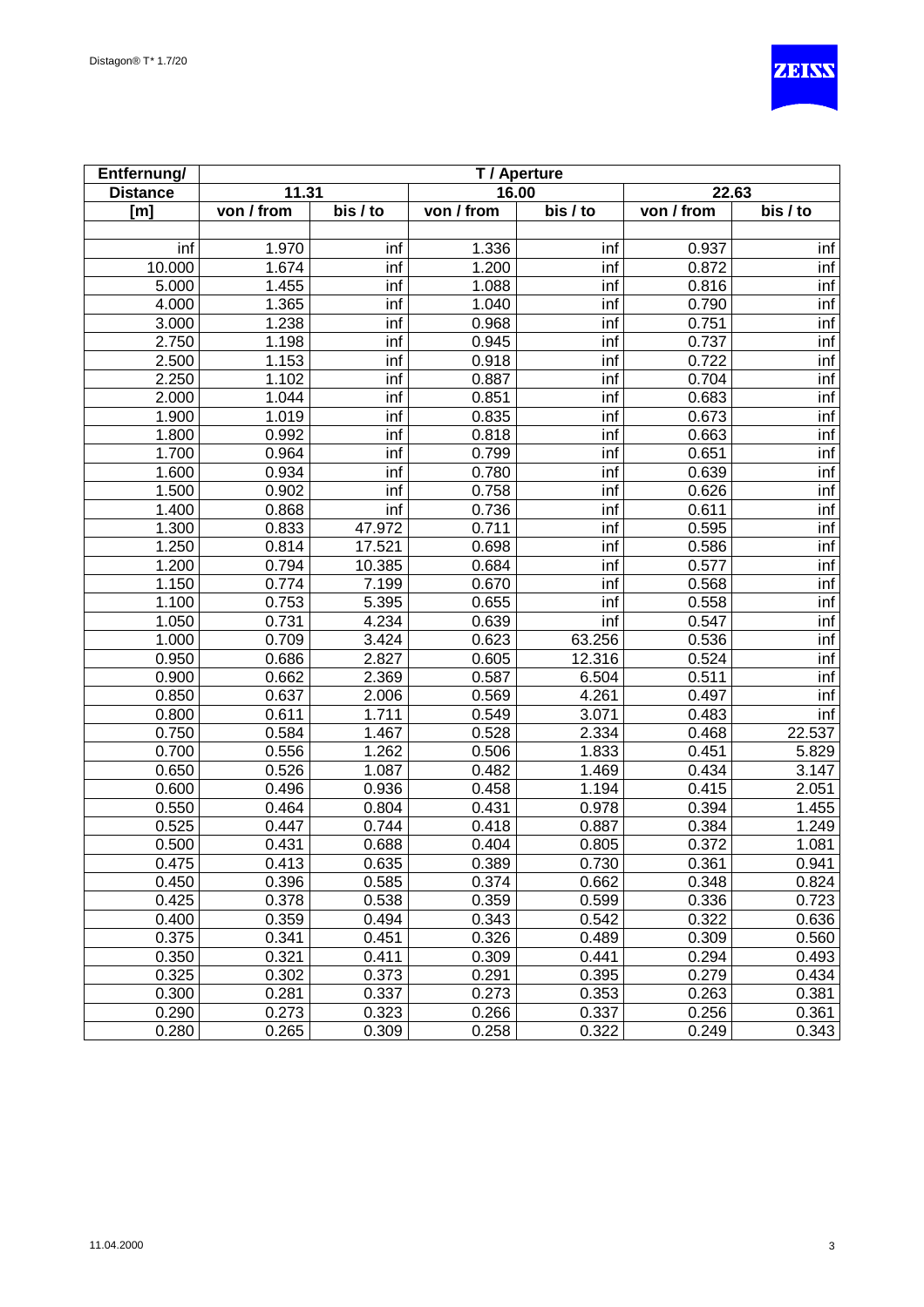| Entfernung/ | T / Aperture | | | | | |
|---|---|---|---|---|---|---|
| Distance | 11.31 | | 16.00 | | 22.63 | |
| [m] | von / from | bis / to | von / from | bis / to | von / from | bis / to |
| inf | 1.970 | inf | 1.336 | inf | 0.937 | inf |
| 10.000 | 1.674 | inf | 1.200 | inf | 0.872 | inf |
| 5.000 | 1.455 | inf | 1.088 | inf | 0.816 | inf |
| 4.000 | 1.365 | inf | 1.040 | inf | 0.790 | inf |
| 3.000 | 1.238 | inf | 0.968 | inf | 0.751 | inf |
| 2.750 | 1.198 | inf | 0.945 | inf | 0.737 | inf |
| 2.500 | 1.153 | inf | 0.918 | inf | 0.722 | inf |
| 2.250 | 1.102 | inf | 0.887 | inf | 0.704 | inf |
| 2.000 | 1.044 | inf | 0.851 | inf | 0.683 | inf |
| 1.900 | 1.019 | inf | 0.835 | inf | 0.673 | inf |
| 1.800 | 0.992 | inf | 0.818 | inf | 0.663 | inf |
| 1.700 | 0.964 | inf | 0.799 | inf | 0.651 | inf |
| 1.600 | 0.934 | inf | 0.780 | inf | 0.639 | inf |
| 1.500 | 0.902 | inf | 0.758 | inf | 0.626 | inf |
| 1.400 | 0.868 | inf | 0.736 | inf | 0.611 | inf |
| 1.300 | 0.833 | 47.972 | 0.711 | inf | 0.595 | inf |
| 1.250 | 0.814 | 17.521 | 0.698 | inf | 0.586 | inf |
| 1.200 | 0.794 | 10.385 | 0.684 | inf | 0.577 | inf |
| 1.150 | 0.774 | 7.199 | 0.670 | inf | 0.568 | inf |
| 1.100 | 0.753 | 5.395 | 0.655 | inf | 0.558 | inf |
| 1.050 | 0.731 | 4.234 | 0.639 | inf | 0.547 | inf |
| 1.000 | 0.709 | 3.424 | 0.623 | 63.256 | 0.536 | inf |
| 0.950 | 0.686 | 2.827 | 0.605 | 12.316 | 0.524 | inf |
| 0.900 | 0.662 | 2.369 | 0.587 | 6.504 | 0.511 | inf |
| 0.850 | 0.637 | 2.006 | 0.569 | 4.261 | 0.497 | inf |
| 0.800 | 0.611 | 1.711 | 0.549 | 3.071 | 0.483 | inf |
| 0.750 | 0.584 | 1.467 | 0.528 | 2.334 | 0.468 | 22.537 |
| 0.700 | 0.556 | 1.262 | 0.506 | 1.833 | 0.451 | 5.829 |
| 0.650 | 0.526 | 1.087 | 0.482 | 1.469 | 0.434 | 3.147 |
| 0.600 | 0.496 | 0.936 | 0.458 | 1.194 | 0.415 | 2.051 |
| 0.550 | 0.464 | 0.804 | 0.431 | 0.978 | 0.394 | 1.455 |
| 0.525 | 0.447 | 0.744 | 0.418 | 0.887 | 0.384 | 1.249 |
| 0.500 | 0.431 | 0.688 | 0.404 | 0.805 | 0.372 | 1.081 |
| 0.475 | 0.413 | 0.635 | 0.389 | 0.730 | 0.361 | 0.941 |
| 0.450 | 0.396 | 0.585 | 0.374 | 0.662 | 0.348 | 0.824 |
| 0.425 | 0.378 | 0.538 | 0.359 | 0.599 | 0.336 | 0.723 |
| 0.400 | 0.359 | 0.494 | 0.343 | 0.542 | 0.322 | 0.636 |
| 0.375 | 0.341 | 0.451 | 0.326 | 0.489 | 0.309 | 0.560 |
| 0.350 | 0.321 | 0.411 | 0.309 | 0.441 | 0.294 | 0.493 |
| 0.325 | 0.302 | 0.373 | 0.291 | 0.395 | 0.279 | 0.434 |
| 0.300 | 0.281 | 0.337 | 0.273 | 0.353 | 0.263 | 0.381 |
| 0.290 | 0.273 | 0.323 | 0.266 | 0.337 | 0.256 | 0.361 |
| 0.280 | 0.265 | 0.309 | 0.258 | 0.322 | 0.249 | 0.343 |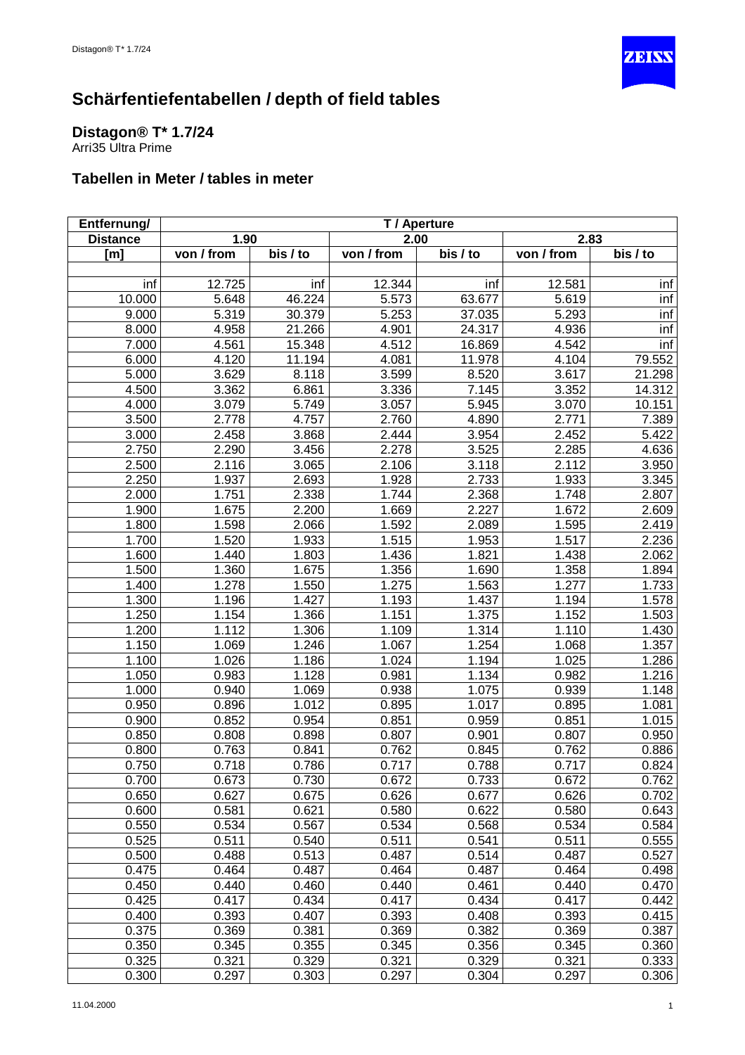# Schärfentiefentabellen / depth of field tables

## Distagon® T* 1.7/24

Arri35 Ultra Prime

## Tabellen in Meter / tables in meter

| Entfernung/ Distance [m] | T / Aperture 1.90 von / from | 1.90 bis / to | 2.00 von / from | 2.00 bis / to | 2.83 von / from | 2.83 bis / to |
|---|---|---|---|---|---|---|
| inf | 12.725 | inf | 12.344 | inf | 12.581 | inf |
| 10.000 | 5.648 | 46.224 | 5.573 | 63.677 | 5.619 | inf |
| 9.000 | 5.319 | 30.379 | 5.253 | 37.035 | 5.293 | inf |
| 8.000 | 4.958 | 21.266 | 4.901 | 24.317 | 4.936 | inf |
| 7.000 | 4.561 | 15.348 | 4.512 | 16.869 | 4.542 | inf |
| 6.000 | 4.120 | 11.194 | 4.081 | 11.978 | 4.104 | 79.552 |
| 5.000 | 3.629 | 8.118 | 3.599 | 8.520 | 3.617 | 21.298 |
| 4.500 | 3.362 | 6.861 | 3.336 | 7.145 | 3.352 | 14.312 |
| 4.000 | 3.079 | 5.749 | 3.057 | 5.945 | 3.070 | 10.151 |
| 3.500 | 2.778 | 4.757 | 2.760 | 4.890 | 2.771 | 7.389 |
| 3.000 | 2.458 | 3.868 | 2.444 | 3.954 | 2.452 | 5.422 |
| 2.750 | 2.290 | 3.456 | 2.278 | 3.525 | 2.285 | 4.636 |
| 2.500 | 2.116 | 3.065 | 2.106 | 3.118 | 2.112 | 3.950 |
| 2.250 | 1.937 | 2.693 | 1.928 | 2.733 | 1.933 | 3.345 |
| 2.000 | 1.751 | 2.338 | 1.744 | 2.368 | 1.748 | 2.807 |
| 1.900 | 1.675 | 2.200 | 1.669 | 2.227 | 1.672 | 2.609 |
| 1.800 | 1.598 | 2.066 | 1.592 | 2.089 | 1.595 | 2.419 |
| 1.700 | 1.520 | 1.933 | 1.515 | 1.953 | 1.517 | 2.236 |
| 1.600 | 1.440 | 1.803 | 1.436 | 1.821 | 1.438 | 2.062 |
| 1.500 | 1.360 | 1.675 | 1.356 | 1.690 | 1.358 | 1.894 |
| 1.400 | 1.278 | 1.550 | 1.275 | 1.563 | 1.277 | 1.733 |
| 1.300 | 1.196 | 1.427 | 1.193 | 1.437 | 1.194 | 1.578 |
| 1.250 | 1.154 | 1.366 | 1.151 | 1.375 | 1.152 | 1.503 |
| 1.200 | 1.112 | 1.306 | 1.109 | 1.314 | 1.110 | 1.430 |
| 1.150 | 1.069 | 1.246 | 1.067 | 1.254 | 1.068 | 1.357 |
| 1.100 | 1.026 | 1.186 | 1.024 | 1.194 | 1.025 | 1.286 |
| 1.050 | 0.983 | 1.128 | 0.981 | 1.134 | 0.982 | 1.216 |
| 1.000 | 0.940 | 1.069 | 0.938 | 1.075 | 0.939 | 1.148 |
| 0.950 | 0.896 | 1.012 | 0.895 | 1.017 | 0.895 | 1.081 |
| 0.900 | 0.852 | 0.954 | 0.851 | 0.959 | 0.851 | 1.015 |
| 0.850 | 0.808 | 0.898 | 0.807 | 0.901 | 0.807 | 0.950 |
| 0.800 | 0.763 | 0.841 | 0.762 | 0.845 | 0.762 | 0.886 |
| 0.750 | 0.718 | 0.786 | 0.717 | 0.788 | 0.717 | 0.824 |
| 0.700 | 0.673 | 0.730 | 0.672 | 0.733 | 0.672 | 0.762 |
| 0.650 | 0.627 | 0.675 | 0.626 | 0.677 | 0.626 | 0.702 |
| 0.600 | 0.581 | 0.621 | 0.580 | 0.622 | 0.580 | 0.643 |
| 0.550 | 0.534 | 0.567 | 0.534 | 0.568 | 0.534 | 0.584 |
| 0.525 | 0.511 | 0.540 | 0.511 | 0.541 | 0.511 | 0.555 |
| 0.500 | 0.488 | 0.513 | 0.487 | 0.514 | 0.487 | 0.527 |
| 0.475 | 0.464 | 0.487 | 0.464 | 0.487 | 0.464 | 0.498 |
| 0.450 | 0.440 | 0.460 | 0.440 | 0.461 | 0.440 | 0.470 |
| 0.425 | 0.417 | 0.434 | 0.417 | 0.434 | 0.417 | 0.442 |
| 0.400 | 0.393 | 0.407 | 0.393 | 0.408 | 0.393 | 0.415 |
| 0.375 | 0.369 | 0.381 | 0.369 | 0.382 | 0.369 | 0.387 |
| 0.350 | 0.345 | 0.355 | 0.345 | 0.356 | 0.345 | 0.360 |
| 0.325 | 0.321 | 0.329 | 0.321 | 0.329 | 0.321 | 0.333 |
| 0.300 | 0.297 | 0.303 | 0.297 | 0.304 | 0.297 | 0.306 |

11.04.2000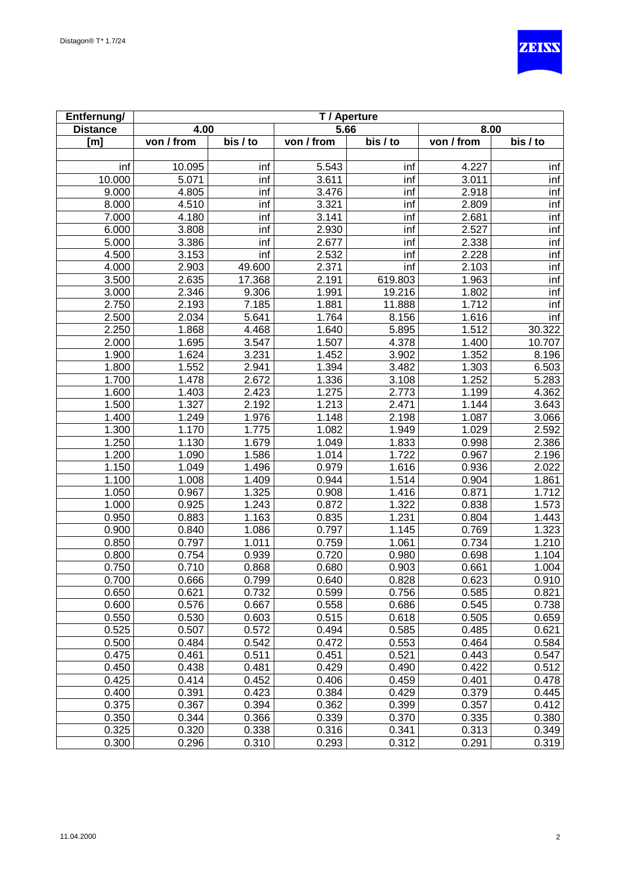| Entfernung/ | T / Aperture | | | | | |
|---|---|---|---|---|---|---|
| Distance | 4.00 | | 5.66 | | 8.00 | |
| [m] | von / from | bis / to | von / from | bis / to | von / from | bis / to |
| inf | 10.095 | inf | 5.543 | inf | 4.227 | inf |
| 10.000 | 5.071 | inf | 3.611 | inf | 3.011 | inf |
| 9.000 | 4.805 | inf | 3.476 | inf | 2.918 | inf |
| 8.000 | 4.510 | inf | 3.321 | inf | 2.809 | inf |
| 7.000 | 4.180 | inf | 3.141 | inf | 2.681 | inf |
| 6.000 | 3.808 | inf | 2.930 | inf | 2.527 | inf |
| 5.000 | 3.386 | inf | 2.677 | inf | 2.338 | inf |
| 4.500 | 3.153 | inf | 2.532 | inf | 2.228 | inf |
| 4.000 | 2.903 | 49.600 | 2.371 | inf | 2.103 | inf |
| 3.500 | 2.635 | 17.368 | 2.191 | 619.803 | 1.963 | inf |
| 3.000 | 2.346 | 9.306 | 1.991 | 19.216 | 1.802 | inf |
| 2.750 | 2.193 | 7.185 | 1.881 | 11.888 | 1.712 | inf |
| 2.500 | 2.034 | 5.641 | 1.764 | 8.156 | 1.616 | inf |
| 2.250 | 1.868 | 4.468 | 1.640 | 5.895 | 1.512 | 30.322 |
| 2.000 | 1.695 | 3.547 | 1.507 | 4.378 | 1.400 | 10.707 |
| 1.900 | 1.624 | 3.231 | 1.452 | 3.902 | 1.352 | 8.196 |
| 1.800 | 1.552 | 2.941 | 1.394 | 3.482 | 1.303 | 6.503 |
| 1.700 | 1.478 | 2.672 | 1.336 | 3.108 | 1.252 | 5.283 |
| 1.600 | 1.403 | 2.423 | 1.275 | 2.773 | 1.199 | 4.362 |
| 1.500 | 1.327 | 2.192 | 1.213 | 2.471 | 1.144 | 3.643 |
| 1.400 | 1.249 | 1.976 | 1.148 | 2.198 | 1.087 | 3.066 |
| 1.300 | 1.170 | 1.775 | 1.082 | 1.949 | 1.029 | 2.592 |
| 1.250 | 1.130 | 1.679 | 1.049 | 1.833 | 0.998 | 2.386 |
| 1.200 | 1.090 | 1.586 | 1.014 | 1.722 | 0.967 | 2.196 |
| 1.150 | 1.049 | 1.496 | 0.979 | 1.616 | 0.936 | 2.022 |
| 1.100 | 1.008 | 1.409 | 0.944 | 1.514 | 0.904 | 1.861 |
| 1.050 | 0.967 | 1.325 | 0.908 | 1.416 | 0.871 | 1.712 |
| 1.000 | 0.925 | 1.243 | 0.872 | 1.322 | 0.838 | 1.573 |
| 0.950 | 0.883 | 1.163 | 0.835 | 1.231 | 0.804 | 1.443 |
| 0.900 | 0.840 | 1.086 | 0.797 | 1.145 | 0.769 | 1.323 |
| 0.850 | 0.797 | 1.011 | 0.759 | 1.061 | 0.734 | 1.210 |
| 0.800 | 0.754 | 0.939 | 0.720 | 0.980 | 0.698 | 1.104 |
| 0.750 | 0.710 | 0.868 | 0.680 | 0.903 | 0.661 | 1.004 |
| 0.700 | 0.666 | 0.799 | 0.640 | 0.828 | 0.623 | 0.910 |
| 0.650 | 0.621 | 0.732 | 0.599 | 0.756 | 0.585 | 0.821 |
| 0.600 | 0.576 | 0.667 | 0.558 | 0.686 | 0.545 | 0.738 |
| 0.550 | 0.530 | 0.603 | 0.515 | 0.618 | 0.505 | 0.659 |
| 0.525 | 0.507 | 0.572 | 0.494 | 0.585 | 0.485 | 0.621 |
| 0.500 | 0.484 | 0.542 | 0.472 | 0.553 | 0.464 | 0.584 |
| 0.475 | 0.461 | 0.511 | 0.451 | 0.521 | 0.443 | 0.547 |
| 0.450 | 0.438 | 0.481 | 0.429 | 0.490 | 0.422 | 0.512 |
| 0.425 | 0.414 | 0.452 | 0.406 | 0.459 | 0.401 | 0.478 |
| 0.400 | 0.391 | 0.423 | 0.384 | 0.429 | 0.379 | 0.445 |
| 0.375 | 0.367 | 0.394 | 0.362 | 0.399 | 0.357 | 0.412 |
| 0.350 | 0.344 | 0.366 | 0.339 | 0.370 | 0.335 | 0.380 |
| 0.325 | 0.320 | 0.338 | 0.316 | 0.341 | 0.313 | 0.349 |
| 0.300 | 0.296 | 0.310 | 0.293 | 0.312 | 0.291 | 0.319 |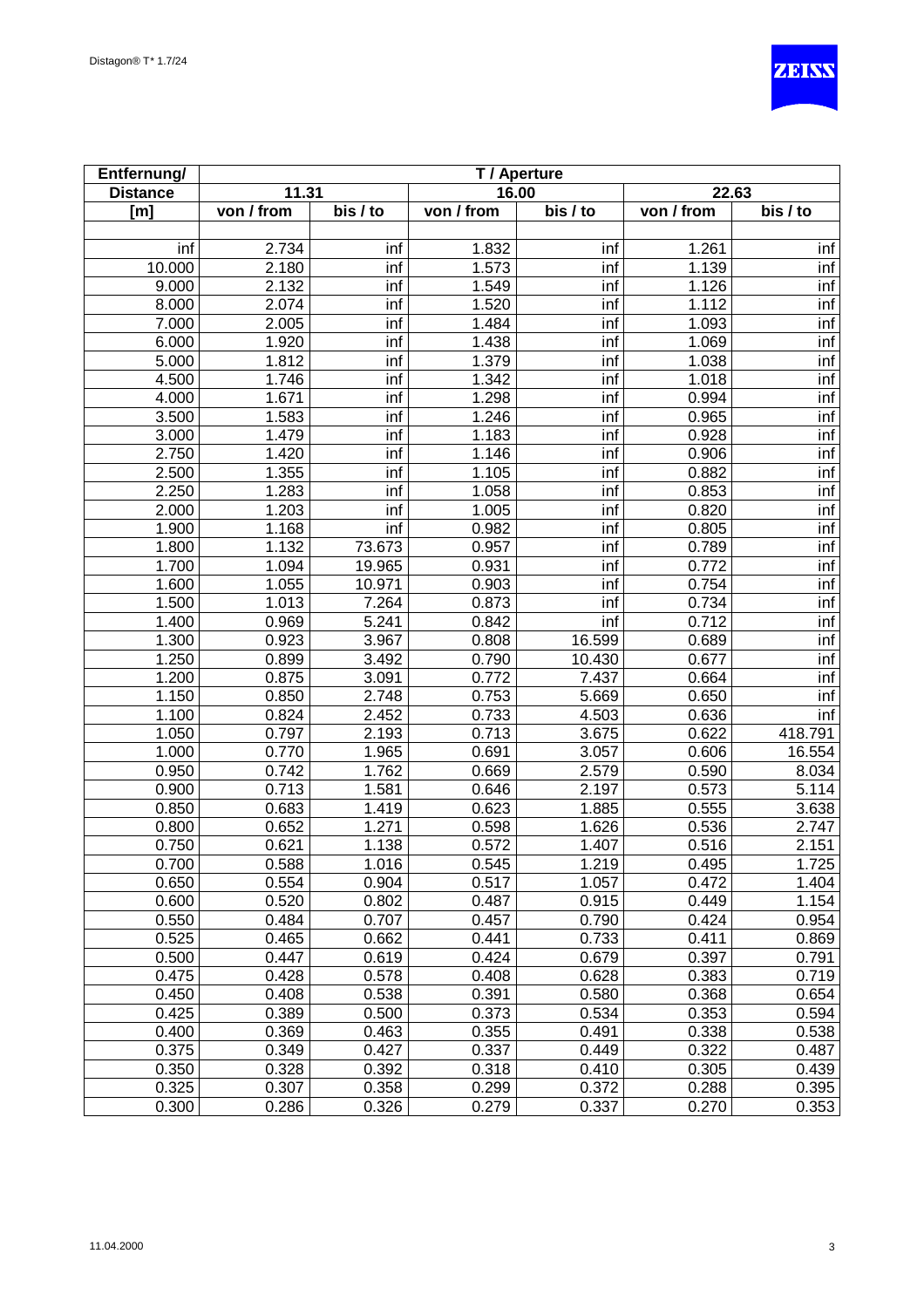| Entfernung/ | T / Aperture | | | | | |
|---|---|---|---|---|---|---|
| Distance | 11.31 | | 16.00 | | 22.63 | |
| [m] | von / from | bis / to | von / from | bis / to | von / from | bis / to |
| inf | 2.734 | inf | 1.832 | inf | 1.261 | inf |
| 10.000 | 2.180 | inf | 1.573 | inf | 1.139 | inf |
| 9.000 | 2.132 | inf | 1.549 | inf | 1.126 | inf |
| 8.000 | 2.074 | inf | 1.520 | inf | 1.112 | inf |
| 7.000 | 2.005 | inf | 1.484 | inf | 1.093 | inf |
| 6.000 | 1.920 | inf | 1.438 | inf | 1.069 | inf |
| 5.000 | 1.812 | inf | 1.379 | inf | 1.038 | inf |
| 4.500 | 1.746 | inf | 1.342 | inf | 1.018 | inf |
| 4.000 | 1.671 | inf | 1.298 | inf | 0.994 | inf |
| 3.500 | 1.583 | inf | 1.246 | inf | 0.965 | inf |
| 3.000 | 1.479 | inf | 1.183 | inf | 0.928 | inf |
| 2.750 | 1.420 | inf | 1.146 | inf | 0.906 | inf |
| 2.500 | 1.355 | inf | 1.105 | inf | 0.882 | inf |
| 2.250 | 1.283 | inf | 1.058 | inf | 0.853 | inf |
| 2.000 | 1.203 | inf | 1.005 | inf | 0.820 | inf |
| 1.900 | 1.168 | inf | 0.982 | inf | 0.805 | inf |
| 1.800 | 1.132 | 73.673 | 0.957 | inf | 0.789 | inf |
| 1.700 | 1.094 | 19.965 | 0.931 | inf | 0.772 | inf |
| 1.600 | 1.055 | 10.971 | 0.903 | inf | 0.754 | inf |
| 1.500 | 1.013 | 7.264 | 0.873 | inf | 0.734 | inf |
| 1.400 | 0.969 | 5.241 | 0.842 | inf | 0.712 | inf |
| 1.300 | 0.923 | 3.967 | 0.808 | 16.599 | 0.689 | inf |
| 1.250 | 0.899 | 3.492 | 0.790 | 10.430 | 0.677 | inf |
| 1.200 | 0.875 | 3.091 | 0.772 | 7.437 | 0.664 | inf |
| 1.150 | 0.850 | 2.748 | 0.753 | 5.669 | 0.650 | inf |
| 1.100 | 0.824 | 2.452 | 0.733 | 4.503 | 0.636 | inf |
| 1.050 | 0.797 | 2.193 | 0.713 | 3.675 | 0.622 | 418.791 |
| 1.000 | 0.770 | 1.965 | 0.691 | 3.057 | 0.606 | 16.554 |
| 0.950 | 0.742 | 1.762 | 0.669 | 2.579 | 0.590 | 8.034 |
| 0.900 | 0.713 | 1.581 | 0.646 | 2.197 | 0.573 | 5.114 |
| 0.850 | 0.683 | 1.419 | 0.623 | 1.885 | 0.555 | 3.638 |
| 0.800 | 0.652 | 1.271 | 0.598 | 1.626 | 0.536 | 2.747 |
| 0.750 | 0.621 | 1.138 | 0.572 | 1.407 | 0.516 | 2.151 |
| 0.700 | 0.588 | 1.016 | 0.545 | 1.219 | 0.495 | 1.725 |
| 0.650 | 0.554 | 0.904 | 0.517 | 1.057 | 0.472 | 1.404 |
| 0.600 | 0.520 | 0.802 | 0.487 | 0.915 | 0.449 | 1.154 |
| 0.550 | 0.484 | 0.707 | 0.457 | 0.790 | 0.424 | 0.954 |
| 0.525 | 0.465 | 0.662 | 0.441 | 0.733 | 0.411 | 0.869 |
| 0.500 | 0.447 | 0.619 | 0.424 | 0.679 | 0.397 | 0.791 |
| 0.475 | 0.428 | 0.578 | 0.408 | 0.628 | 0.383 | 0.719 |
| 0.450 | 0.408 | 0.538 | 0.391 | 0.580 | 0.368 | 0.654 |
| 0.425 | 0.389 | 0.500 | 0.373 | 0.534 | 0.353 | 0.594 |
| 0.400 | 0.369 | 0.463 | 0.355 | 0.491 | 0.338 | 0.538 |
| 0.375 | 0.349 | 0.427 | 0.337 | 0.449 | 0.322 | 0.487 |
| 0.350 | 0.328 | 0.392 | 0.318 | 0.410 | 0.305 | 0.439 |
| 0.325 | 0.307 | 0.358 | 0.299 | 0.372 | 0.288 | 0.395 |
| 0.300 | 0.286 | 0.326 | 0.279 | 0.337 | 0.270 | 0.353 |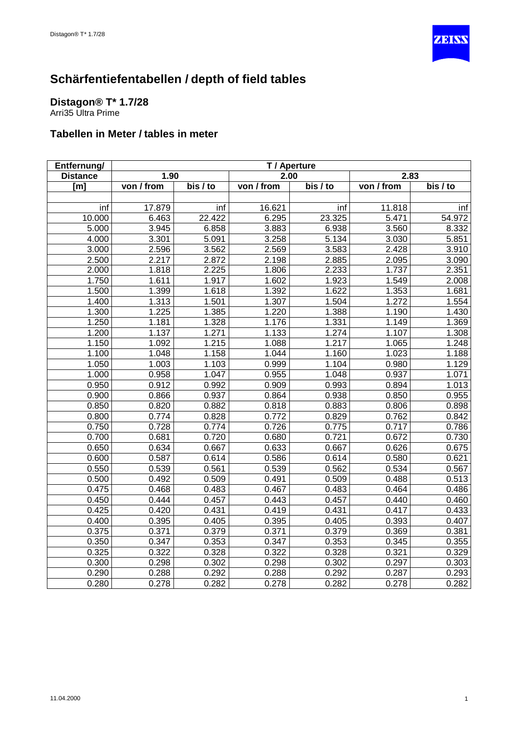# Schärfentiefentabellen / depth of field tables

## Distagon® T* 1.7/28

Arri35 Ultra Prime

### Tabellen in Meter / tables in meter

| Entfernung/ | T / Aperture | | | | | |
|---|---|---|---|---|---|---|
| Distance | 1.90 | | 2.00 | | 2.83 | |
| [m] | von / from | bis / to | von / from | bis / to | von / from | bis / to |
| | | | | | | |
| inf | 17.879 | inf | 16.621 | inf | 11.818 | inf |
| 10.000 | 6.463 | 22.422 | 6.295 | 23.325 | 5.471 | 54.972 |
| 5.000 | 3.945 | 6.858 | 3.883 | 6.938 | 3.560 | 8.332 |
| 4.000 | 3.301 | 5.091 | 3.258 | 5.134 | 3.030 | 5.851 |
| 3.000 | 2.596 | 3.562 | 2.569 | 3.583 | 2.428 | 3.910 |
| 2.500 | 2.217 | 2.872 | 2.198 | 2.885 | 2.095 | 3.090 |
| 2.000 | 1.818 | 2.225 | 1.806 | 2.233 | 1.737 | 2.351 |
| 1.750 | 1.611 | 1.917 | 1.602 | 1.923 | 1.549 | 2.008 |
| 1.500 | 1.399 | 1.618 | 1.392 | 1.622 | 1.353 | 1.681 |
| 1.400 | 1.313 | 1.501 | 1.307 | 1.504 | 1.272 | 1.554 |
| 1.300 | 1.225 | 1.385 | 1.220 | 1.388 | 1.190 | 1.430 |
| 1.250 | 1.181 | 1.328 | 1.176 | 1.331 | 1.149 | 1.369 |
| 1.200 | 1.137 | 1.271 | 1.133 | 1.274 | 1.107 | 1.308 |
| 1.150 | 1.092 | 1.215 | 1.088 | 1.217 | 1.065 | 1.248 |
| 1.100 | 1.048 | 1.158 | 1.044 | 1.160 | 1.023 | 1.188 |
| 1.050 | 1.003 | 1.103 | 0.999 | 1.104 | 0.980 | 1.129 |
| 1.000 | 0.958 | 1.047 | 0.955 | 1.048 | 0.937 | 1.071 |
| 0.950 | 0.912 | 0.992 | 0.909 | 0.993 | 0.894 | 1.013 |
| 0.900 | 0.866 | 0.937 | 0.864 | 0.938 | 0.850 | 0.955 |
| 0.850 | 0.820 | 0.882 | 0.818 | 0.883 | 0.806 | 0.898 |
| 0.800 | 0.774 | 0.828 | 0.772 | 0.829 | 0.762 | 0.842 |
| 0.750 | 0.728 | 0.774 | 0.726 | 0.775 | 0.717 | 0.786 |
| 0.700 | 0.681 | 0.720 | 0.680 | 0.721 | 0.672 | 0.730 |
| 0.650 | 0.634 | 0.667 | 0.633 | 0.667 | 0.626 | 0.675 |
| 0.600 | 0.587 | 0.614 | 0.586 | 0.614 | 0.580 | 0.621 |
| 0.550 | 0.539 | 0.561 | 0.539 | 0.562 | 0.534 | 0.567 |
| 0.500 | 0.492 | 0.509 | 0.491 | 0.509 | 0.488 | 0.513 |
| 0.475 | 0.468 | 0.483 | 0.467 | 0.483 | 0.464 | 0.486 |
| 0.450 | 0.444 | 0.457 | 0.443 | 0.457 | 0.440 | 0.460 |
| 0.425 | 0.420 | 0.431 | 0.419 | 0.431 | 0.417 | 0.433 |
| 0.400 | 0.395 | 0.405 | 0.395 | 0.405 | 0.393 | 0.407 |
| 0.375 | 0.371 | 0.379 | 0.371 | 0.379 | 0.369 | 0.381 |
| 0.350 | 0.347 | 0.353 | 0.347 | 0.353 | 0.345 | 0.355 |
| 0.325 | 0.322 | 0.328 | 0.322 | 0.328 | 0.321 | 0.329 |
| 0.300 | 0.298 | 0.302 | 0.298 | 0.302 | 0.297 | 0.303 |
| 0.290 | 0.288 | 0.292 | 0.288 | 0.292 | 0.287 | 0.293 |
| 0.280 | 0.278 | 0.282 | 0.278 | 0.282 | 0.278 | 0.282 |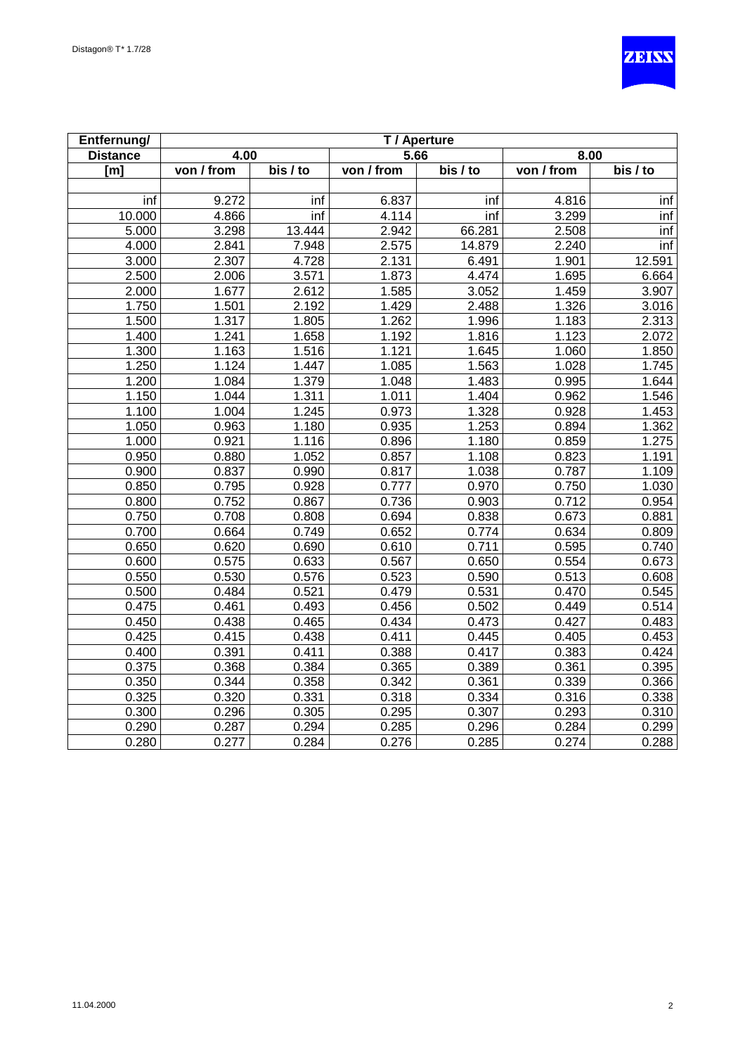| Entfernung/ | T / Aperture | | | | | |
|---|---|---|---|---|---|---|
| Distance | 4.00 | | 5.66 | | 8.00 | |
| [m] | von / from | bis / to | von / from | bis / to | von / from | bis / to |
| | | | | | | |
| inf | 9.272 | inf | 6.837 | inf | 4.816 | inf |
| 10.000 | 4.866 | inf | 4.114 | inf | 3.299 | inf |
| 5.000 | 3.298 | 13.444 | 2.942 | 66.281 | 2.508 | inf |
| 4.000 | 2.841 | 7.948 | 2.575 | 14.879 | 2.240 | inf |
| 3.000 | 2.307 | 4.728 | 2.131 | 6.491 | 1.901 | 12.591 |
| 2.500 | 2.006 | 3.571 | 1.873 | 4.474 | 1.695 | 6.664 |
| 2.000 | 1.677 | 2.612 | 1.585 | 3.052 | 1.459 | 3.907 |
| 1.750 | 1.501 | 2.192 | 1.429 | 2.488 | 1.326 | 3.016 |
| 1.500 | 1.317 | 1.805 | 1.262 | 1.996 | 1.183 | 2.313 |
| 1.400 | 1.241 | 1.658 | 1.192 | 1.816 | 1.123 | 2.072 |
| 1.300 | 1.163 | 1.516 | 1.121 | 1.645 | 1.060 | 1.850 |
| 1.250 | 1.124 | 1.447 | 1.085 | 1.563 | 1.028 | 1.745 |
| 1.200 | 1.084 | 1.379 | 1.048 | 1.483 | 0.995 | 1.644 |
| 1.150 | 1.044 | 1.311 | 1.011 | 1.404 | 0.962 | 1.546 |
| 1.100 | 1.004 | 1.245 | 0.973 | 1.328 | 0.928 | 1.453 |
| 1.050 | 0.963 | 1.180 | 0.935 | 1.253 | 0.894 | 1.362 |
| 1.000 | 0.921 | 1.116 | 0.896 | 1.180 | 0.859 | 1.275 |
| 0.950 | 0.880 | 1.052 | 0.857 | 1.108 | 0.823 | 1.191 |
| 0.900 | 0.837 | 0.990 | 0.817 | 1.038 | 0.787 | 1.109 |
| 0.850 | 0.795 | 0.928 | 0.777 | 0.970 | 0.750 | 1.030 |
| 0.800 | 0.752 | 0.867 | 0.736 | 0.903 | 0.712 | 0.954 |
| 0.750 | 0.708 | 0.808 | 0.694 | 0.838 | 0.673 | 0.881 |
| 0.700 | 0.664 | 0.749 | 0.652 | 0.774 | 0.634 | 0.809 |
| 0.650 | 0.620 | 0.690 | 0.610 | 0.711 | 0.595 | 0.740 |
| 0.600 | 0.575 | 0.633 | 0.567 | 0.650 | 0.554 | 0.673 |
| 0.550 | 0.530 | 0.576 | 0.523 | 0.590 | 0.513 | 0.608 |
| 0.500 | 0.484 | 0.521 | 0.479 | 0.531 | 0.470 | 0.545 |
| 0.475 | 0.461 | 0.493 | 0.456 | 0.502 | 0.449 | 0.514 |
| 0.450 | 0.438 | 0.465 | 0.434 | 0.473 | 0.427 | 0.483 |
| 0.425 | 0.415 | 0.438 | 0.411 | 0.445 | 0.405 | 0.453 |
| 0.400 | 0.391 | 0.411 | 0.388 | 0.417 | 0.383 | 0.424 |
| 0.375 | 0.368 | 0.384 | 0.365 | 0.389 | 0.361 | 0.395 |
| 0.350 | 0.344 | 0.358 | 0.342 | 0.361 | 0.339 | 0.366 |
| 0.325 | 0.320 | 0.331 | 0.318 | 0.334 | 0.316 | 0.338 |
| 0.300 | 0.296 | 0.305 | 0.295 | 0.307 | 0.293 | 0.310 |
| 0.290 | 0.287 | 0.294 | 0.285 | 0.296 | 0.284 | 0.299 |
| 0.280 | 0.277 | 0.284 | 0.276 | 0.285 | 0.274 | 0.288 |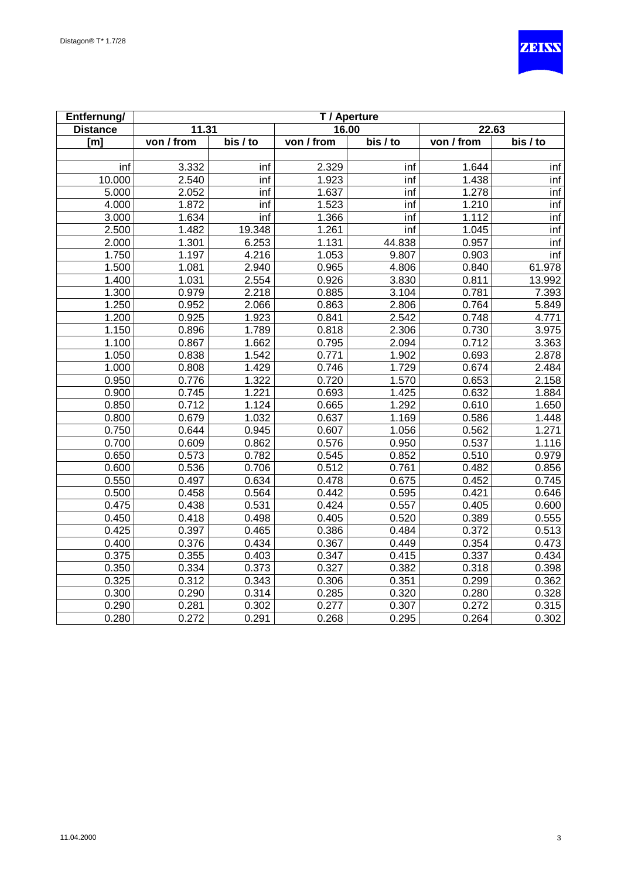| Entfernung/ | T / Aperture | | | | | |
|---|---|---|---|---|---|---|
| Distance | 11.31 | | 16.00 | | 22.63 | |
| [m] | von / from | bis / to | von / from | bis / to | von / from | bis / to |
| | | | | | | |
| inf | 3.332 | inf | 2.329 | inf | 1.644 | inf |
| 10.000 | 2.540 | inf | 1.923 | inf | 1.438 | inf |
| 5.000 | 2.052 | inf | 1.637 | inf | 1.278 | inf |
| 4.000 | 1.872 | inf | 1.523 | inf | 1.210 | inf |
| 3.000 | 1.634 | inf | 1.366 | inf | 1.112 | inf |
| 2.500 | 1.482 | 19.348 | 1.261 | inf | 1.045 | inf |
| 2.000 | 1.301 | 6.253 | 1.131 | 44.838 | 0.957 | inf |
| 1.750 | 1.197 | 4.216 | 1.053 | 9.807 | 0.903 | inf |
| 1.500 | 1.081 | 2.940 | 0.965 | 4.806 | 0.840 | 61.978 |
| 1.400 | 1.031 | 2.554 | 0.926 | 3.830 | 0.811 | 13.992 |
| 1.300 | 0.979 | 2.218 | 0.885 | 3.104 | 0.781 | 7.393 |
| 1.250 | 0.952 | 2.066 | 0.863 | 2.806 | 0.764 | 5.849 |
| 1.200 | 0.925 | 1.923 | 0.841 | 2.542 | 0.748 | 4.771 |
| 1.150 | 0.896 | 1.789 | 0.818 | 2.306 | 0.730 | 3.975 |
| 1.100 | 0.867 | 1.662 | 0.795 | 2.094 | 0.712 | 3.363 |
| 1.050 | 0.838 | 1.542 | 0.771 | 1.902 | 0.693 | 2.878 |
| 1.000 | 0.808 | 1.429 | 0.746 | 1.729 | 0.674 | 2.484 |
| 0.950 | 0.776 | 1.322 | 0.720 | 1.570 | 0.653 | 2.158 |
| 0.900 | 0.745 | 1.221 | 0.693 | 1.425 | 0.632 | 1.884 |
| 0.850 | 0.712 | 1.124 | 0.665 | 1.292 | 0.610 | 1.650 |
| 0.800 | 0.679 | 1.032 | 0.637 | 1.169 | 0.586 | 1.448 |
| 0.750 | 0.644 | 0.945 | 0.607 | 1.056 | 0.562 | 1.271 |
| 0.700 | 0.609 | 0.862 | 0.576 | 0.950 | 0.537 | 1.116 |
| 0.650 | 0.573 | 0.782 | 0.545 | 0.852 | 0.510 | 0.979 |
| 0.600 | 0.536 | 0.706 | 0.512 | 0.761 | 0.482 | 0.856 |
| 0.550 | 0.497 | 0.634 | 0.478 | 0.675 | 0.452 | 0.745 |
| 0.500 | 0.458 | 0.564 | 0.442 | 0.595 | 0.421 | 0.646 |
| 0.475 | 0.438 | 0.531 | 0.424 | 0.557 | 0.405 | 0.600 |
| 0.450 | 0.418 | 0.498 | 0.405 | 0.520 | 0.389 | 0.555 |
| 0.425 | 0.397 | 0.465 | 0.386 | 0.484 | 0.372 | 0.513 |
| 0.400 | 0.376 | 0.434 | 0.367 | 0.449 | 0.354 | 0.473 |
| 0.375 | 0.355 | 0.403 | 0.347 | 0.415 | 0.337 | 0.434 |
| 0.350 | 0.334 | 0.373 | 0.327 | 0.382 | 0.318 | 0.398 |
| 0.325 | 0.312 | 0.343 | 0.306 | 0.351 | 0.299 | 0.362 |
| 0.300 | 0.290 | 0.314 | 0.285 | 0.320 | 0.280 | 0.328 |
| 0.290 | 0.281 | 0.302 | 0.277 | 0.307 | 0.272 | 0.315 |
| 0.280 | 0.272 | 0.291 | 0.268 | 0.295 | 0.264 | 0.302 |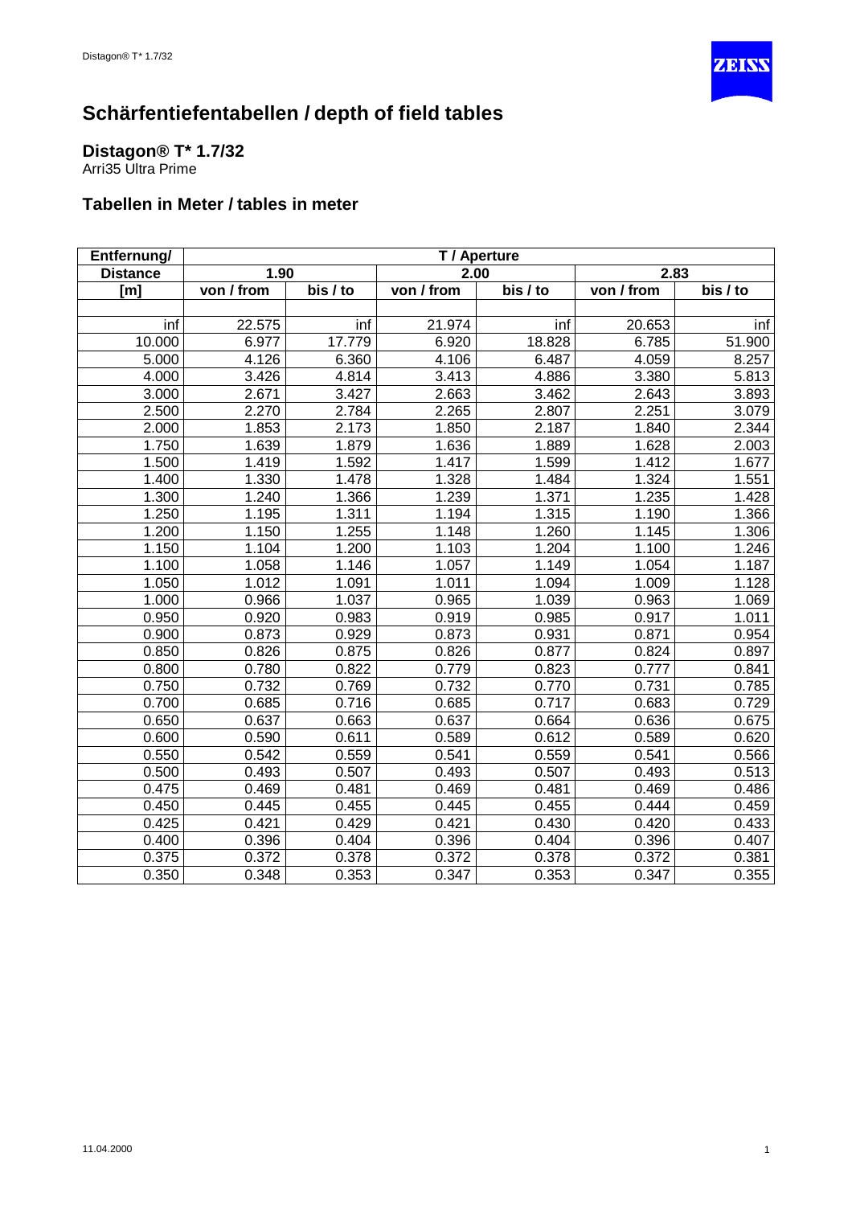# Schärfentiefentabellen / depth of field tables

## Distagon® T* 1.7/32

Arri35 Ultra Prime

### Tabellen in Meter / tables in meter

| Entfernung/ | T / Aperture | | | | | |
|---|---|---|---|---|---|---|
| Distance | 1.90 | | 2.00 | | 2.83 | |
| [m] | von / from | bis / to | von / from | bis / to | von / from | bis / to |
| inf | 22.575 | inf | 21.974 | inf | 20.653 | inf |
| 10.000 | 6.977 | 17.779 | 6.920 | 18.828 | 6.785 | 51.900 |
| 5.000 | 4.126 | 6.360 | 4.106 | 6.487 | 4.059 | 8.257 |
| 4.000 | 3.426 | 4.814 | 3.413 | 4.886 | 3.380 | 5.813 |
| 3.000 | 2.671 | 3.427 | 2.663 | 3.462 | 2.643 | 3.893 |
| 2.500 | 2.270 | 2.784 | 2.265 | 2.807 | 2.251 | 3.079 |
| 2.000 | 1.853 | 2.173 | 1.850 | 2.187 | 1.840 | 2.344 |
| 1.750 | 1.639 | 1.879 | 1.636 | 1.889 | 1.628 | 2.003 |
| 1.500 | 1.419 | 1.592 | 1.417 | 1.599 | 1.412 | 1.677 |
| 1.400 | 1.330 | 1.478 | 1.328 | 1.484 | 1.324 | 1.551 |
| 1.300 | 1.240 | 1.366 | 1.239 | 1.371 | 1.235 | 1.428 |
| 1.250 | 1.195 | 1.311 | 1.194 | 1.315 | 1.190 | 1.366 |
| 1.200 | 1.150 | 1.255 | 1.148 | 1.260 | 1.145 | 1.306 |
| 1.150 | 1.104 | 1.200 | 1.103 | 1.204 | 1.100 | 1.246 |
| 1.100 | 1.058 | 1.146 | 1.057 | 1.149 | 1.054 | 1.187 |
| 1.050 | 1.012 | 1.091 | 1.011 | 1.094 | 1.009 | 1.128 |
| 1.000 | 0.966 | 1.037 | 0.965 | 1.039 | 0.963 | 1.069 |
| 0.950 | 0.920 | 0.983 | 0.919 | 0.985 | 0.917 | 1.011 |
| 0.900 | 0.873 | 0.929 | 0.873 | 0.931 | 0.871 | 0.954 |
| 0.850 | 0.826 | 0.875 | 0.826 | 0.877 | 0.824 | 0.897 |
| 0.800 | 0.780 | 0.822 | 0.779 | 0.823 | 0.777 | 0.841 |
| 0.750 | 0.732 | 0.769 | 0.732 | 0.770 | 0.731 | 0.785 |
| 0.700 | 0.685 | 0.716 | 0.685 | 0.717 | 0.683 | 0.729 |
| 0.650 | 0.637 | 0.663 | 0.637 | 0.664 | 0.636 | 0.675 |
| 0.600 | 0.590 | 0.611 | 0.589 | 0.612 | 0.589 | 0.620 |
| 0.550 | 0.542 | 0.559 | 0.541 | 0.559 | 0.541 | 0.566 |
| 0.500 | 0.493 | 0.507 | 0.493 | 0.507 | 0.493 | 0.513 |
| 0.475 | 0.469 | 0.481 | 0.469 | 0.481 | 0.469 | 0.486 |
| 0.450 | 0.445 | 0.455 | 0.445 | 0.455 | 0.444 | 0.459 |
| 0.425 | 0.421 | 0.429 | 0.421 | 0.430 | 0.420 | 0.433 |
| 0.400 | 0.396 | 0.404 | 0.396 | 0.404 | 0.396 | 0.407 |
| 0.375 | 0.372 | 0.378 | 0.372 | 0.378 | 0.372 | 0.381 |
| 0.350 | 0.348 | 0.353 | 0.347 | 0.353 | 0.347 | 0.355 |

11.04.2000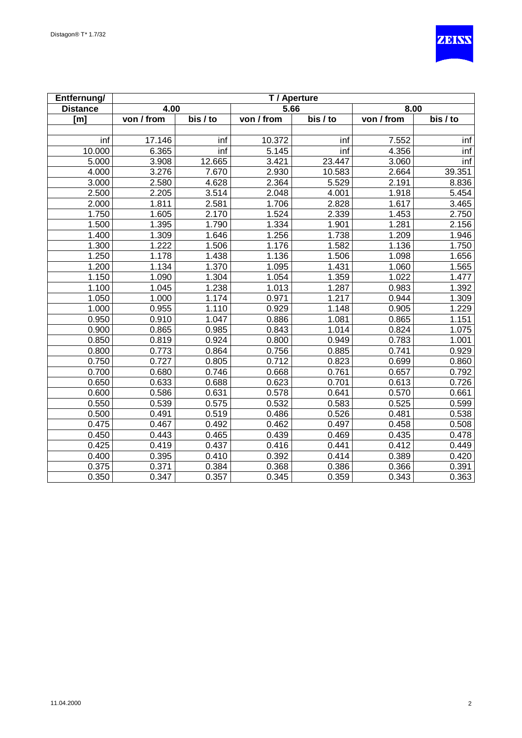| Entfernung/ | T / Aperture | | | | | |
|---|---|---|---|---|---|---|
| Distance | 4.00 | | 5.66 | | 8.00 | |
| [m] | von / from | bis / to | von / from | bis / to | von / from | bis / to |
| | | | | | | |
| inf | 17.146 | inf | 10.372 | inf | 7.552 | inf |
| 10.000 | 6.365 | inf | 5.145 | inf | 4.356 | inf |
| 5.000 | 3.908 | 12.665 | 3.421 | 23.447 | 3.060 | inf |
| 4.000 | 3.276 | 7.670 | 2.930 | 10.583 | 2.664 | 39.351 |
| 3.000 | 2.580 | 4.628 | 2.364 | 5.529 | 2.191 | 8.836 |
| 2.500 | 2.205 | 3.514 | 2.048 | 4.001 | 1.918 | 5.454 |
| 2.000 | 1.811 | 2.581 | 1.706 | 2.828 | 1.617 | 3.465 |
| 1.750 | 1.605 | 2.170 | 1.524 | 2.339 | 1.453 | 2.750 |
| 1.500 | 1.395 | 1.790 | 1.334 | 1.901 | 1.281 | 2.156 |
| 1.400 | 1.309 | 1.646 | 1.256 | 1.738 | 1.209 | 1.946 |
| 1.300 | 1.222 | 1.506 | 1.176 | 1.582 | 1.136 | 1.750 |
| 1.250 | 1.178 | 1.438 | 1.136 | 1.506 | 1.098 | 1.656 |
| 1.200 | 1.134 | 1.370 | 1.095 | 1.431 | 1.060 | 1.565 |
| 1.150 | 1.090 | 1.304 | 1.054 | 1.359 | 1.022 | 1.477 |
| 1.100 | 1.045 | 1.238 | 1.013 | 1.287 | 0.983 | 1.392 |
| 1.050 | 1.000 | 1.174 | 0.971 | 1.217 | 0.944 | 1.309 |
| 1.000 | 0.955 | 1.110 | 0.929 | 1.148 | 0.905 | 1.229 |
| 0.950 | 0.910 | 1.047 | 0.886 | 1.081 | 0.865 | 1.151 |
| 0.900 | 0.865 | 0.985 | 0.843 | 1.014 | 0.824 | 1.075 |
| 0.850 | 0.819 | 0.924 | 0.800 | 0.949 | 0.783 | 1.001 |
| 0.800 | 0.773 | 0.864 | 0.756 | 0.885 | 0.741 | 0.929 |
| 0.750 | 0.727 | 0.805 | 0.712 | 0.823 | 0.699 | 0.860 |
| 0.700 | 0.680 | 0.746 | 0.668 | 0.761 | 0.657 | 0.792 |
| 0.650 | 0.633 | 0.688 | 0.623 | 0.701 | 0.613 | 0.726 |
| 0.600 | 0.586 | 0.631 | 0.578 | 0.641 | 0.570 | 0.661 |
| 0.550 | 0.539 | 0.575 | 0.532 | 0.583 | 0.525 | 0.599 |
| 0.500 | 0.491 | 0.519 | 0.486 | 0.526 | 0.481 | 0.538 |
| 0.475 | 0.467 | 0.492 | 0.462 | 0.497 | 0.458 | 0.508 |
| 0.450 | 0.443 | 0.465 | 0.439 | 0.469 | 0.435 | 0.478 |
| 0.425 | 0.419 | 0.437 | 0.416 | 0.441 | 0.412 | 0.449 |
| 0.400 | 0.395 | 0.410 | 0.392 | 0.414 | 0.389 | 0.420 |
| 0.375 | 0.371 | 0.384 | 0.368 | 0.386 | 0.366 | 0.391 |
| 0.350 | 0.347 | 0.357 | 0.345 | 0.359 | 0.343 | 0.363 |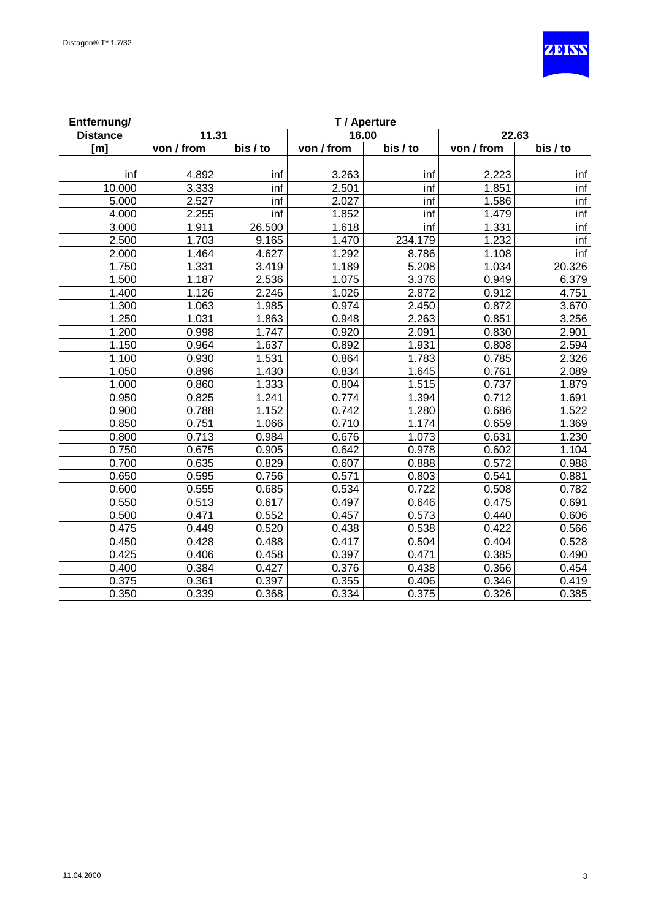| Entfernung/ | T / Aperture | | | | | |
|---|---|---|---|---|---|---|
| Distance | 11.31 | | 16.00 | | 22.63 | |
| [m] | von / from | bis / to | von / from | bis / to | von / from | bis / to |
| | | | | | | |
| inf | 4.892 | inf | 3.263 | inf | 2.223 | inf |
| 10.000 | 3.333 | inf | 2.501 | inf | 1.851 | inf |
| 5.000 | 2.527 | inf | 2.027 | inf | 1.586 | inf |
| 4.000 | 2.255 | inf | 1.852 | inf | 1.479 | inf |
| 3.000 | 1.911 | 26.500 | 1.618 | inf | 1.331 | inf |
| 2.500 | 1.703 | 9.165 | 1.470 | 234.179 | 1.232 | inf |
| 2.000 | 1.464 | 4.627 | 1.292 | 8.786 | 1.108 | inf |
| 1.750 | 1.331 | 3.419 | 1.189 | 5.208 | 1.034 | 20.326 |
| 1.500 | 1.187 | 2.536 | 1.075 | 3.376 | 0.949 | 6.379 |
| 1.400 | 1.126 | 2.246 | 1.026 | 2.872 | 0.912 | 4.751 |
| 1.300 | 1.063 | 1.985 | 0.974 | 2.450 | 0.872 | 3.670 |
| 1.250 | 1.031 | 1.863 | 0.948 | 2.263 | 0.851 | 3.256 |
| 1.200 | 0.998 | 1.747 | 0.920 | 2.091 | 0.830 | 2.901 |
| 1.150 | 0.964 | 1.637 | 0.892 | 1.931 | 0.808 | 2.594 |
| 1.100 | 0.930 | 1.531 | 0.864 | 1.783 | 0.785 | 2.326 |
| 1.050 | 0.896 | 1.430 | 0.834 | 1.645 | 0.761 | 2.089 |
| 1.000 | 0.860 | 1.333 | 0.804 | 1.515 | 0.737 | 1.879 |
| 0.950 | 0.825 | 1.241 | 0.774 | 1.394 | 0.712 | 1.691 |
| 0.900 | 0.788 | 1.152 | 0.742 | 1.280 | 0.686 | 1.522 |
| 0.850 | 0.751 | 1.066 | 0.710 | 1.174 | 0.659 | 1.369 |
| 0.800 | 0.713 | 0.984 | 0.676 | 1.073 | 0.631 | 1.230 |
| 0.750 | 0.675 | 0.905 | 0.642 | 0.978 | 0.602 | 1.104 |
| 0.700 | 0.635 | 0.829 | 0.607 | 0.888 | 0.572 | 0.988 |
| 0.650 | 0.595 | 0.756 | 0.571 | 0.803 | 0.541 | 0.881 |
| 0.600 | 0.555 | 0.685 | 0.534 | 0.722 | 0.508 | 0.782 |
| 0.550 | 0.513 | 0.617 | 0.497 | 0.646 | 0.475 | 0.691 |
| 0.500 | 0.471 | 0.552 | 0.457 | 0.573 | 0.440 | 0.606 |
| 0.475 | 0.449 | 0.520 | 0.438 | 0.538 | 0.422 | 0.566 |
| 0.450 | 0.428 | 0.488 | 0.417 | 0.504 | 0.404 | 0.528 |
| 0.425 | 0.406 | 0.458 | 0.397 | 0.471 | 0.385 | 0.490 |
| 0.400 | 0.384 | 0.427 | 0.376 | 0.438 | 0.366 | 0.454 |
| 0.375 | 0.361 | 0.397 | 0.355 | 0.406 | 0.346 | 0.419 |
| 0.350 | 0.339 | 0.368 | 0.334 | 0.375 | 0.326 | 0.385 |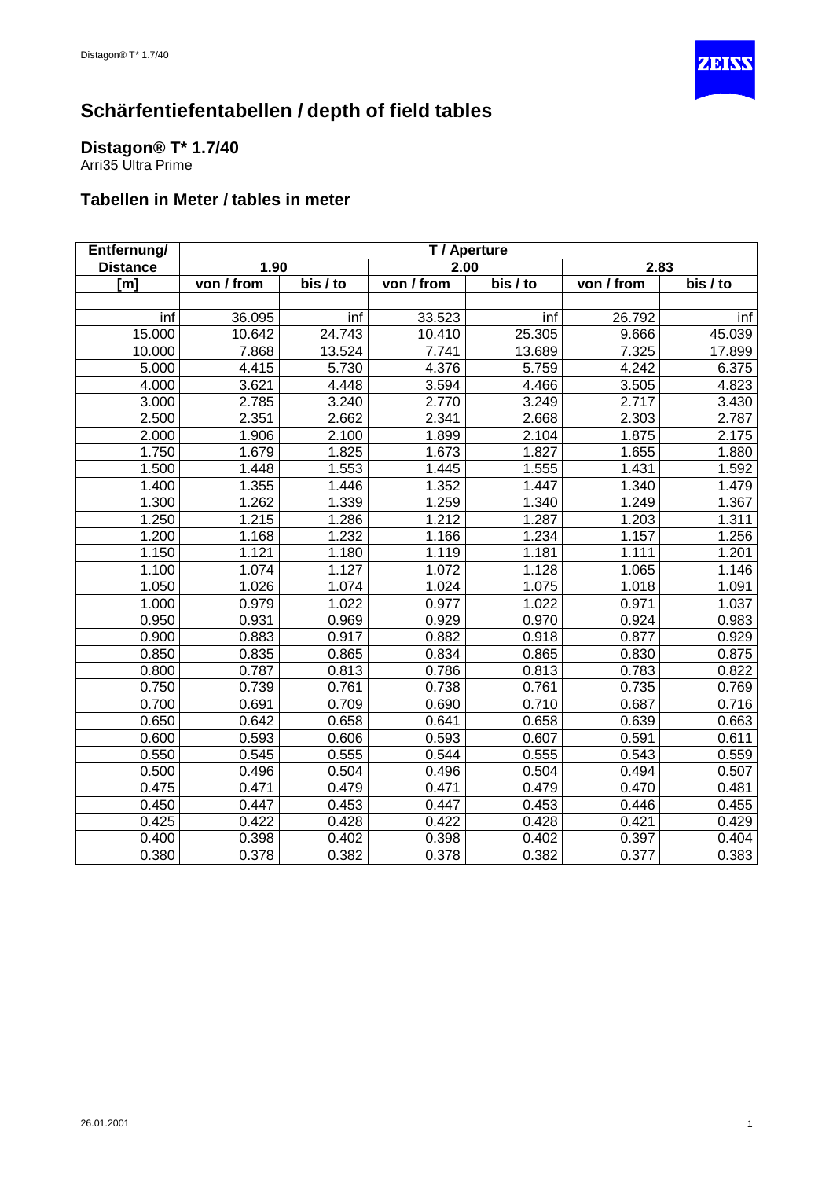# Schärfentiefentabellen / depth of field tables

## Distagon® T* 1.7/40

Arri35 Ultra Prime

### Tabellen in Meter / tables in meter

| Entfernung/ | T / Aperture | | | | | |
|---|---|---|---|---|---|---|
| Distance | 1.90 | | 2.00 | | 2.83 | |
| [m] | von / from | bis / to | von / from | bis / to | von / from | bis / to |
| | | | | | | |
| inf | 36.095 | inf | 33.523 | inf | 26.792 | inf |
| 15.000 | 10.642 | 24.743 | 10.410 | 25.305 | 9.666 | 45.039 |
| 10.000 | 7.868 | 13.524 | 7.741 | 13.689 | 7.325 | 17.899 |
| 5.000 | 4.415 | 5.730 | 4.376 | 5.759 | 4.242 | 6.375 |
| 4.000 | 3.621 | 4.448 | 3.594 | 4.466 | 3.505 | 4.823 |
| 3.000 | 2.785 | 3.240 | 2.770 | 3.249 | 2.717 | 3.430 |
| 2.500 | 2.351 | 2.662 | 2.341 | 2.668 | 2.303 | 2.787 |
| 2.000 | 1.906 | 2.100 | 1.899 | 2.104 | 1.875 | 2.175 |
| 1.750 | 1.679 | 1.825 | 1.673 | 1.827 | 1.655 | 1.880 |
| 1.500 | 1.448 | 1.553 | 1.445 | 1.555 | 1.431 | 1.592 |
| 1.400 | 1.355 | 1.446 | 1.352 | 1.447 | 1.340 | 1.479 |
| 1.300 | 1.262 | 1.339 | 1.259 | 1.340 | 1.249 | 1.367 |
| 1.250 | 1.215 | 1.286 | 1.212 | 1.287 | 1.203 | 1.311 |
| 1.200 | 1.168 | 1.232 | 1.166 | 1.234 | 1.157 | 1.256 |
| 1.150 | 1.121 | 1.180 | 1.119 | 1.181 | 1.111 | 1.201 |
| 1.100 | 1.074 | 1.127 | 1.072 | 1.128 | 1.065 | 1.146 |
| 1.050 | 1.026 | 1.074 | 1.024 | 1.075 | 1.018 | 1.091 |
| 1.000 | 0.979 | 1.022 | 0.977 | 1.022 | 0.971 | 1.037 |
| 0.950 | 0.931 | 0.969 | 0.929 | 0.970 | 0.924 | 0.983 |
| 0.900 | 0.883 | 0.917 | 0.882 | 0.918 | 0.877 | 0.929 |
| 0.850 | 0.835 | 0.865 | 0.834 | 0.865 | 0.830 | 0.875 |
| 0.800 | 0.787 | 0.813 | 0.786 | 0.813 | 0.783 | 0.822 |
| 0.750 | 0.739 | 0.761 | 0.738 | 0.761 | 0.735 | 0.769 |
| 0.700 | 0.691 | 0.709 | 0.690 | 0.710 | 0.687 | 0.716 |
| 0.650 | 0.642 | 0.658 | 0.641 | 0.658 | 0.639 | 0.663 |
| 0.600 | 0.593 | 0.606 | 0.593 | 0.607 | 0.591 | 0.611 |
| 0.550 | 0.545 | 0.555 | 0.544 | 0.555 | 0.543 | 0.559 |
| 0.500 | 0.496 | 0.504 | 0.496 | 0.504 | 0.494 | 0.507 |
| 0.475 | 0.471 | 0.479 | 0.471 | 0.479 | 0.470 | 0.481 |
| 0.450 | 0.447 | 0.453 | 0.447 | 0.453 | 0.446 | 0.455 |
| 0.425 | 0.422 | 0.428 | 0.422 | 0.428 | 0.421 | 0.429 |
| 0.400 | 0.398 | 0.402 | 0.398 | 0.402 | 0.397 | 0.404 |
| 0.380 | 0.378 | 0.382 | 0.378 | 0.382 | 0.377 | 0.383 |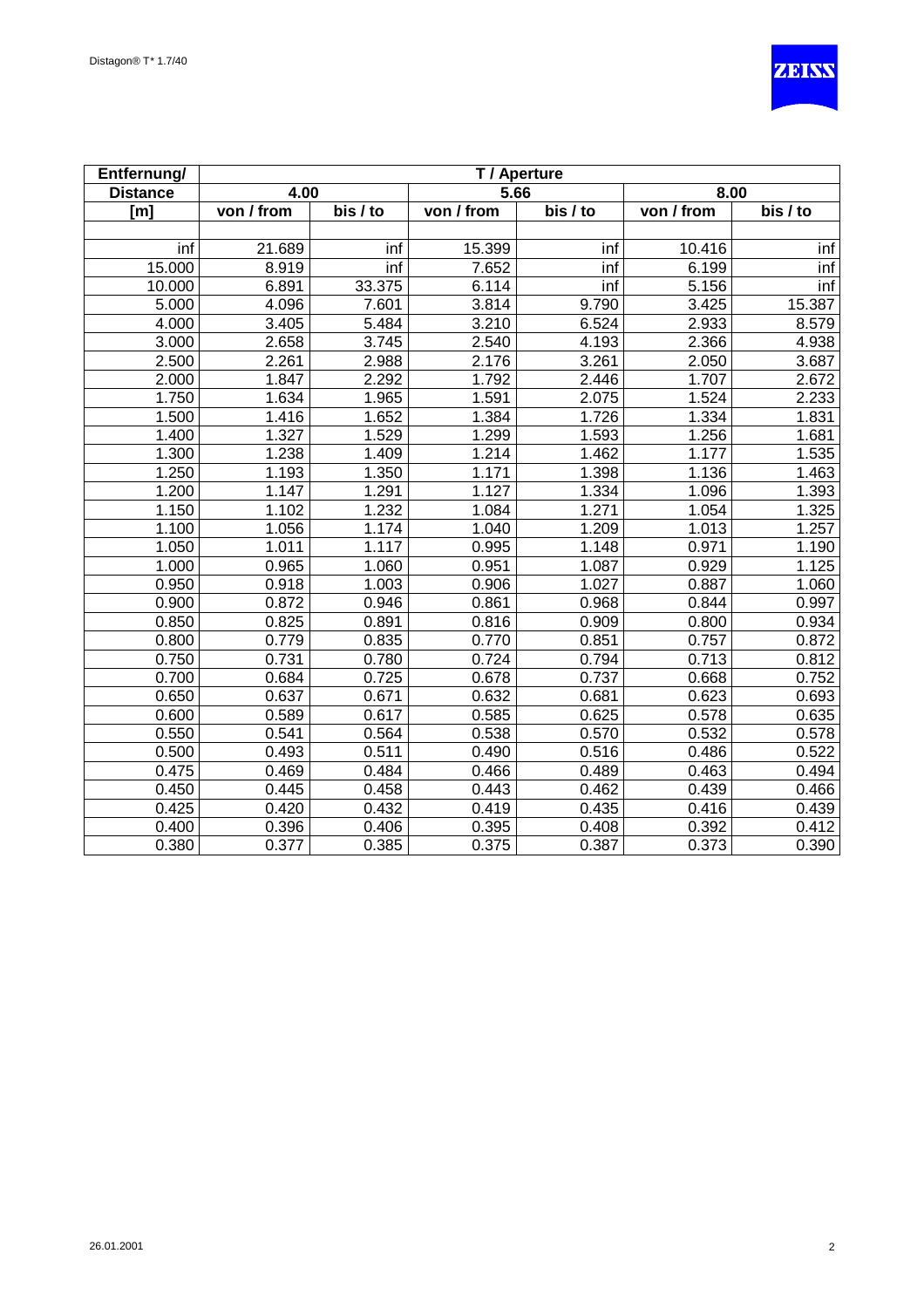| Entfernung/ | T / Aperture | | | | | |
|---|---|---|---|---|---|---|
| Distance | 4.00 | | 5.66 | | 8.00 | |
| [m] | von / from | bis / to | von / from | bis / to | von / from | bis / to |
| | | | | | | |
| inf | 21.689 | inf | 15.399 | inf | 10.416 | inf |
| 15.000 | 8.919 | inf | 7.652 | inf | 6.199 | inf |
| 10.000 | 6.891 | 33.375 | 6.114 | inf | 5.156 | inf |
| 5.000 | 4.096 | 7.601 | 3.814 | 9.790 | 3.425 | 15.387 |
| 4.000 | 3.405 | 5.484 | 3.210 | 6.524 | 2.933 | 8.579 |
| 3.000 | 2.658 | 3.745 | 2.540 | 4.193 | 2.366 | 4.938 |
| 2.500 | 2.261 | 2.988 | 2.176 | 3.261 | 2.050 | 3.687 |
| 2.000 | 1.847 | 2.292 | 1.792 | 2.446 | 1.707 | 2.672 |
| 1.750 | 1.634 | 1.965 | 1.591 | 2.075 | 1.524 | 2.233 |
| 1.500 | 1.416 | 1.652 | 1.384 | 1.726 | 1.334 | 1.831 |
| 1.400 | 1.327 | 1.529 | 1.299 | 1.593 | 1.256 | 1.681 |
| 1.300 | 1.238 | 1.409 | 1.214 | 1.462 | 1.177 | 1.535 |
| 1.250 | 1.193 | 1.350 | 1.171 | 1.398 | 1.136 | 1.463 |
| 1.200 | 1.147 | 1.291 | 1.127 | 1.334 | 1.096 | 1.393 |
| 1.150 | 1.102 | 1.232 | 1.084 | 1.271 | 1.054 | 1.325 |
| 1.100 | 1.056 | 1.174 | 1.040 | 1.209 | 1.013 | 1.257 |
| 1.050 | 1.011 | 1.117 | 0.995 | 1.148 | 0.971 | 1.190 |
| 1.000 | 0.965 | 1.060 | 0.951 | 1.087 | 0.929 | 1.125 |
| 0.950 | 0.918 | 1.003 | 0.906 | 1.027 | 0.887 | 1.060 |
| 0.900 | 0.872 | 0.946 | 0.861 | 0.968 | 0.844 | 0.997 |
| 0.850 | 0.825 | 0.891 | 0.816 | 0.909 | 0.800 | 0.934 |
| 0.800 | 0.779 | 0.835 | 0.770 | 0.851 | 0.757 | 0.872 |
| 0.750 | 0.731 | 0.780 | 0.724 | 0.794 | 0.713 | 0.812 |
| 0.700 | 0.684 | 0.725 | 0.678 | 0.737 | 0.668 | 0.752 |
| 0.650 | 0.637 | 0.671 | 0.632 | 0.681 | 0.623 | 0.693 |
| 0.600 | 0.589 | 0.617 | 0.585 | 0.625 | 0.578 | 0.635 |
| 0.550 | 0.541 | 0.564 | 0.538 | 0.570 | 0.532 | 0.578 |
| 0.500 | 0.493 | 0.511 | 0.490 | 0.516 | 0.486 | 0.522 |
| 0.475 | 0.469 | 0.484 | 0.466 | 0.489 | 0.463 | 0.494 |
| 0.450 | 0.445 | 0.458 | 0.443 | 0.462 | 0.439 | 0.466 |
| 0.425 | 0.420 | 0.432 | 0.419 | 0.435 | 0.416 | 0.439 |
| 0.400 | 0.396 | 0.406 | 0.395 | 0.408 | 0.392 | 0.412 |
| 0.380 | 0.377 | 0.385 | 0.375 | 0.387 | 0.373 | 0.390 |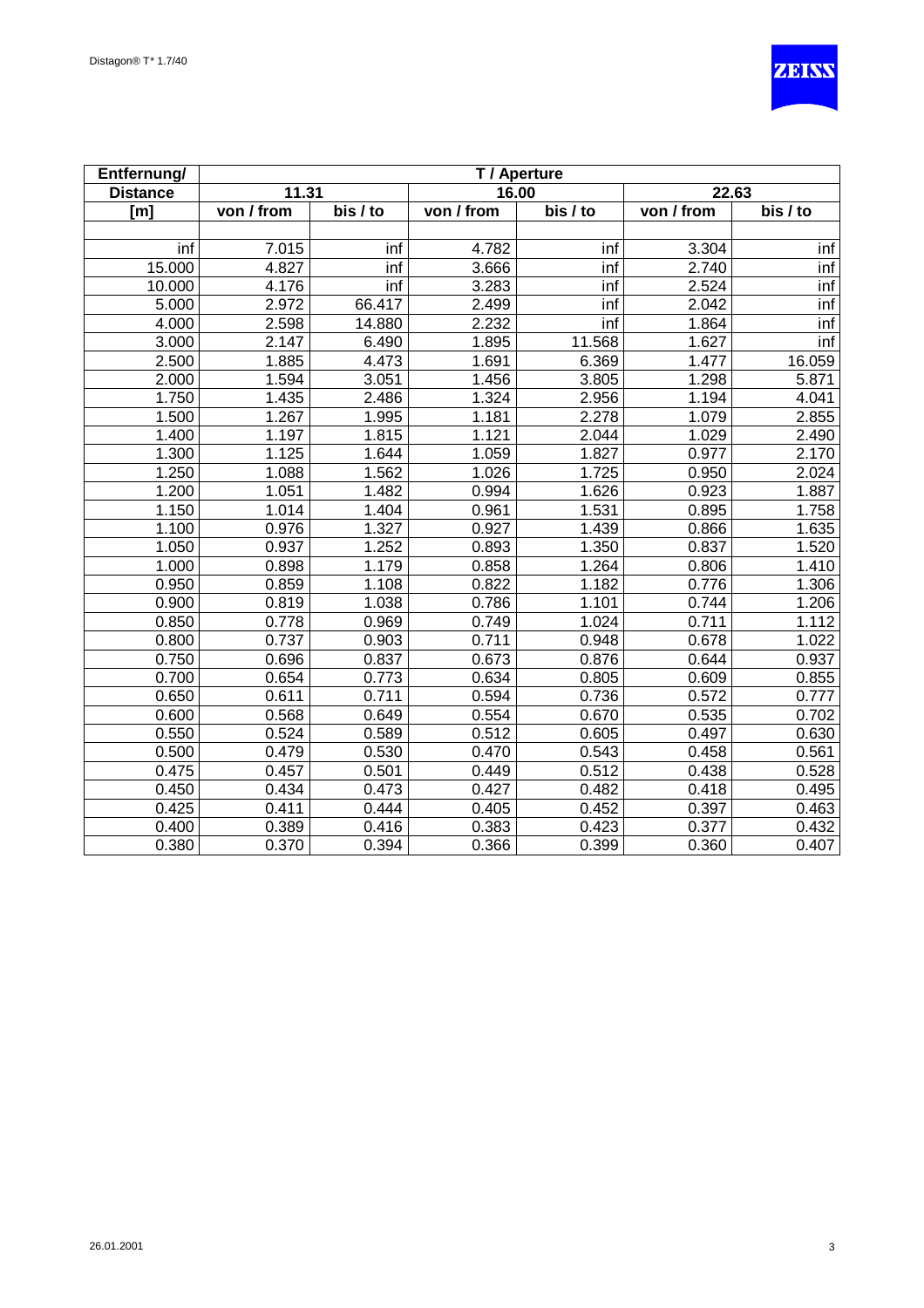| Entfernung/ | T / Aperture | | | | | |
|---|---|---|---|---|---|---|
| Distance | 11.31 | | 16.00 | | 22.63 | |
| [m] | von / from | bis / to | von / from | bis / to | von / from | bis / to |
| | | | | | | |
| inf | 7.015 | inf | 4.782 | inf | 3.304 | inf |
| 15.000 | 4.827 | inf | 3.666 | inf | 2.740 | inf |
| 10.000 | 4.176 | inf | 3.283 | inf | 2.524 | inf |
| 5.000 | 2.972 | 66.417 | 2.499 | inf | 2.042 | inf |
| 4.000 | 2.598 | 14.880 | 2.232 | inf | 1.864 | inf |
| 3.000 | 2.147 | 6.490 | 1.895 | 11.568 | 1.627 | inf |
| 2.500 | 1.885 | 4.473 | 1.691 | 6.369 | 1.477 | 16.059 |
| 2.000 | 1.594 | 3.051 | 1.456 | 3.805 | 1.298 | 5.871 |
| 1.750 | 1.435 | 2.486 | 1.324 | 2.956 | 1.194 | 4.041 |
| 1.500 | 1.267 | 1.995 | 1.181 | 2.278 | 1.079 | 2.855 |
| 1.400 | 1.197 | 1.815 | 1.121 | 2.044 | 1.029 | 2.490 |
| 1.300 | 1.125 | 1.644 | 1.059 | 1.827 | 0.977 | 2.170 |
| 1.250 | 1.088 | 1.562 | 1.026 | 1.725 | 0.950 | 2.024 |
| 1.200 | 1.051 | 1.482 | 0.994 | 1.626 | 0.923 | 1.887 |
| 1.150 | 1.014 | 1.404 | 0.961 | 1.531 | 0.895 | 1.758 |
| 1.100 | 0.976 | 1.327 | 0.927 | 1.439 | 0.866 | 1.635 |
| 1.050 | 0.937 | 1.252 | 0.893 | 1.350 | 0.837 | 1.520 |
| 1.000 | 0.898 | 1.179 | 0.858 | 1.264 | 0.806 | 1.410 |
| 0.950 | 0.859 | 1.108 | 0.822 | 1.182 | 0.776 | 1.306 |
| 0.900 | 0.819 | 1.038 | 0.786 | 1.101 | 0.744 | 1.206 |
| 0.850 | 0.778 | 0.969 | 0.749 | 1.024 | 0.711 | 1.112 |
| 0.800 | 0.737 | 0.903 | 0.711 | 0.948 | 0.678 | 1.022 |
| 0.750 | 0.696 | 0.837 | 0.673 | 0.876 | 0.644 | 0.937 |
| 0.700 | 0.654 | 0.773 | 0.634 | 0.805 | 0.609 | 0.855 |
| 0.650 | 0.611 | 0.711 | 0.594 | 0.736 | 0.572 | 0.777 |
| 0.600 | 0.568 | 0.649 | 0.554 | 0.670 | 0.535 | 0.702 |
| 0.550 | 0.524 | 0.589 | 0.512 | 0.605 | 0.497 | 0.630 |
| 0.500 | 0.479 | 0.530 | 0.470 | 0.543 | 0.458 | 0.561 |
| 0.475 | 0.457 | 0.501 | 0.449 | 0.512 | 0.438 | 0.528 |
| 0.450 | 0.434 | 0.473 | 0.427 | 0.482 | 0.418 | 0.495 |
| 0.425 | 0.411 | 0.444 | 0.405 | 0.452 | 0.397 | 0.463 |
| 0.400 | 0.389 | 0.416 | 0.383 | 0.423 | 0.377 | 0.432 |
| 0.380 | 0.370 | 0.394 | 0.366 | 0.399 | 0.360 | 0.407 |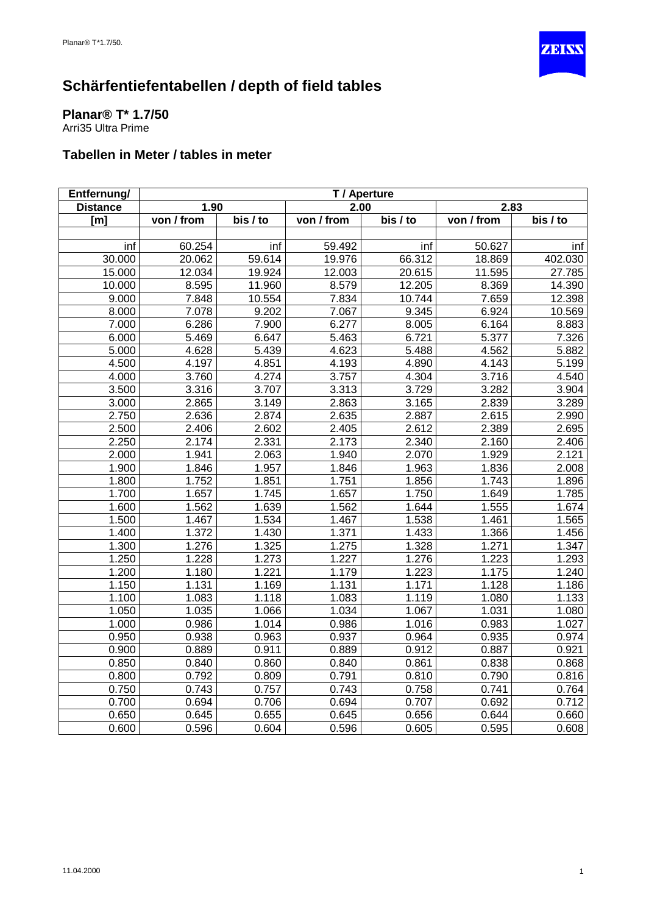# Schärfentiefentabellen / depth of field tables

**Planar® T* 1.7/50**
Arri35 Ultra Prime

## Tabellen in Meter / tables in meter

| Entfernung/ | T / Aperture | | | | | |
|---|---|---|---|---|---|---|
| Distance | 1.90 | | 2.00 | | 2.83 | |
| [m] | von / from | bis / to | von / from | bis / to | von / from | bis / to |
| | | | | | | |
| inf | 60.254 | inf | 59.492 | inf | 50.627 | inf |
| 30.000 | 20.062 | 59.614 | 19.976 | 66.312 | 18.869 | 402.030 |
| 15.000 | 12.034 | 19.924 | 12.003 | 20.615 | 11.595 | 27.785 |
| 10.000 | 8.595 | 11.960 | 8.579 | 12.205 | 8.369 | 14.390 |
| 9.000 | 7.848 | 10.554 | 7.834 | 10.744 | 7.659 | 12.398 |
| 8.000 | 7.078 | 9.202 | 7.067 | 9.345 | 6.924 | 10.569 |
| 7.000 | 6.286 | 7.900 | 6.277 | 8.005 | 6.164 | 8.883 |
| 6.000 | 5.469 | 6.647 | 5.463 | 6.721 | 5.377 | 7.326 |
| 5.000 | 4.628 | 5.439 | 4.623 | 5.488 | 4.562 | 5.882 |
| 4.500 | 4.197 | 4.851 | 4.193 | 4.890 | 4.143 | 5.199 |
| 4.000 | 3.760 | 4.274 | 3.757 | 4.304 | 3.716 | 4.540 |
| 3.500 | 3.316 | 3.707 | 3.313 | 3.729 | 3.282 | 3.904 |
| 3.000 | 2.865 | 3.149 | 2.863 | 3.165 | 2.839 | 3.289 |
| 2.750 | 2.636 | 2.874 | 2.635 | 2.887 | 2.615 | 2.990 |
| 2.500 | 2.406 | 2.602 | 2.405 | 2.612 | 2.389 | 2.695 |
| 2.250 | 2.174 | 2.331 | 2.173 | 2.340 | 2.160 | 2.406 |
| 2.000 | 1.941 | 2.063 | 1.940 | 2.070 | 1.929 | 2.121 |
| 1.900 | 1.846 | 1.957 | 1.846 | 1.963 | 1.836 | 2.008 |
| 1.800 | 1.752 | 1.851 | 1.751 | 1.856 | 1.743 | 1.896 |
| 1.700 | 1.657 | 1.745 | 1.657 | 1.750 | 1.649 | 1.785 |
| 1.600 | 1.562 | 1.639 | 1.562 | 1.644 | 1.555 | 1.674 |
| 1.500 | 1.467 | 1.534 | 1.467 | 1.538 | 1.461 | 1.565 |
| 1.400 | 1.372 | 1.430 | 1.371 | 1.433 | 1.366 | 1.456 |
| 1.300 | 1.276 | 1.325 | 1.275 | 1.328 | 1.271 | 1.347 |
| 1.250 | 1.228 | 1.273 | 1.227 | 1.276 | 1.223 | 1.293 |
| 1.200 | 1.180 | 1.221 | 1.179 | 1.223 | 1.175 | 1.240 |
| 1.150 | 1.131 | 1.169 | 1.131 | 1.171 | 1.128 | 1.186 |
| 1.100 | 1.083 | 1.118 | 1.083 | 1.119 | 1.080 | 1.133 |
| 1.050 | 1.035 | 1.066 | 1.034 | 1.067 | 1.031 | 1.080 |
| 1.000 | 0.986 | 1.014 | 0.986 | 1.016 | 0.983 | 1.027 |
| 0.950 | 0.938 | 0.963 | 0.937 | 0.964 | 0.935 | 0.974 |
| 0.900 | 0.889 | 0.911 | 0.889 | 0.912 | 0.887 | 0.921 |
| 0.850 | 0.840 | 0.860 | 0.840 | 0.861 | 0.838 | 0.868 |
| 0.800 | 0.792 | 0.809 | 0.791 | 0.810 | 0.790 | 0.816 |
| 0.750 | 0.743 | 0.757 | 0.743 | 0.758 | 0.741 | 0.764 |
| 0.700 | 0.694 | 0.706 | 0.694 | 0.707 | 0.692 | 0.712 |
| 0.650 | 0.645 | 0.655 | 0.645 | 0.656 | 0.644 | 0.660 |
| 0.600 | 0.596 | 0.604 | 0.596 | 0.605 | 0.595 | 0.608 |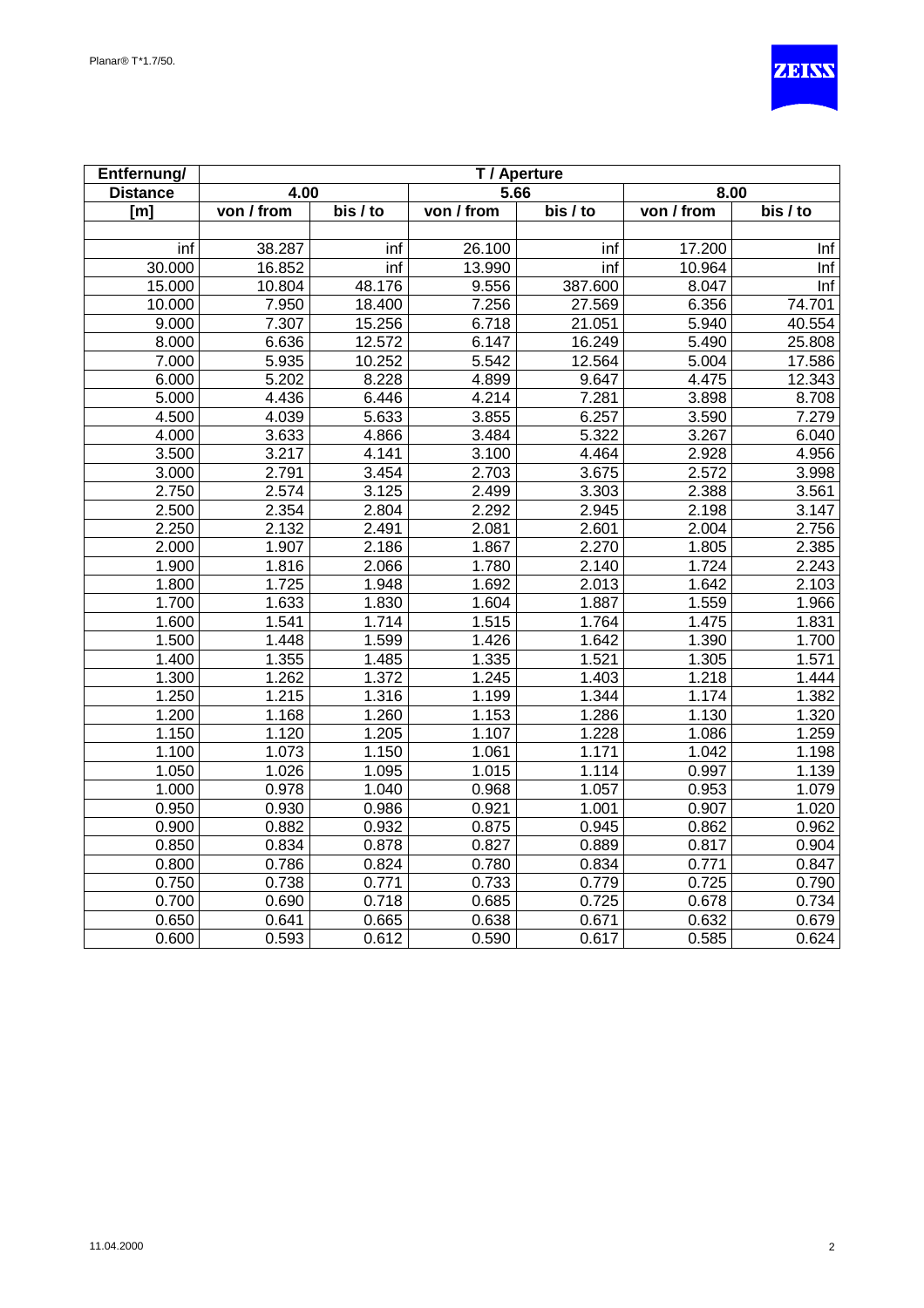Planar® T*1.7/50.

| Entfernung/ | T / Aperture | | | | | |
|---|---|---|---|---|---|---|
| Distance | 4.00 | | 5.66 | | 8.00 | |
| [m] | von / from | bis / to | von / from | bis / to | von / from | bis / to |
| inf | 38.287 | inf | 26.100 | inf | 17.200 | Inf |
| 30.000 | 16.852 | inf | 13.990 | inf | 10.964 | Inf |
| 15.000 | 10.804 | 48.176 | 9.556 | 387.600 | 8.047 | Inf |
| 10.000 | 7.950 | 18.400 | 7.256 | 27.569 | 6.356 | 74.701 |
| 9.000 | 7.307 | 15.256 | 6.718 | 21.051 | 5.940 | 40.554 |
| 8.000 | 6.636 | 12.572 | 6.147 | 16.249 | 5.490 | 25.808 |
| 7.000 | 5.935 | 10.252 | 5.542 | 12.564 | 5.004 | 17.586 |
| 6.000 | 5.202 | 8.228 | 4.899 | 9.647 | 4.475 | 12.343 |
| 5.000 | 4.436 | 6.446 | 4.214 | 7.281 | 3.898 | 8.708 |
| 4.500 | 4.039 | 5.633 | 3.855 | 6.257 | 3.590 | 7.279 |
| 4.000 | 3.633 | 4.866 | 3.484 | 5.322 | 3.267 | 6.040 |
| 3.500 | 3.217 | 4.141 | 3.100 | 4.464 | 2.928 | 4.956 |
| 3.000 | 2.791 | 3.454 | 2.703 | 3.675 | 2.572 | 3.998 |
| 2.750 | 2.574 | 3.125 | 2.499 | 3.303 | 2.388 | 3.561 |
| 2.500 | 2.354 | 2.804 | 2.292 | 2.945 | 2.198 | 3.147 |
| 2.250 | 2.132 | 2.491 | 2.081 | 2.601 | 2.004 | 2.756 |
| 2.000 | 1.907 | 2.186 | 1.867 | 2.270 | 1.805 | 2.385 |
| 1.900 | 1.816 | 2.066 | 1.780 | 2.140 | 1.724 | 2.243 |
| 1.800 | 1.725 | 1.948 | 1.692 | 2.013 | 1.642 | 2.103 |
| 1.700 | 1.633 | 1.830 | 1.604 | 1.887 | 1.559 | 1.966 |
| 1.600 | 1.541 | 1.714 | 1.515 | 1.764 | 1.475 | 1.831 |
| 1.500 | 1.448 | 1.599 | 1.426 | 1.642 | 1.390 | 1.700 |
| 1.400 | 1.355 | 1.485 | 1.335 | 1.521 | 1.305 | 1.571 |
| 1.300 | 1.262 | 1.372 | 1.245 | 1.403 | 1.218 | 1.444 |
| 1.250 | 1.215 | 1.316 | 1.199 | 1.344 | 1.174 | 1.382 |
| 1.200 | 1.168 | 1.260 | 1.153 | 1.286 | 1.130 | 1.320 |
| 1.150 | 1.120 | 1.205 | 1.107 | 1.228 | 1.086 | 1.259 |
| 1.100 | 1.073 | 1.150 | 1.061 | 1.171 | 1.042 | 1.198 |
| 1.050 | 1.026 | 1.095 | 1.015 | 1.114 | 0.997 | 1.139 |
| 1.000 | 0.978 | 1.040 | 0.968 | 1.057 | 0.953 | 1.079 |
| 0.950 | 0.930 | 0.986 | 0.921 | 1.001 | 0.907 | 1.020 |
| 0.900 | 0.882 | 0.932 | 0.875 | 0.945 | 0.862 | 0.962 |
| 0.850 | 0.834 | 0.878 | 0.827 | 0.889 | 0.817 | 0.904 |
| 0.800 | 0.786 | 0.824 | 0.780 | 0.834 | 0.771 | 0.847 |
| 0.750 | 0.738 | 0.771 | 0.733 | 0.779 | 0.725 | 0.790 |
| 0.700 | 0.690 | 0.718 | 0.685 | 0.725 | 0.678 | 0.734 |
| 0.650 | 0.641 | 0.665 | 0.638 | 0.671 | 0.632 | 0.679 |
| 0.600 | 0.593 | 0.612 | 0.590 | 0.617 | 0.585 | 0.624 |

11.04.2000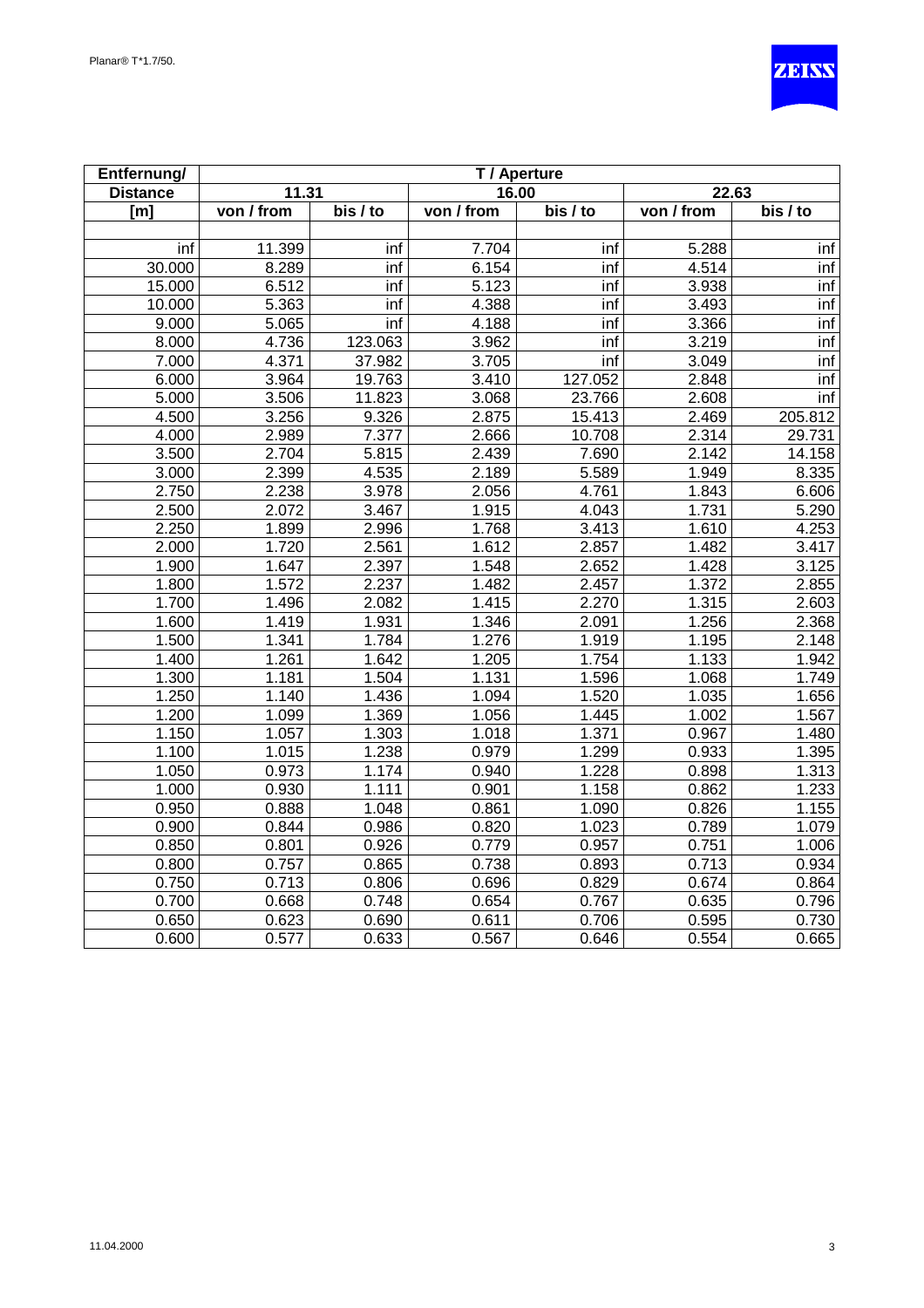| Entfernung/ | T / Aperture | | | | | |
|---|---|---|---|---|---|---|
| Distance | 11.31 | | 16.00 | | 22.63 | |
| [m] | von / from | bis / to | von / from | bis / to | von / from | bis / to |
| inf | 11.399 | inf | 7.704 | inf | 5.288 | inf |
| 30.000 | 8.289 | inf | 6.154 | inf | 4.514 | inf |
| 15.000 | 6.512 | inf | 5.123 | inf | 3.938 | inf |
| 10.000 | 5.363 | inf | 4.388 | inf | 3.493 | inf |
| 9.000 | 5.065 | inf | 4.188 | inf | 3.366 | inf |
| 8.000 | 4.736 | 123.063 | 3.962 | inf | 3.219 | inf |
| 7.000 | 4.371 | 37.982 | 3.705 | inf | 3.049 | inf |
| 6.000 | 3.964 | 19.763 | 3.410 | 127.052 | 2.848 | inf |
| 5.000 | 3.506 | 11.823 | 3.068 | 23.766 | 2.608 | inf |
| 4.500 | 3.256 | 9.326 | 2.875 | 15.413 | 2.469 | 205.812 |
| 4.000 | 2.989 | 7.377 | 2.666 | 10.708 | 2.314 | 29.731 |
| 3.500 | 2.704 | 5.815 | 2.439 | 7.690 | 2.142 | 14.158 |
| 3.000 | 2.399 | 4.535 | 2.189 | 5.589 | 1.949 | 8.335 |
| 2.750 | 2.238 | 3.978 | 2.056 | 4.761 | 1.843 | 6.606 |
| 2.500 | 2.072 | 3.467 | 1.915 | 4.043 | 1.731 | 5.290 |
| 2.250 | 1.899 | 2.996 | 1.768 | 3.413 | 1.610 | 4.253 |
| 2.000 | 1.720 | 2.561 | 1.612 | 2.857 | 1.482 | 3.417 |
| 1.900 | 1.647 | 2.397 | 1.548 | 2.652 | 1.428 | 3.125 |
| 1.800 | 1.572 | 2.237 | 1.482 | 2.457 | 1.372 | 2.855 |
| 1.700 | 1.496 | 2.082 | 1.415 | 2.270 | 1.315 | 2.603 |
| 1.600 | 1.419 | 1.931 | 1.346 | 2.091 | 1.256 | 2.368 |
| 1.500 | 1.341 | 1.784 | 1.276 | 1.919 | 1.195 | 2.148 |
| 1.400 | 1.261 | 1.642 | 1.205 | 1.754 | 1.133 | 1.942 |
| 1.300 | 1.181 | 1.504 | 1.131 | 1.596 | 1.068 | 1.749 |
| 1.250 | 1.140 | 1.436 | 1.094 | 1.520 | 1.035 | 1.656 |
| 1.200 | 1.099 | 1.369 | 1.056 | 1.445 | 1.002 | 1.567 |
| 1.150 | 1.057 | 1.303 | 1.018 | 1.371 | 0.967 | 1.480 |
| 1.100 | 1.015 | 1.238 | 0.979 | 1.299 | 0.933 | 1.395 |
| 1.050 | 0.973 | 1.174 | 0.940 | 1.228 | 0.898 | 1.313 |
| 1.000 | 0.930 | 1.111 | 0.901 | 1.158 | 0.862 | 1.233 |
| 0.950 | 0.888 | 1.048 | 0.861 | 1.090 | 0.826 | 1.155 |
| 0.900 | 0.844 | 0.986 | 0.820 | 1.023 | 0.789 | 1.079 |
| 0.850 | 0.801 | 0.926 | 0.779 | 0.957 | 0.751 | 1.006 |
| 0.800 | 0.757 | 0.865 | 0.738 | 0.893 | 0.713 | 0.934 |
| 0.750 | 0.713 | 0.806 | 0.696 | 0.829 | 0.674 | 0.864 |
| 0.700 | 0.668 | 0.748 | 0.654 | 0.767 | 0.635 | 0.796 |
| 0.650 | 0.623 | 0.690 | 0.611 | 0.706 | 0.595 | 0.730 |
| 0.600 | 0.577 | 0.633 | 0.567 | 0.646 | 0.554 | 0.665 |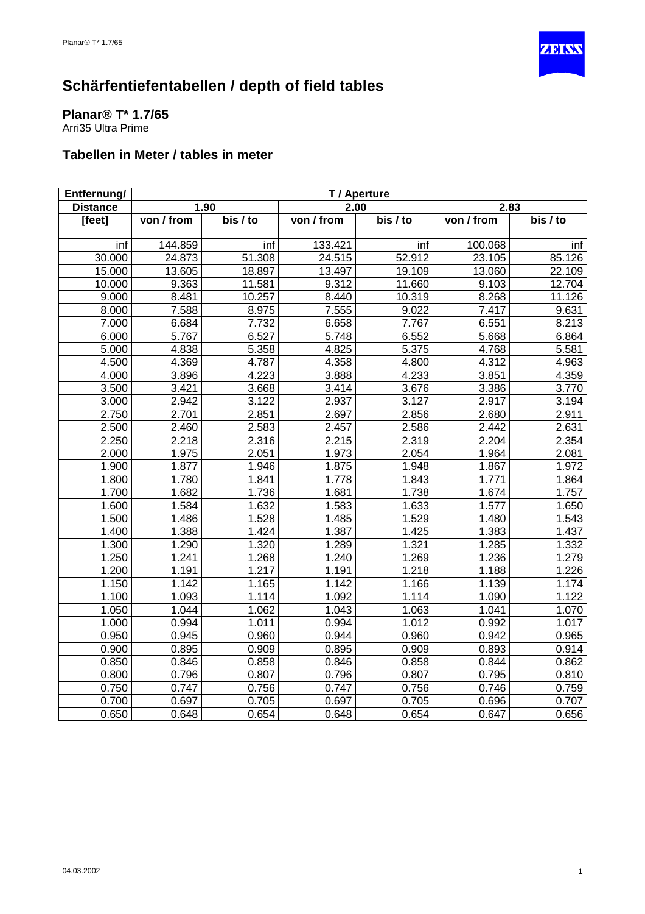# Schärfentiefentabellen / depth of field tables

## Planar® T* 1.7/65

Arri35 Ultra Prime

## Tabellen in Meter / tables in meter

| Entfernung/ Distance [feet] | T / Aperture | | | | | |
|---|---|---|---|---|---|---|
| | 1.90 | | 2.00 | | 2.83 | |
| | von / from | bis / to | von / from | bis / to | von / from | bis / to |
| inf | 144.859 | inf | 133.421 | inf | 100.068 | inf |
| 30.000 | 24.873 | 51.308 | 24.515 | 52.912 | 23.105 | 85.126 |
| 15.000 | 13.605 | 18.897 | 13.497 | 19.109 | 13.060 | 22.109 |
| 10.000 | 9.363 | 11.581 | 9.312 | 11.660 | 9.103 | 12.704 |
| 9.000 | 8.481 | 10.257 | 8.440 | 10.319 | 8.268 | 11.126 |
| 8.000 | 7.588 | 8.975 | 7.555 | 9.022 | 7.417 | 9.631 |
| 7.000 | 6.684 | 7.732 | 6.658 | 7.767 | 6.551 | 8.213 |
| 6.000 | 5.767 | 6.527 | 5.748 | 6.552 | 5.668 | 6.864 |
| 5.000 | 4.838 | 5.358 | 4.825 | 5.375 | 4.768 | 5.581 |
| 4.500 | 4.369 | 4.787 | 4.358 | 4.800 | 4.312 | 4.963 |
| 4.000 | 3.896 | 4.223 | 3.888 | 4.233 | 3.851 | 4.359 |
| 3.500 | 3.421 | 3.668 | 3.414 | 3.676 | 3.386 | 3.770 |
| 3.000 | 2.942 | 3.122 | 2.937 | 3.127 | 2.917 | 3.194 |
| 2.750 | 2.701 | 2.851 | 2.697 | 2.856 | 2.680 | 2.911 |
| 2.500 | 2.460 | 2.583 | 2.457 | 2.586 | 2.442 | 2.631 |
| 2.250 | 2.218 | 2.316 | 2.215 | 2.319 | 2.204 | 2.354 |
| 2.000 | 1.975 | 2.051 | 1.973 | 2.054 | 1.964 | 2.081 |
| 1.900 | 1.877 | 1.946 | 1.875 | 1.948 | 1.867 | 1.972 |
| 1.800 | 1.780 | 1.841 | 1.778 | 1.843 | 1.771 | 1.864 |
| 1.700 | 1.682 | 1.736 | 1.681 | 1.738 | 1.674 | 1.757 |
| 1.600 | 1.584 | 1.632 | 1.583 | 1.633 | 1.577 | 1.650 |
| 1.500 | 1.486 | 1.528 | 1.485 | 1.529 | 1.480 | 1.543 |
| 1.400 | 1.388 | 1.424 | 1.387 | 1.425 | 1.383 | 1.437 |
| 1.300 | 1.290 | 1.320 | 1.289 | 1.321 | 1.285 | 1.332 |
| 1.250 | 1.241 | 1.268 | 1.240 | 1.269 | 1.236 | 1.279 |
| 1.200 | 1.191 | 1.217 | 1.191 | 1.218 | 1.188 | 1.226 |
| 1.150 | 1.142 | 1.165 | 1.142 | 1.166 | 1.139 | 1.174 |
| 1.100 | 1.093 | 1.114 | 1.092 | 1.114 | 1.090 | 1.122 |
| 1.050 | 1.044 | 1.062 | 1.043 | 1.063 | 1.041 | 1.070 |
| 1.000 | 0.994 | 1.011 | 0.994 | 1.012 | 0.992 | 1.017 |
| 0.950 | 0.945 | 0.960 | 0.944 | 0.960 | 0.942 | 0.965 |
| 0.900 | 0.895 | 0.909 | 0.895 | 0.909 | 0.893 | 0.914 |
| 0.850 | 0.846 | 0.858 | 0.846 | 0.858 | 0.844 | 0.862 |
| 0.800 | 0.796 | 0.807 | 0.796 | 0.807 | 0.795 | 0.810 |
| 0.750 | 0.747 | 0.756 | 0.747 | 0.756 | 0.746 | 0.759 |
| 0.700 | 0.697 | 0.705 | 0.697 | 0.705 | 0.696 | 0.707 |
| 0.650 | 0.648 | 0.654 | 0.648 | 0.654 | 0.647 | 0.656 |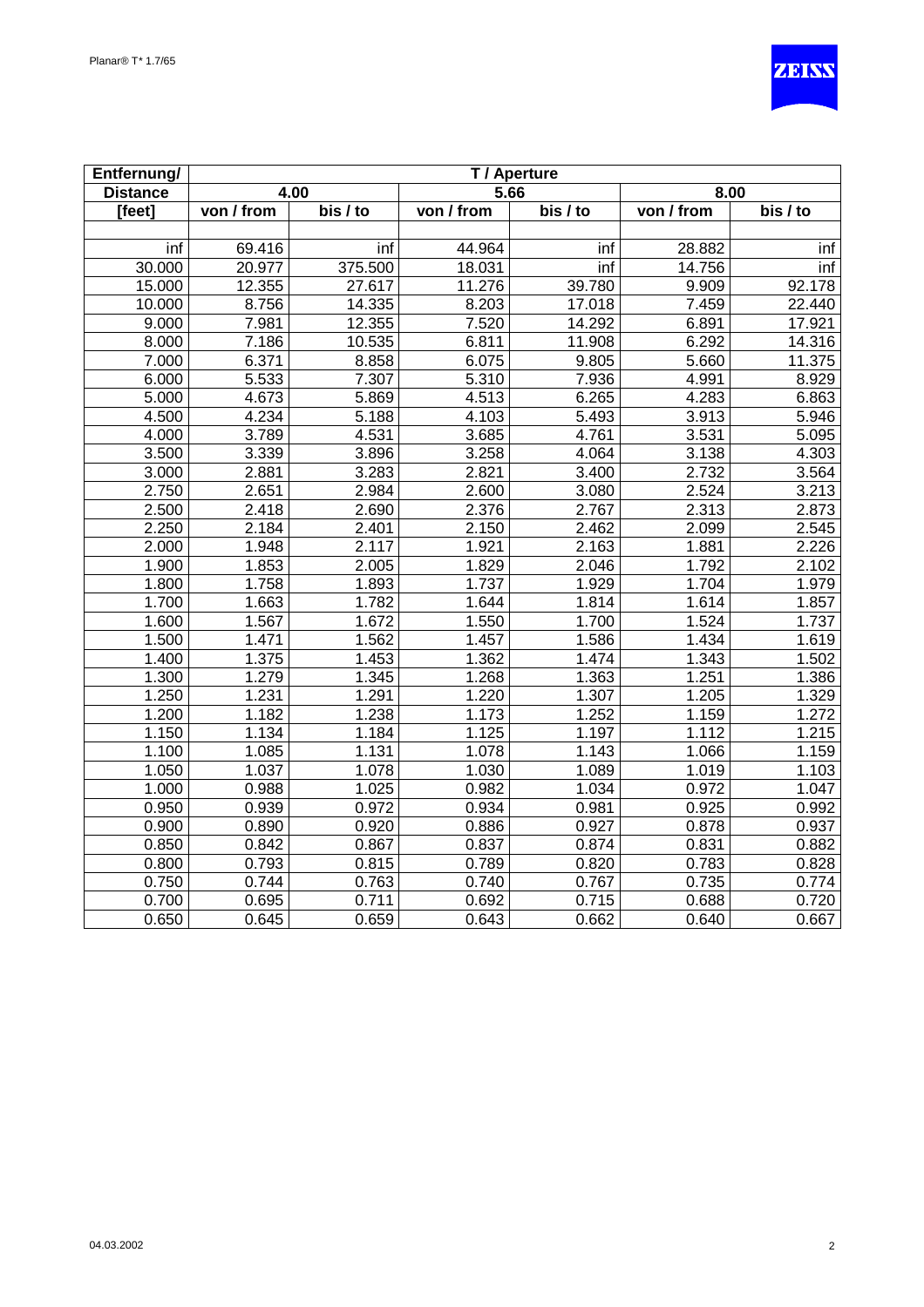| Entfernung/ | T / Aperture | | | | | |
|---|---|---|---|---|---|---|
| Distance | 4.00 | | 5.66 | | 8.00 | |
| [feet] | von / from | bis / to | von / from | bis / to | von / from | bis / to |
| | | | | | | |
| inf | 69.416 | inf | 44.964 | inf | 28.882 | inf |
| 30.000 | 20.977 | 375.500 | 18.031 | inf | 14.756 | inf |
| 15.000 | 12.355 | 27.617 | 11.276 | 39.780 | 9.909 | 92.178 |
| 10.000 | 8.756 | 14.335 | 8.203 | 17.018 | 7.459 | 22.440 |
| 9.000 | 7.981 | 12.355 | 7.520 | 14.292 | 6.891 | 17.921 |
| 8.000 | 7.186 | 10.535 | 6.811 | 11.908 | 6.292 | 14.316 |
| 7.000 | 6.371 | 8.858 | 6.075 | 9.805 | 5.660 | 11.375 |
| 6.000 | 5.533 | 7.307 | 5.310 | 7.936 | 4.991 | 8.929 |
| 5.000 | 4.673 | 5.869 | 4.513 | 6.265 | 4.283 | 6.863 |
| 4.500 | 4.234 | 5.188 | 4.103 | 5.493 | 3.913 | 5.946 |
| 4.000 | 3.789 | 4.531 | 3.685 | 4.761 | 3.531 | 5.095 |
| 3.500 | 3.339 | 3.896 | 3.258 | 4.064 | 3.138 | 4.303 |
| 3.000 | 2.881 | 3.283 | 2.821 | 3.400 | 2.732 | 3.564 |
| 2.750 | 2.651 | 2.984 | 2.600 | 3.080 | 2.524 | 3.213 |
| 2.500 | 2.418 | 2.690 | 2.376 | 2.767 | 2.313 | 2.873 |
| 2.250 | 2.184 | 2.401 | 2.150 | 2.462 | 2.099 | 2.545 |
| 2.000 | 1.948 | 2.117 | 1.921 | 2.163 | 1.881 | 2.226 |
| 1.900 | 1.853 | 2.005 | 1.829 | 2.046 | 1.792 | 2.102 |
| 1.800 | 1.758 | 1.893 | 1.737 | 1.929 | 1.704 | 1.979 |
| 1.700 | 1.663 | 1.782 | 1.644 | 1.814 | 1.614 | 1.857 |
| 1.600 | 1.567 | 1.672 | 1.550 | 1.700 | 1.524 | 1.737 |
| 1.500 | 1.471 | 1.562 | 1.457 | 1.586 | 1.434 | 1.619 |
| 1.400 | 1.375 | 1.453 | 1.362 | 1.474 | 1.343 | 1.502 |
| 1.300 | 1.279 | 1.345 | 1.268 | 1.363 | 1.251 | 1.386 |
| 1.250 | 1.231 | 1.291 | 1.220 | 1.307 | 1.205 | 1.329 |
| 1.200 | 1.182 | 1.238 | 1.173 | 1.252 | 1.159 | 1.272 |
| 1.150 | 1.134 | 1.184 | 1.125 | 1.197 | 1.112 | 1.215 |
| 1.100 | 1.085 | 1.131 | 1.078 | 1.143 | 1.066 | 1.159 |
| 1.050 | 1.037 | 1.078 | 1.030 | 1.089 | 1.019 | 1.103 |
| 1.000 | 0.988 | 1.025 | 0.982 | 1.034 | 0.972 | 1.047 |
| 0.950 | 0.939 | 0.972 | 0.934 | 0.981 | 0.925 | 0.992 |
| 0.900 | 0.890 | 0.920 | 0.886 | 0.927 | 0.878 | 0.937 |
| 0.850 | 0.842 | 0.867 | 0.837 | 0.874 | 0.831 | 0.882 |
| 0.800 | 0.793 | 0.815 | 0.789 | 0.820 | 0.783 | 0.828 |
| 0.750 | 0.744 | 0.763 | 0.740 | 0.767 | 0.735 | 0.774 |
| 0.700 | 0.695 | 0.711 | 0.692 | 0.715 | 0.688 | 0.720 |
| 0.650 | 0.645 | 0.659 | 0.643 | 0.662 | 0.640 | 0.667 |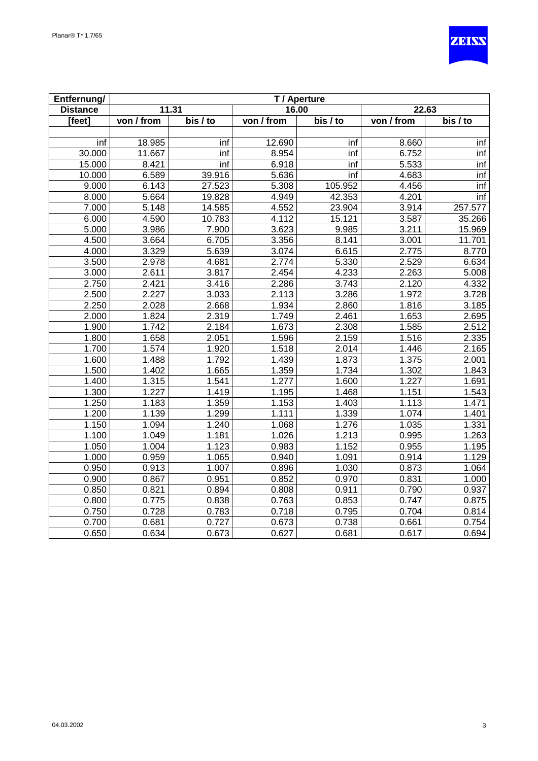| Entfernung/ | T / Aperture | | | | | |
|---|---|---|---|---|---|---|
| Distance | 11.31 | | 16.00 | | 22.63 | |
| [feet] | von / from | bis / to | von / from | bis / to | von / from | bis / to |
| | | | | | | |
| inf | 18.985 | inf | 12.690 | inf | 8.660 | inf |
| 30.000 | 11.667 | inf | 8.954 | inf | 6.752 | inf |
| 15.000 | 8.421 | inf | 6.918 | inf | 5.533 | inf |
| 10.000 | 6.589 | 39.916 | 5.636 | inf | 4.683 | inf |
| 9.000 | 6.143 | 27.523 | 5.308 | 105.952 | 4.456 | inf |
| 8.000 | 5.664 | 19.828 | 4.949 | 42.353 | 4.201 | inf |
| 7.000 | 5.148 | 14.585 | 4.552 | 23.904 | 3.914 | 257.577 |
| 6.000 | 4.590 | 10.783 | 4.112 | 15.121 | 3.587 | 35.266 |
| 5.000 | 3.986 | 7.900 | 3.623 | 9.985 | 3.211 | 15.969 |
| 4.500 | 3.664 | 6.705 | 3.356 | 8.141 | 3.001 | 11.701 |
| 4.000 | 3.329 | 5.639 | 3.074 | 6.615 | 2.775 | 8.770 |
| 3.500 | 2.978 | 4.681 | 2.774 | 5.330 | 2.529 | 6.634 |
| 3.000 | 2.611 | 3.817 | 2.454 | 4.233 | 2.263 | 5.008 |
| 2.750 | 2.421 | 3.416 | 2.286 | 3.743 | 2.120 | 4.332 |
| 2.500 | 2.227 | 3.033 | 2.113 | 3.286 | 1.972 | 3.728 |
| 2.250 | 2.028 | 2.668 | 1.934 | 2.860 | 1.816 | 3.185 |
| 2.000 | 1.824 | 2.319 | 1.749 | 2.461 | 1.653 | 2.695 |
| 1.900 | 1.742 | 2.184 | 1.673 | 2.308 | 1.585 | 2.512 |
| 1.800 | 1.658 | 2.051 | 1.596 | 2.159 | 1.516 | 2.335 |
| 1.700 | 1.574 | 1.920 | 1.518 | 2.014 | 1.446 | 2.165 |
| 1.600 | 1.488 | 1.792 | 1.439 | 1.873 | 1.375 | 2.001 |
| 1.500 | 1.402 | 1.665 | 1.359 | 1.734 | 1.302 | 1.843 |
| 1.400 | 1.315 | 1.541 | 1.277 | 1.600 | 1.227 | 1.691 |
| 1.300 | 1.227 | 1.419 | 1.195 | 1.468 | 1.151 | 1.543 |
| 1.250 | 1.183 | 1.359 | 1.153 | 1.403 | 1.113 | 1.471 |
| 1.200 | 1.139 | 1.299 | 1.111 | 1.339 | 1.074 | 1.401 |
| 1.150 | 1.094 | 1.240 | 1.068 | 1.276 | 1.035 | 1.331 |
| 1.100 | 1.049 | 1.181 | 1.026 | 1.213 | 0.995 | 1.263 |
| 1.050 | 1.004 | 1.123 | 0.983 | 1.152 | 0.955 | 1.195 |
| 1.000 | 0.959 | 1.065 | 0.940 | 1.091 | 0.914 | 1.129 |
| 0.950 | 0.913 | 1.007 | 0.896 | 1.030 | 0.873 | 1.064 |
| 0.900 | 0.867 | 0.951 | 0.852 | 0.970 | 0.831 | 1.000 |
| 0.850 | 0.821 | 0.894 | 0.808 | 0.911 | 0.790 | 0.937 |
| 0.800 | 0.775 | 0.838 | 0.763 | 0.853 | 0.747 | 0.875 |
| 0.750 | 0.728 | 0.783 | 0.718 | 0.795 | 0.704 | 0.814 |
| 0.700 | 0.681 | 0.727 | 0.673 | 0.738 | 0.661 | 0.754 |
| 0.650 | 0.634 | 0.673 | 0.627 | 0.681 | 0.617 | 0.694 |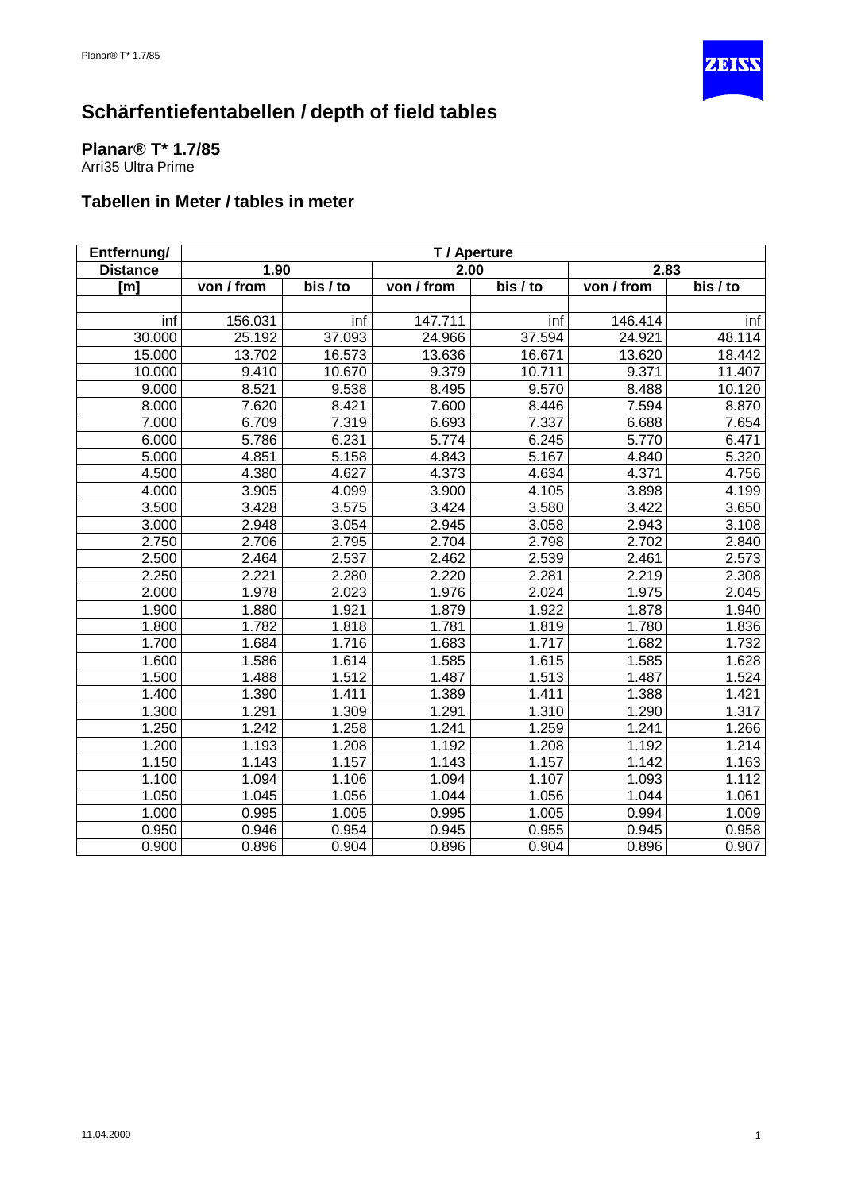# Schärfentiefentabellen / depth of field tables

## Planar® T* 1.7/85

Arri35 Ultra Prime

### Tabellen in Meter / tables in meter

| Entfernung/ | T / Aperture | | | | | |
|---|---|---|---|---|---|---|
| Distance | 1.90 | | 2.00 | | 2.83 | |
| [m] | von / from | bis / to | von / from | bis / to | von / from | bis / to |
| | | | | | | |
| inf | 156.031 | inf | 147.711 | inf | 146.414 | inf |
| 30.000 | 25.192 | 37.093 | 24.966 | 37.594 | 24.921 | 48.114 |
| 15.000 | 13.702 | 16.573 | 13.636 | 16.671 | 13.620 | 18.442 |
| 10.000 | 9.410 | 10.670 | 9.379 | 10.711 | 9.371 | 11.407 |
| 9.000 | 8.521 | 9.538 | 8.495 | 9.570 | 8.488 | 10.120 |
| 8.000 | 7.620 | 8.421 | 7.600 | 8.446 | 7.594 | 8.870 |
| 7.000 | 6.709 | 7.319 | 6.693 | 7.337 | 6.688 | 7.654 |
| 6.000 | 5.786 | 6.231 | 5.774 | 6.245 | 5.770 | 6.471 |
| 5.000 | 4.851 | 5.158 | 4.843 | 5.167 | 4.840 | 5.320 |
| 4.500 | 4.380 | 4.627 | 4.373 | 4.634 | 4.371 | 4.756 |
| 4.000 | 3.905 | 4.099 | 3.900 | 4.105 | 3.898 | 4.199 |
| 3.500 | 3.428 | 3.575 | 3.424 | 3.580 | 3.422 | 3.650 |
| 3.000 | 2.948 | 3.054 | 2.945 | 3.058 | 2.943 | 3.108 |
| 2.750 | 2.706 | 2.795 | 2.704 | 2.798 | 2.702 | 2.840 |
| 2.500 | 2.464 | 2.537 | 2.462 | 2.539 | 2.461 | 2.573 |
| 2.250 | 2.221 | 2.280 | 2.220 | 2.281 | 2.219 | 2.308 |
| 2.000 | 1.978 | 2.023 | 1.976 | 2.024 | 1.975 | 2.045 |
| 1.900 | 1.880 | 1.921 | 1.879 | 1.922 | 1.878 | 1.940 |
| 1.800 | 1.782 | 1.818 | 1.781 | 1.819 | 1.780 | 1.836 |
| 1.700 | 1.684 | 1.716 | 1.683 | 1.717 | 1.682 | 1.732 |
| 1.600 | 1.586 | 1.614 | 1.585 | 1.615 | 1.585 | 1.628 |
| 1.500 | 1.488 | 1.512 | 1.487 | 1.513 | 1.487 | 1.524 |
| 1.400 | 1.390 | 1.411 | 1.389 | 1.411 | 1.388 | 1.421 |
| 1.300 | 1.291 | 1.309 | 1.291 | 1.310 | 1.290 | 1.317 |
| 1.250 | 1.242 | 1.258 | 1.241 | 1.259 | 1.241 | 1.266 |
| 1.200 | 1.193 | 1.208 | 1.192 | 1.208 | 1.192 | 1.214 |
| 1.150 | 1.143 | 1.157 | 1.143 | 1.157 | 1.142 | 1.163 |
| 1.100 | 1.094 | 1.106 | 1.094 | 1.107 | 1.093 | 1.112 |
| 1.050 | 1.045 | 1.056 | 1.044 | 1.056 | 1.044 | 1.061 |
| 1.000 | 0.995 | 1.005 | 0.995 | 1.005 | 0.994 | 1.009 |
| 0.950 | 0.946 | 0.954 | 0.945 | 0.955 | 0.945 | 0.958 |
| 0.900 | 0.896 | 0.904 | 0.896 | 0.904 | 0.896 | 0.907 |

11.04.2000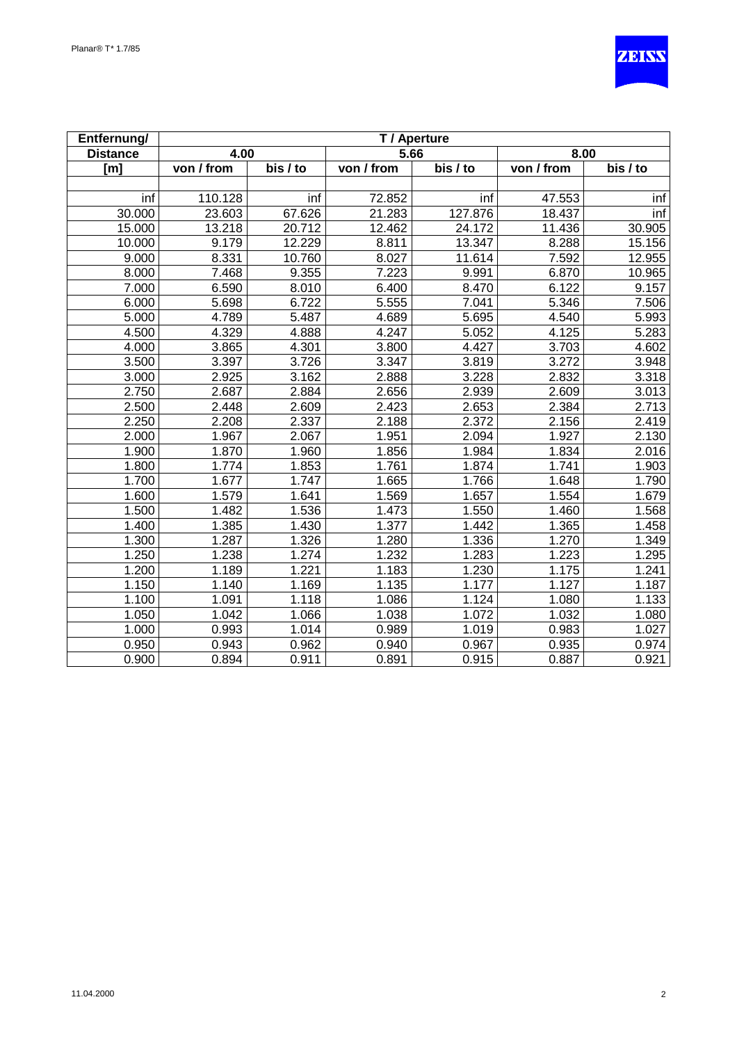| Entfernung/ | T / Aperture | | | | | |
|---|---|---|---|---|---|---|
| Distance | 4.00 | | 5.66 | | 8.00 | |
| [m] | von / from | bis / to | von / from | bis / to | von / from | bis / to |
| | | | | | | |
| inf | 110.128 | inf | 72.852 | inf | 47.553 | inf |
| 30.000 | 23.603 | 67.626 | 21.283 | 127.876 | 18.437 | inf |
| 15.000 | 13.218 | 20.712 | 12.462 | 24.172 | 11.436 | 30.905 |
| 10.000 | 9.179 | 12.229 | 8.811 | 13.347 | 8.288 | 15.156 |
| 9.000 | 8.331 | 10.760 | 8.027 | 11.614 | 7.592 | 12.955 |
| 8.000 | 7.468 | 9.355 | 7.223 | 9.991 | 6.870 | 10.965 |
| 7.000 | 6.590 | 8.010 | 6.400 | 8.470 | 6.122 | 9.157 |
| 6.000 | 5.698 | 6.722 | 5.555 | 7.041 | 5.346 | 7.506 |
| 5.000 | 4.789 | 5.487 | 4.689 | 5.695 | 4.540 | 5.993 |
| 4.500 | 4.329 | 4.888 | 4.247 | 5.052 | 4.125 | 5.283 |
| 4.000 | 3.865 | 4.301 | 3.800 | 4.427 | 3.703 | 4.602 |
| 3.500 | 3.397 | 3.726 | 3.347 | 3.819 | 3.272 | 3.948 |
| 3.000 | 2.925 | 3.162 | 2.888 | 3.228 | 2.832 | 3.318 |
| 2.750 | 2.687 | 2.884 | 2.656 | 2.939 | 2.609 | 3.013 |
| 2.500 | 2.448 | 2.609 | 2.423 | 2.653 | 2.384 | 2.713 |
| 2.250 | 2.208 | 2.337 | 2.188 | 2.372 | 2.156 | 2.419 |
| 2.000 | 1.967 | 2.067 | 1.951 | 2.094 | 1.927 | 2.130 |
| 1.900 | 1.870 | 1.960 | 1.856 | 1.984 | 1.834 | 2.016 |
| 1.800 | 1.774 | 1.853 | 1.761 | 1.874 | 1.741 | 1.903 |
| 1.700 | 1.677 | 1.747 | 1.665 | 1.766 | 1.648 | 1.790 |
| 1.600 | 1.579 | 1.641 | 1.569 | 1.657 | 1.554 | 1.679 |
| 1.500 | 1.482 | 1.536 | 1.473 | 1.550 | 1.460 | 1.568 |
| 1.400 | 1.385 | 1.430 | 1.377 | 1.442 | 1.365 | 1.458 |
| 1.300 | 1.287 | 1.326 | 1.280 | 1.336 | 1.270 | 1.349 |
| 1.250 | 1.238 | 1.274 | 1.232 | 1.283 | 1.223 | 1.295 |
| 1.200 | 1.189 | 1.221 | 1.183 | 1.230 | 1.175 | 1.241 |
| 1.150 | 1.140 | 1.169 | 1.135 | 1.177 | 1.127 | 1.187 |
| 1.100 | 1.091 | 1.118 | 1.086 | 1.124 | 1.080 | 1.133 |
| 1.050 | 1.042 | 1.066 | 1.038 | 1.072 | 1.032 | 1.080 |
| 1.000 | 0.993 | 1.014 | 0.989 | 1.019 | 0.983 | 1.027 |
| 0.950 | 0.943 | 0.962 | 0.940 | 0.967 | 0.935 | 0.974 |
| 0.900 | 0.894 | 0.911 | 0.891 | 0.915 | 0.887 | 0.921 |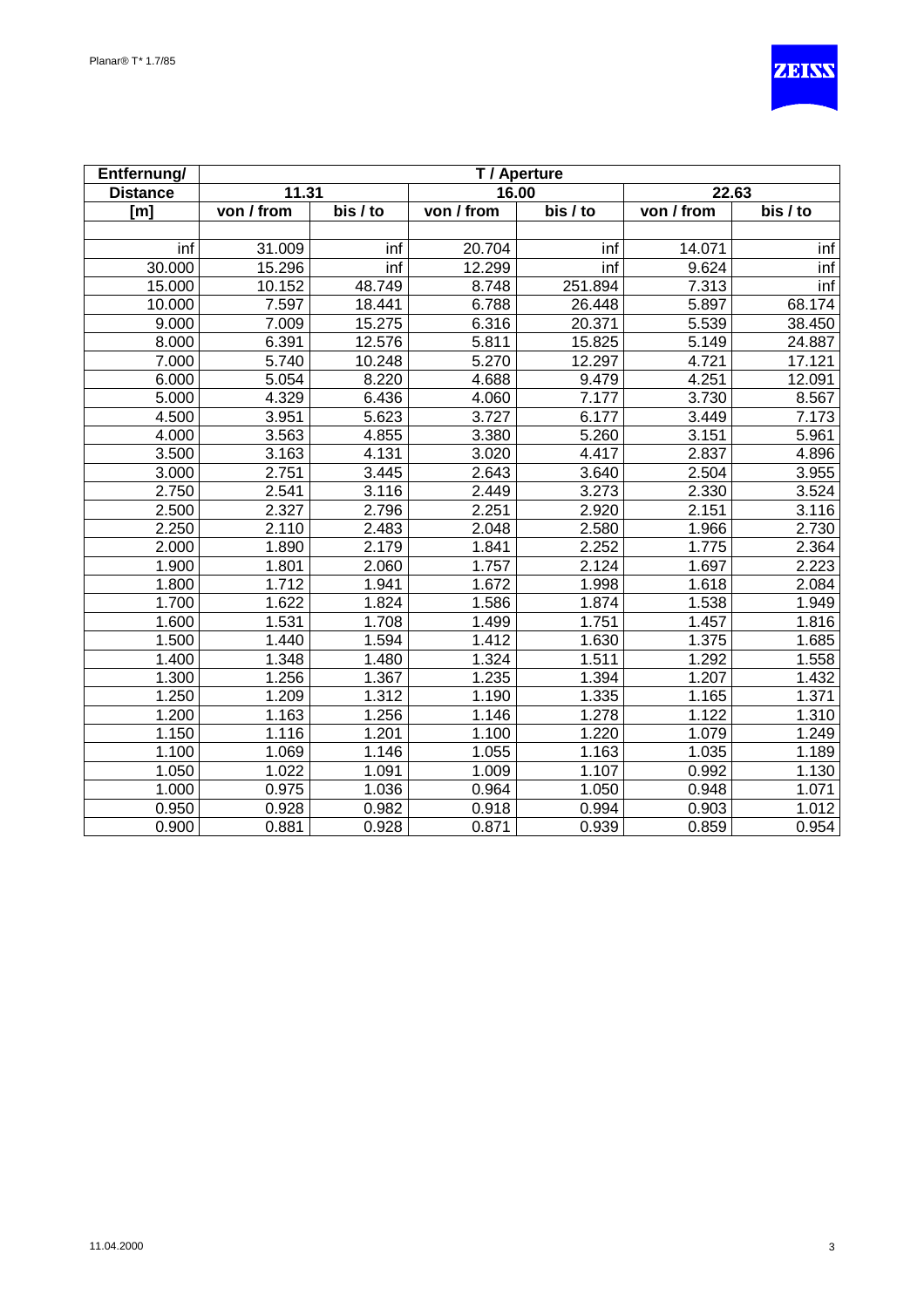| Entfernung/ | T / Aperture | | | | | |
|---|---|---|---|---|---|---|
| Distance | 11.31 | | 16.00 | | 22.63 | |
| [m] | von / from | bis / to | von / from | bis / to | von / from | bis / to |
| | | | | | | |
| inf | 31.009 | inf | 20.704 | inf | 14.071 | inf |
| 30.000 | 15.296 | inf | 12.299 | inf | 9.624 | inf |
| 15.000 | 10.152 | 48.749 | 8.748 | 251.894 | 7.313 | inf |
| 10.000 | 7.597 | 18.441 | 6.788 | 26.448 | 5.897 | 68.174 |
| 9.000 | 7.009 | 15.275 | 6.316 | 20.371 | 5.539 | 38.450 |
| 8.000 | 6.391 | 12.576 | 5.811 | 15.825 | 5.149 | 24.887 |
| 7.000 | 5.740 | 10.248 | 5.270 | 12.297 | 4.721 | 17.121 |
| 6.000 | 5.054 | 8.220 | 4.688 | 9.479 | 4.251 | 12.091 |
| 5.000 | 4.329 | 6.436 | 4.060 | 7.177 | 3.730 | 8.567 |
| 4.500 | 3.951 | 5.623 | 3.727 | 6.177 | 3.449 | 7.173 |
| 4.000 | 3.563 | 4.855 | 3.380 | 5.260 | 3.151 | 5.961 |
| 3.500 | 3.163 | 4.131 | 3.020 | 4.417 | 2.837 | 4.896 |
| 3.000 | 2.751 | 3.445 | 2.643 | 3.640 | 2.504 | 3.955 |
| 2.750 | 2.541 | 3.116 | 2.449 | 3.273 | 2.330 | 3.524 |
| 2.500 | 2.327 | 2.796 | 2.251 | 2.920 | 2.151 | 3.116 |
| 2.250 | 2.110 | 2.483 | 2.048 | 2.580 | 1.966 | 2.730 |
| 2.000 | 1.890 | 2.179 | 1.841 | 2.252 | 1.775 | 2.364 |
| 1.900 | 1.801 | 2.060 | 1.757 | 2.124 | 1.697 | 2.223 |
| 1.800 | 1.712 | 1.941 | 1.672 | 1.998 | 1.618 | 2.084 |
| 1.700 | 1.622 | 1.824 | 1.586 | 1.874 | 1.538 | 1.949 |
| 1.600 | 1.531 | 1.708 | 1.499 | 1.751 | 1.457 | 1.816 |
| 1.500 | 1.440 | 1.594 | 1.412 | 1.630 | 1.375 | 1.685 |
| 1.400 | 1.348 | 1.480 | 1.324 | 1.511 | 1.292 | 1.558 |
| 1.300 | 1.256 | 1.367 | 1.235 | 1.394 | 1.207 | 1.432 |
| 1.250 | 1.209 | 1.312 | 1.190 | 1.335 | 1.165 | 1.371 |
| 1.200 | 1.163 | 1.256 | 1.146 | 1.278 | 1.122 | 1.310 |
| 1.150 | 1.116 | 1.201 | 1.100 | 1.220 | 1.079 | 1.249 |
| 1.100 | 1.069 | 1.146 | 1.055 | 1.163 | 1.035 | 1.189 |
| 1.050 | 1.022 | 1.091 | 1.009 | 1.107 | 0.992 | 1.130 |
| 1.000 | 0.975 | 1.036 | 0.964 | 1.050 | 0.948 | 1.071 |
| 0.950 | 0.928 | 0.982 | 0.918 | 0.994 | 0.903 | 1.012 |
| 0.900 | 0.881 | 0.928 | 0.871 | 0.939 | 0.859 | 0.954 |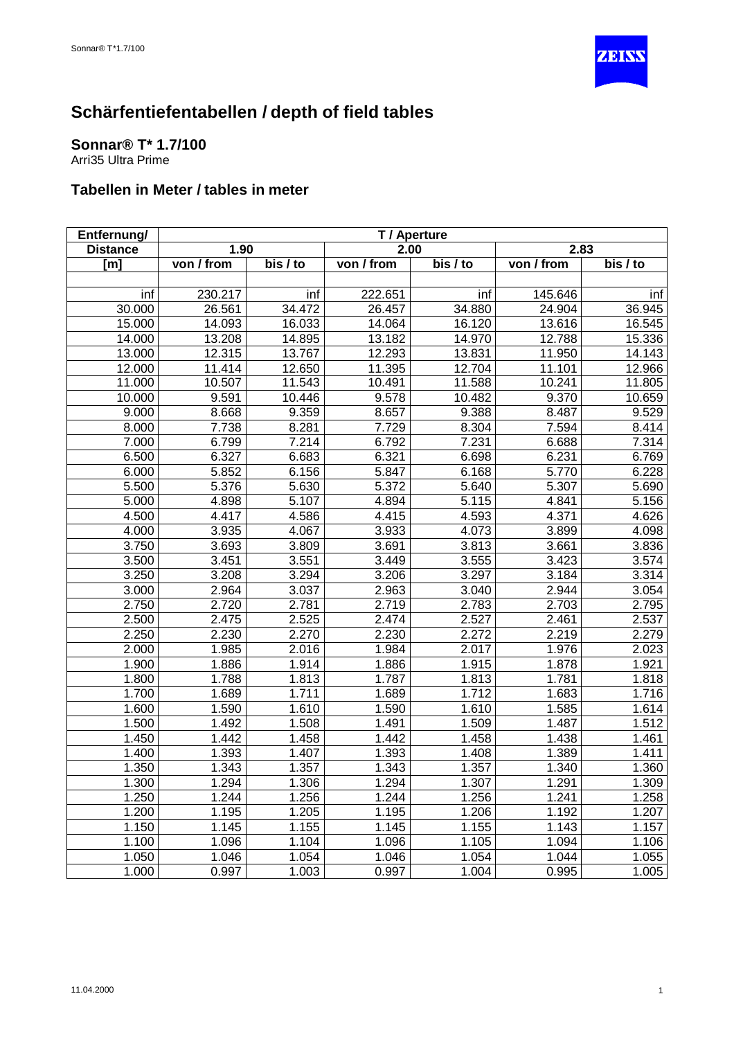# Schärfentiefentabellen / depth of field tables

## Sonnar® T* 1.7/100

Arri35 Ultra Prime

### Tabellen in Meter / tables in meter

| Entfernung/ | T / Aperture | | | | | |
|---|---|---|---|---|---|---|
| Distance | 1.90 | | 2.00 | | 2.83 | |
| [m] | von / from | bis / to | von / from | bis / to | von / from | bis / to |
| | | | | | | |
| inf | 230.217 | inf | 222.651 | inf | 145.646 | inf |
| 30.000 | 26.561 | 34.472 | 26.457 | 34.880 | 24.904 | 36.945 |
| 15.000 | 14.093 | 16.033 | 14.064 | 16.120 | 13.616 | 16.545 |
| 14.000 | 13.208 | 14.895 | 13.182 | 14.970 | 12.788 | 15.336 |
| 13.000 | 12.315 | 13.767 | 12.293 | 13.831 | 11.950 | 14.143 |
| 12.000 | 11.414 | 12.650 | 11.395 | 12.704 | 11.101 | 12.966 |
| 11.000 | 10.507 | 11.543 | 10.491 | 11.588 | 10.241 | 11.805 |
| 10.000 | 9.591 | 10.446 | 9.578 | 10.482 | 9.370 | 10.659 |
| 9.000 | 8.668 | 9.359 | 8.657 | 9.388 | 8.487 | 9.529 |
| 8.000 | 7.738 | 8.281 | 7.729 | 8.304 | 7.594 | 8.414 |
| 7.000 | 6.799 | 7.214 | 6.792 | 7.231 | 6.688 | 7.314 |
| 6.500 | 6.327 | 6.683 | 6.321 | 6.698 | 6.231 | 6.769 |
| 6.000 | 5.852 | 6.156 | 5.847 | 6.168 | 5.770 | 6.228 |
| 5.500 | 5.376 | 5.630 | 5.372 | 5.640 | 5.307 | 5.690 |
| 5.000 | 4.898 | 5.107 | 4.894 | 5.115 | 4.841 | 5.156 |
| 4.500 | 4.417 | 4.586 | 4.415 | 4.593 | 4.371 | 4.626 |
| 4.000 | 3.935 | 4.067 | 3.933 | 4.073 | 3.899 | 4.098 |
| 3.750 | 3.693 | 3.809 | 3.691 | 3.813 | 3.661 | 3.836 |
| 3.500 | 3.451 | 3.551 | 3.449 | 3.555 | 3.423 | 3.574 |
| 3.250 | 3.208 | 3.294 | 3.206 | 3.297 | 3.184 | 3.314 |
| 3.000 | 2.964 | 3.037 | 2.963 | 3.040 | 2.944 | 3.054 |
| 2.750 | 2.720 | 2.781 | 2.719 | 2.783 | 2.703 | 2.795 |
| 2.500 | 2.475 | 2.525 | 2.474 | 2.527 | 2.461 | 2.537 |
| 2.250 | 2.230 | 2.270 | 2.230 | 2.272 | 2.219 | 2.279 |
| 2.000 | 1.985 | 2.016 | 1.984 | 2.017 | 1.976 | 2.023 |
| 1.900 | 1.886 | 1.914 | 1.886 | 1.915 | 1.878 | 1.921 |
| 1.800 | 1.788 | 1.813 | 1.787 | 1.813 | 1.781 | 1.818 |
| 1.700 | 1.689 | 1.711 | 1.689 | 1.712 | 1.683 | 1.716 |
| 1.600 | 1.590 | 1.610 | 1.590 | 1.610 | 1.585 | 1.614 |
| 1.500 | 1.492 | 1.508 | 1.491 | 1.509 | 1.487 | 1.512 |
| 1.450 | 1.442 | 1.458 | 1.442 | 1.458 | 1.438 | 1.461 |
| 1.400 | 1.393 | 1.407 | 1.393 | 1.408 | 1.389 | 1.411 |
| 1.350 | 1.343 | 1.357 | 1.343 | 1.357 | 1.340 | 1.360 |
| 1.300 | 1.294 | 1.306 | 1.294 | 1.307 | 1.291 | 1.309 |
| 1.250 | 1.244 | 1.256 | 1.244 | 1.256 | 1.241 | 1.258 |
| 1.200 | 1.195 | 1.205 | 1.195 | 1.206 | 1.192 | 1.207 |
| 1.150 | 1.145 | 1.155 | 1.145 | 1.155 | 1.143 | 1.157 |
| 1.100 | 1.096 | 1.104 | 1.096 | 1.105 | 1.094 | 1.106 |
| 1.050 | 1.046 | 1.054 | 1.046 | 1.054 | 1.044 | 1.055 |
| 1.000 | 0.997 | 1.003 | 0.997 | 1.004 | 0.995 | 1.005 |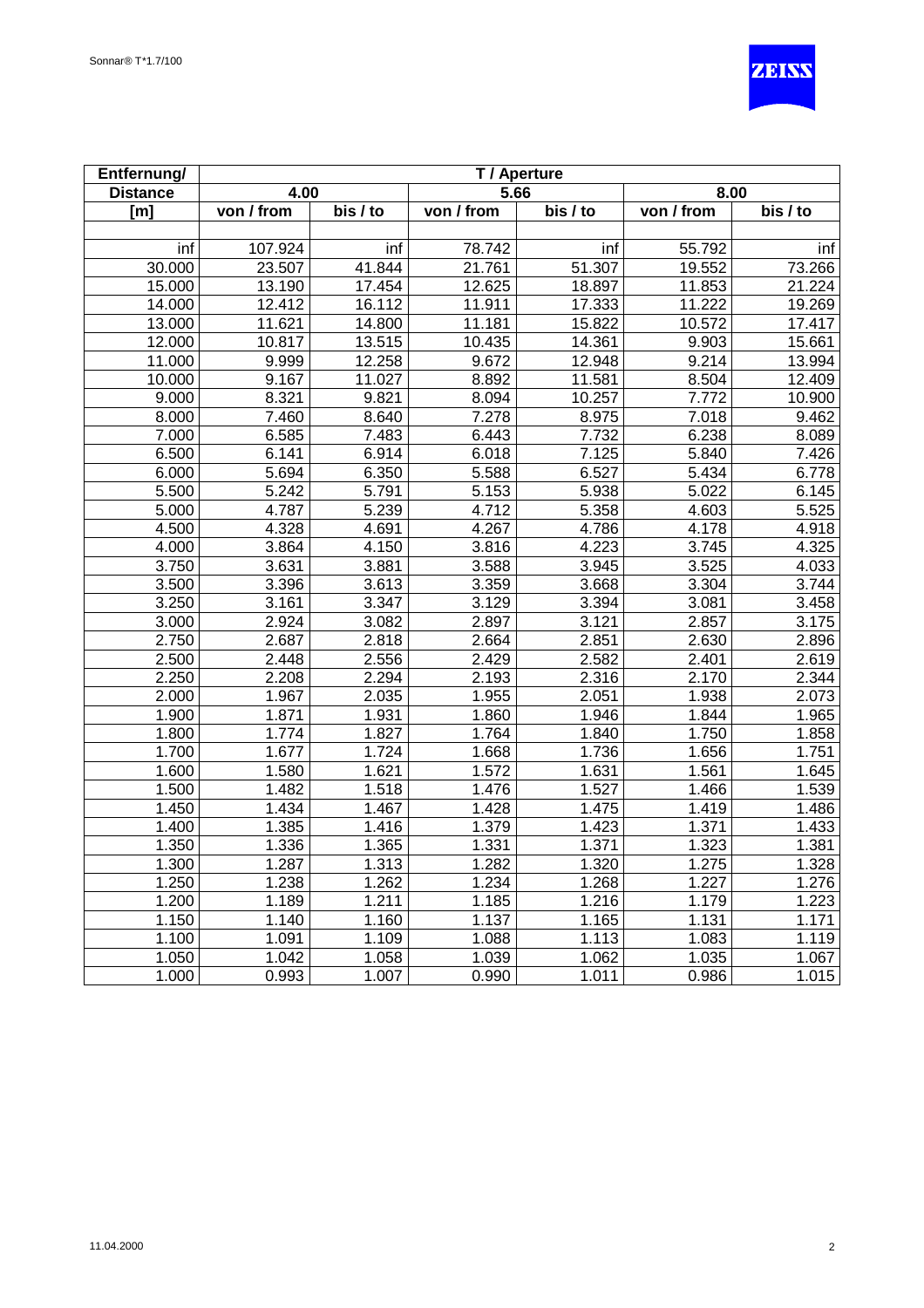Sonnar® T*1.7/100

| Entfernung/ | T / Aperture | | | | | |
|---|---|---|---|---|---|---|
| Distance | 4.00 | | 5.66 | | 8.00 | |
| [m] | von / from | bis / to | von / from | bis / to | von / from | bis / to |
| | | | | | | |
| inf | 107.924 | inf | 78.742 | inf | 55.792 | inf |
| 30.000 | 23.507 | 41.844 | 21.761 | 51.307 | 19.552 | 73.266 |
| 15.000 | 13.190 | 17.454 | 12.625 | 18.897 | 11.853 | 21.224 |
| 14.000 | 12.412 | 16.112 | 11.911 | 17.333 | 11.222 | 19.269 |
| 13.000 | 11.621 | 14.800 | 11.181 | 15.822 | 10.572 | 17.417 |
| 12.000 | 10.817 | 13.515 | 10.435 | 14.361 | 9.903 | 15.661 |
| 11.000 | 9.999 | 12.258 | 9.672 | 12.948 | 9.214 | 13.994 |
| 10.000 | 9.167 | 11.027 | 8.892 | 11.581 | 8.504 | 12.409 |
| 9.000 | 8.321 | 9.821 | 8.094 | 10.257 | 7.772 | 10.900 |
| 8.000 | 7.460 | 8.640 | 7.278 | 8.975 | 7.018 | 9.462 |
| 7.000 | 6.585 | 7.483 | 6.443 | 7.732 | 6.238 | 8.089 |
| 6.500 | 6.141 | 6.914 | 6.018 | 7.125 | 5.840 | 7.426 |
| 6.000 | 5.694 | 6.350 | 5.588 | 6.527 | 5.434 | 6.778 |
| 5.500 | 5.242 | 5.791 | 5.153 | 5.938 | 5.022 | 6.145 |
| 5.000 | 4.787 | 5.239 | 4.712 | 5.358 | 4.603 | 5.525 |
| 4.500 | 4.328 | 4.691 | 4.267 | 4.786 | 4.178 | 4.918 |
| 4.000 | 3.864 | 4.150 | 3.816 | 4.223 | 3.745 | 4.325 |
| 3.750 | 3.631 | 3.881 | 3.588 | 3.945 | 3.525 | 4.033 |
| 3.500 | 3.396 | 3.613 | 3.359 | 3.668 | 3.304 | 3.744 |
| 3.250 | 3.161 | 3.347 | 3.129 | 3.394 | 3.081 | 3.458 |
| 3.000 | 2.924 | 3.082 | 2.897 | 3.121 | 2.857 | 3.175 |
| 2.750 | 2.687 | 2.818 | 2.664 | 2.851 | 2.630 | 2.896 |
| 2.500 | 2.448 | 2.556 | 2.429 | 2.582 | 2.401 | 2.619 |
| 2.250 | 2.208 | 2.294 | 2.193 | 2.316 | 2.170 | 2.344 |
| 2.000 | 1.967 | 2.035 | 1.955 | 2.051 | 1.938 | 2.073 |
| 1.900 | 1.871 | 1.931 | 1.860 | 1.946 | 1.844 | 1.965 |
| 1.800 | 1.774 | 1.827 | 1.764 | 1.840 | 1.750 | 1.858 |
| 1.700 | 1.677 | 1.724 | 1.668 | 1.736 | 1.656 | 1.751 |
| 1.600 | 1.580 | 1.621 | 1.572 | 1.631 | 1.561 | 1.645 |
| 1.500 | 1.482 | 1.518 | 1.476 | 1.527 | 1.466 | 1.539 |
| 1.450 | 1.434 | 1.467 | 1.428 | 1.475 | 1.419 | 1.486 |
| 1.400 | 1.385 | 1.416 | 1.379 | 1.423 | 1.371 | 1.433 |
| 1.350 | 1.336 | 1.365 | 1.331 | 1.371 | 1.323 | 1.381 |
| 1.300 | 1.287 | 1.313 | 1.282 | 1.320 | 1.275 | 1.328 |
| 1.250 | 1.238 | 1.262 | 1.234 | 1.268 | 1.227 | 1.276 |
| 1.200 | 1.189 | 1.211 | 1.185 | 1.216 | 1.179 | 1.223 |
| 1.150 | 1.140 | 1.160 | 1.137 | 1.165 | 1.131 | 1.171 |
| 1.100 | 1.091 | 1.109 | 1.088 | 1.113 | 1.083 | 1.119 |
| 1.050 | 1.042 | 1.058 | 1.039 | 1.062 | 1.035 | 1.067 |
| 1.000 | 0.993 | 1.007 | 0.990 | 1.011 | 0.986 | 1.015 |

11.04.2000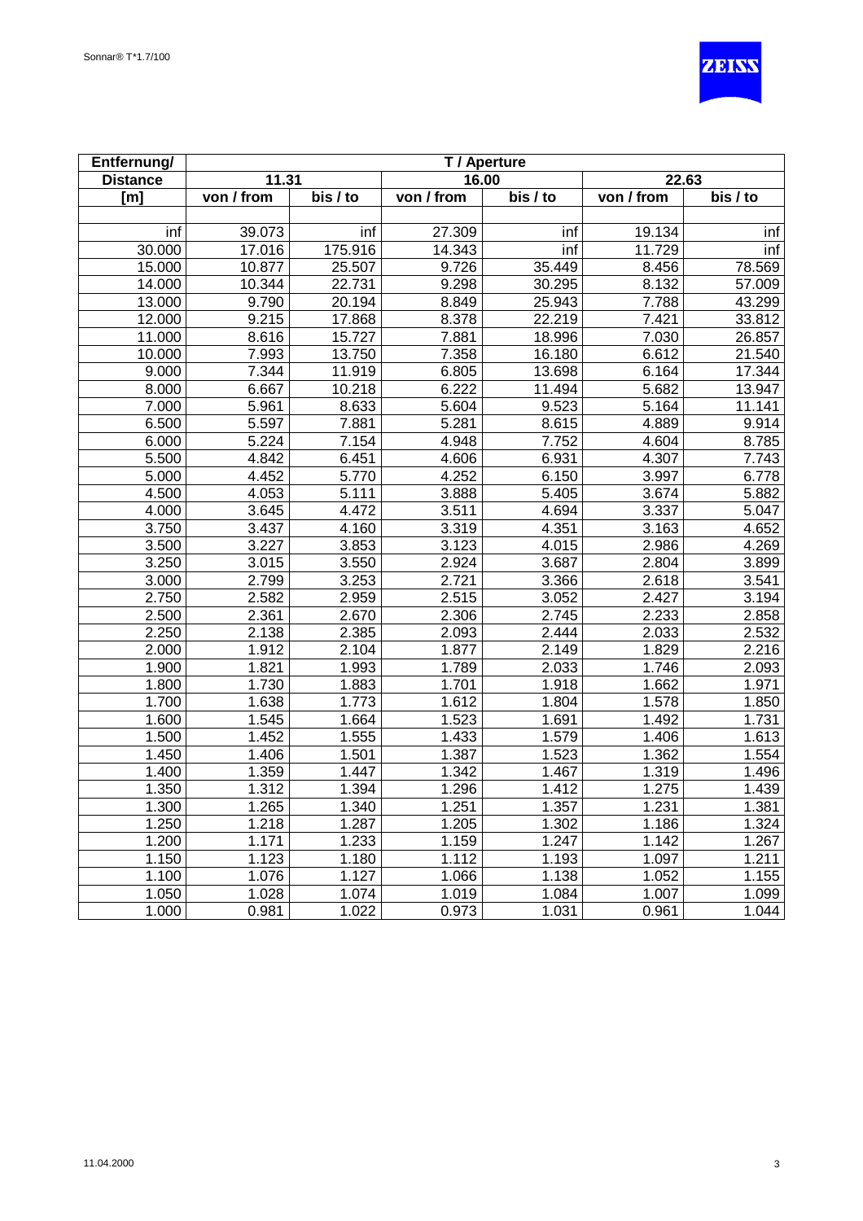| Entfernung/ | T / Aperture | | | | | |
|---|---|---|---|---|---|---|
| Distance | 11.31 | | 16.00 | | 22.63 | |
| [m] | von / from | bis / to | von / from | bis / to | von / from | bis / to |
| inf | 39.073 | inf | 27.309 | inf | 19.134 | inf |
| 30.000 | 17.016 | 175.916 | 14.343 | inf | 11.729 | inf |
| 15.000 | 10.877 | 25.507 | 9.726 | 35.449 | 8.456 | 78.569 |
| 14.000 | 10.344 | 22.731 | 9.298 | 30.295 | 8.132 | 57.009 |
| 13.000 | 9.790 | 20.194 | 8.849 | 25.943 | 7.788 | 43.299 |
| 12.000 | 9.215 | 17.868 | 8.378 | 22.219 | 7.421 | 33.812 |
| 11.000 | 8.616 | 15.727 | 7.881 | 18.996 | 7.030 | 26.857 |
| 10.000 | 7.993 | 13.750 | 7.358 | 16.180 | 6.612 | 21.540 |
| 9.000 | 7.344 | 11.919 | 6.805 | 13.698 | 6.164 | 17.344 |
| 8.000 | 6.667 | 10.218 | 6.222 | 11.494 | 5.682 | 13.947 |
| 7.000 | 5.961 | 8.633 | 5.604 | 9.523 | 5.164 | 11.141 |
| 6.500 | 5.597 | 7.881 | 5.281 | 8.615 | 4.889 | 9.914 |
| 6.000 | 5.224 | 7.154 | 4.948 | 7.752 | 4.604 | 8.785 |
| 5.500 | 4.842 | 6.451 | 4.606 | 6.931 | 4.307 | 7.743 |
| 5.000 | 4.452 | 5.770 | 4.252 | 6.150 | 3.997 | 6.778 |
| 4.500 | 4.053 | 5.111 | 3.888 | 5.405 | 3.674 | 5.882 |
| 4.000 | 3.645 | 4.472 | 3.511 | 4.694 | 3.337 | 5.047 |
| 3.750 | 3.437 | 4.160 | 3.319 | 4.351 | 3.163 | 4.652 |
| 3.500 | 3.227 | 3.853 | 3.123 | 4.015 | 2.986 | 4.269 |
| 3.250 | 3.015 | 3.550 | 2.924 | 3.687 | 2.804 | 3.899 |
| 3.000 | 2.799 | 3.253 | 2.721 | 3.366 | 2.618 | 3.541 |
| 2.750 | 2.582 | 2.959 | 2.515 | 3.052 | 2.427 | 3.194 |
| 2.500 | 2.361 | 2.670 | 2.306 | 2.745 | 2.233 | 2.858 |
| 2.250 | 2.138 | 2.385 | 2.093 | 2.444 | 2.033 | 2.532 |
| 2.000 | 1.912 | 2.104 | 1.877 | 2.149 | 1.829 | 2.216 |
| 1.900 | 1.821 | 1.993 | 1.789 | 2.033 | 1.746 | 2.093 |
| 1.800 | 1.730 | 1.883 | 1.701 | 1.918 | 1.662 | 1.971 |
| 1.700 | 1.638 | 1.773 | 1.612 | 1.804 | 1.578 | 1.850 |
| 1.600 | 1.545 | 1.664 | 1.523 | 1.691 | 1.492 | 1.731 |
| 1.500 | 1.452 | 1.555 | 1.433 | 1.579 | 1.406 | 1.613 |
| 1.450 | 1.406 | 1.501 | 1.387 | 1.523 | 1.362 | 1.554 |
| 1.400 | 1.359 | 1.447 | 1.342 | 1.467 | 1.319 | 1.496 |
| 1.350 | 1.312 | 1.394 | 1.296 | 1.412 | 1.275 | 1.439 |
| 1.300 | 1.265 | 1.340 | 1.251 | 1.357 | 1.231 | 1.381 |
| 1.250 | 1.218 | 1.287 | 1.205 | 1.302 | 1.186 | 1.324 |
| 1.200 | 1.171 | 1.233 | 1.159 | 1.247 | 1.142 | 1.267 |
| 1.150 | 1.123 | 1.180 | 1.112 | 1.193 | 1.097 | 1.211 |
| 1.100 | 1.076 | 1.127 | 1.066 | 1.138 | 1.052 | 1.155 |
| 1.050 | 1.028 | 1.074 | 1.019 | 1.084 | 1.007 | 1.099 |
| 1.000 | 0.981 | 1.022 | 0.973 | 1.031 | 0.961 | 1.044 |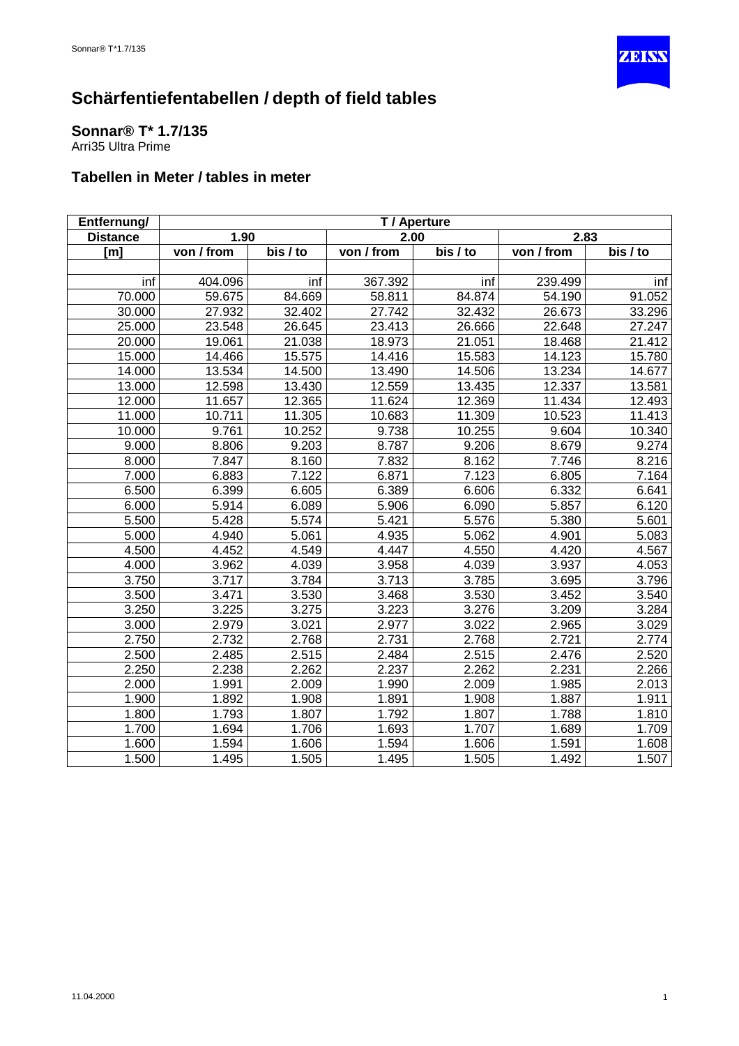# Schärfentiefentabellen / depth of field tables

## Sonnar® T* 1.7/135

Arri35 Ultra Prime

### Tabellen in Meter / tables in meter

| Entfernung/ | T / Aperture | | | | | |
|---|---|---|---|---|---|---|
| Distance | 1.90 | | 2.00 | | 2.83 | |
| [m] | von / from | bis / to | von / from | bis / to | von / from | bis / to |
| | | | | | | |
| inf | 404.096 | inf | 367.392 | inf | 239.499 | inf |
| 70.000 | 59.675 | 84.669 | 58.811 | 84.874 | 54.190 | 91.052 |
| 30.000 | 27.932 | 32.402 | 27.742 | 32.432 | 26.673 | 33.296 |
| 25.000 | 23.548 | 26.645 | 23.413 | 26.666 | 22.648 | 27.247 |
| 20.000 | 19.061 | 21.038 | 18.973 | 21.051 | 18.468 | 21.412 |
| 15.000 | 14.466 | 15.575 | 14.416 | 15.583 | 14.123 | 15.780 |
| 14.000 | 13.534 | 14.500 | 13.490 | 14.506 | 13.234 | 14.677 |
| 13.000 | 12.598 | 13.430 | 12.559 | 13.435 | 12.337 | 13.581 |
| 12.000 | 11.657 | 12.365 | 11.624 | 12.369 | 11.434 | 12.493 |
| 11.000 | 10.711 | 11.305 | 10.683 | 11.309 | 10.523 | 11.413 |
| 10.000 | 9.761 | 10.252 | 9.738 | 10.255 | 9.604 | 10.340 |
| 9.000 | 8.806 | 9.203 | 8.787 | 9.206 | 8.679 | 9.274 |
| 8.000 | 7.847 | 8.160 | 7.832 | 8.162 | 7.746 | 8.216 |
| 7.000 | 6.883 | 7.122 | 6.871 | 7.123 | 6.805 | 7.164 |
| 6.500 | 6.399 | 6.605 | 6.389 | 6.606 | 6.332 | 6.641 |
| 6.000 | 5.914 | 6.089 | 5.906 | 6.090 | 5.857 | 6.120 |
| 5.500 | 5.428 | 5.574 | 5.421 | 5.576 | 5.380 | 5.601 |
| 5.000 | 4.940 | 5.061 | 4.935 | 5.062 | 4.901 | 5.083 |
| 4.500 | 4.452 | 4.549 | 4.447 | 4.550 | 4.420 | 4.567 |
| 4.000 | 3.962 | 4.039 | 3.958 | 4.039 | 3.937 | 4.053 |
| 3.750 | 3.717 | 3.784 | 3.713 | 3.785 | 3.695 | 3.796 |
| 3.500 | 3.471 | 3.530 | 3.468 | 3.530 | 3.452 | 3.540 |
| 3.250 | 3.225 | 3.275 | 3.223 | 3.276 | 3.209 | 3.284 |
| 3.000 | 2.979 | 3.021 | 2.977 | 3.022 | 2.965 | 3.029 |
| 2.750 | 2.732 | 2.768 | 2.731 | 2.768 | 2.721 | 2.774 |
| 2.500 | 2.485 | 2.515 | 2.484 | 2.515 | 2.476 | 2.520 |
| 2.250 | 2.238 | 2.262 | 2.237 | 2.262 | 2.231 | 2.266 |
| 2.000 | 1.991 | 2.009 | 1.990 | 2.009 | 1.985 | 2.013 |
| 1.900 | 1.892 | 1.908 | 1.891 | 1.908 | 1.887 | 1.911 |
| 1.800 | 1.793 | 1.807 | 1.792 | 1.807 | 1.788 | 1.810 |
| 1.700 | 1.694 | 1.706 | 1.693 | 1.707 | 1.689 | 1.709 |
| 1.600 | 1.594 | 1.606 | 1.594 | 1.606 | 1.591 | 1.608 |
| 1.500 | 1.495 | 1.505 | 1.495 | 1.505 | 1.492 | 1.507 |

11.04.2000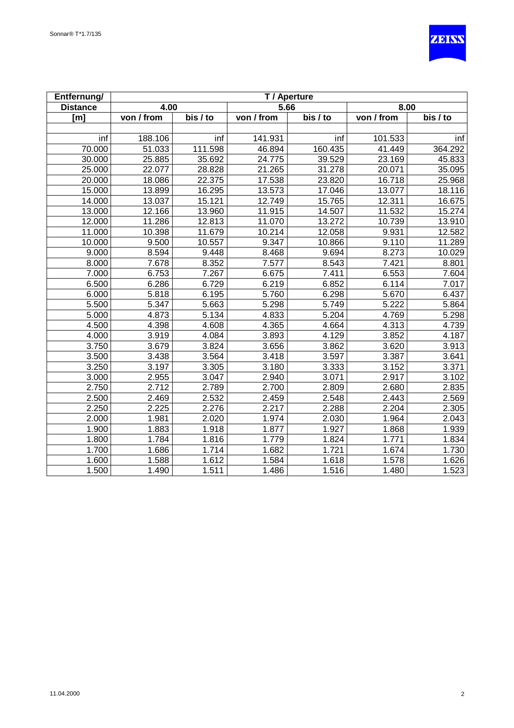| Entfernung/ | T / Aperture | | | | | |
|---|---|---|---|---|---|---|
| Distance | 4.00 | | 5.66 | | 8.00 | |
| [m] | von / from | bis / to | von / from | bis / to | von / from | bis / to |
| | | | | | | |
| inf | 188.106 | inf | 141.931 | inf | 101.533 | inf |
| 70.000 | 51.033 | 111.598 | 46.894 | 160.435 | 41.449 | 364.292 |
| 30.000 | 25.885 | 35.692 | 24.775 | 39.529 | 23.169 | 45.833 |
| 25.000 | 22.077 | 28.828 | 21.265 | 31.278 | 20.071 | 35.095 |
| 20.000 | 18.086 | 22.375 | 17.538 | 23.820 | 16.718 | 25.968 |
| 15.000 | 13.899 | 16.295 | 13.573 | 17.046 | 13.077 | 18.116 |
| 14.000 | 13.037 | 15.121 | 12.749 | 15.765 | 12.311 | 16.675 |
| 13.000 | 12.166 | 13.960 | 11.915 | 14.507 | 11.532 | 15.274 |
| 12.000 | 11.286 | 12.813 | 11.070 | 13.272 | 10.739 | 13.910 |
| 11.000 | 10.398 | 11.679 | 10.214 | 12.058 | 9.931 | 12.582 |
| 10.000 | 9.500 | 10.557 | 9.347 | 10.866 | 9.110 | 11.289 |
| 9.000 | 8.594 | 9.448 | 8.468 | 9.694 | 8.273 | 10.029 |
| 8.000 | 7.678 | 8.352 | 7.577 | 8.543 | 7.421 | 8.801 |
| 7.000 | 6.753 | 7.267 | 6.675 | 7.411 | 6.553 | 7.604 |
| 6.500 | 6.286 | 6.729 | 6.219 | 6.852 | 6.114 | 7.017 |
| 6.000 | 5.818 | 6.195 | 5.760 | 6.298 | 5.670 | 6.437 |
| 5.500 | 5.347 | 5.663 | 5.298 | 5.749 | 5.222 | 5.864 |
| 5.000 | 4.873 | 5.134 | 4.833 | 5.204 | 4.769 | 5.298 |
| 4.500 | 4.398 | 4.608 | 4.365 | 4.664 | 4.313 | 4.739 |
| 4.000 | 3.919 | 4.084 | 3.893 | 4.129 | 3.852 | 4.187 |
| 3.750 | 3.679 | 3.824 | 3.656 | 3.862 | 3.620 | 3.913 |
| 3.500 | 3.438 | 3.564 | 3.418 | 3.597 | 3.387 | 3.641 |
| 3.250 | 3.197 | 3.305 | 3.180 | 3.333 | 3.152 | 3.371 |
| 3.000 | 2.955 | 3.047 | 2.940 | 3.071 | 2.917 | 3.102 |
| 2.750 | 2.712 | 2.789 | 2.700 | 2.809 | 2.680 | 2.835 |
| 2.500 | 2.469 | 2.532 | 2.459 | 2.548 | 2.443 | 2.569 |
| 2.250 | 2.225 | 2.276 | 2.217 | 2.288 | 2.204 | 2.305 |
| 2.000 | 1.981 | 2.020 | 1.974 | 2.030 | 1.964 | 2.043 |
| 1.900 | 1.883 | 1.918 | 1.877 | 1.927 | 1.868 | 1.939 |
| 1.800 | 1.784 | 1.816 | 1.779 | 1.824 | 1.771 | 1.834 |
| 1.700 | 1.686 | 1.714 | 1.682 | 1.721 | 1.674 | 1.730 |
| 1.600 | 1.588 | 1.612 | 1.584 | 1.618 | 1.578 | 1.626 |
| 1.500 | 1.490 | 1.511 | 1.486 | 1.516 | 1.480 | 1.523 |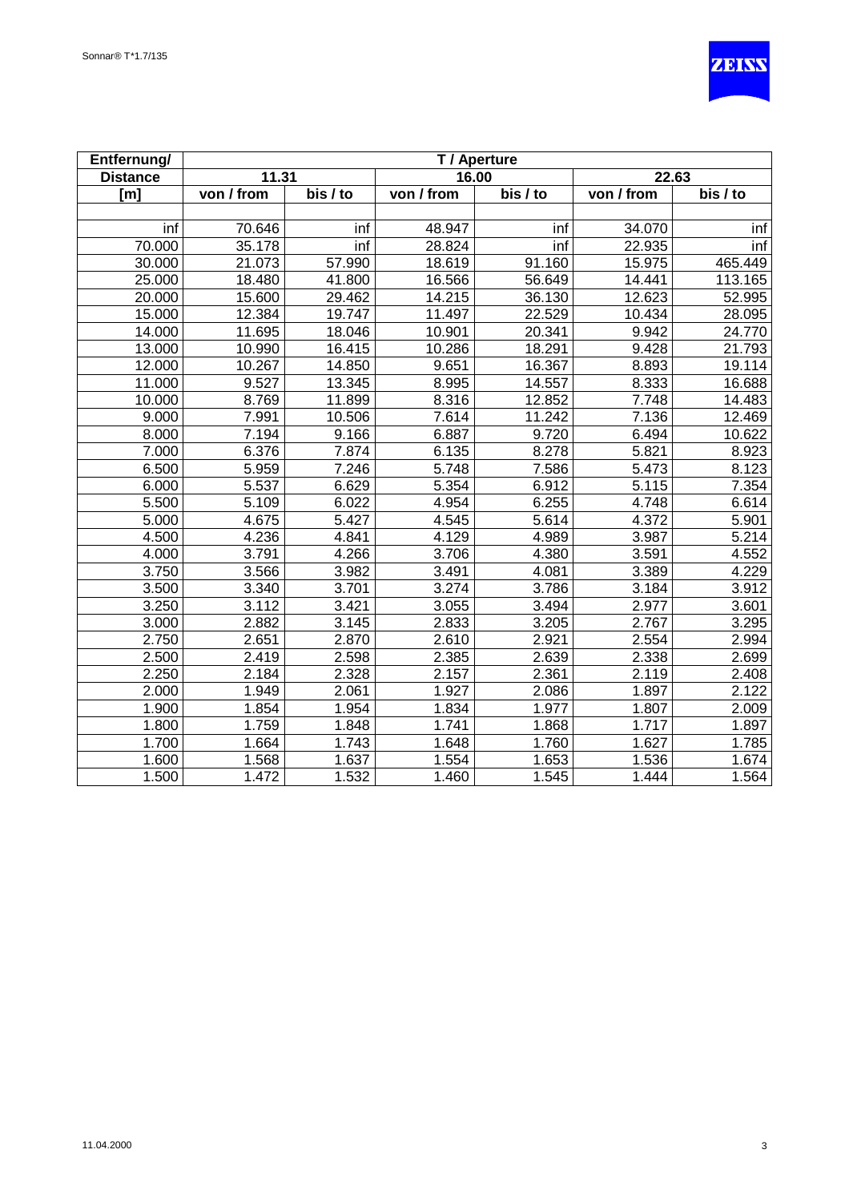| Entfernung/ | T / Aperture | | | | | |
|---|---|---|---|---|---|---|
| Distance | 11.31 | | 16.00 | | 22.63 | |
| [m] | von / from | bis / to | von / from | bis / to | von / from | bis / to |
| | | | | | | |
| inf | 70.646 | inf | 48.947 | inf | 34.070 | inf |
| 70.000 | 35.178 | inf | 28.824 | inf | 22.935 | inf |
| 30.000 | 21.073 | 57.990 | 18.619 | 91.160 | 15.975 | 465.449 |
| 25.000 | 18.480 | 41.800 | 16.566 | 56.649 | 14.441 | 113.165 |
| 20.000 | 15.600 | 29.462 | 14.215 | 36.130 | 12.623 | 52.995 |
| 15.000 | 12.384 | 19.747 | 11.497 | 22.529 | 10.434 | 28.095 |
| 14.000 | 11.695 | 18.046 | 10.901 | 20.341 | 9.942 | 24.770 |
| 13.000 | 10.990 | 16.415 | 10.286 | 18.291 | 9.428 | 21.793 |
| 12.000 | 10.267 | 14.850 | 9.651 | 16.367 | 8.893 | 19.114 |
| 11.000 | 9.527 | 13.345 | 8.995 | 14.557 | 8.333 | 16.688 |
| 10.000 | 8.769 | 11.899 | 8.316 | 12.852 | 7.748 | 14.483 |
| 9.000 | 7.991 | 10.506 | 7.614 | 11.242 | 7.136 | 12.469 |
| 8.000 | 7.194 | 9.166 | 6.887 | 9.720 | 6.494 | 10.622 |
| 7.000 | 6.376 | 7.874 | 6.135 | 8.278 | 5.821 | 8.923 |
| 6.500 | 5.959 | 7.246 | 5.748 | 7.586 | 5.473 | 8.123 |
| 6.000 | 5.537 | 6.629 | 5.354 | 6.912 | 5.115 | 7.354 |
| 5.500 | 5.109 | 6.022 | 4.954 | 6.255 | 4.748 | 6.614 |
| 5.000 | 4.675 | 5.427 | 4.545 | 5.614 | 4.372 | 5.901 |
| 4.500 | 4.236 | 4.841 | 4.129 | 4.989 | 3.987 | 5.214 |
| 4.000 | 3.791 | 4.266 | 3.706 | 4.380 | 3.591 | 4.552 |
| 3.750 | 3.566 | 3.982 | 3.491 | 4.081 | 3.389 | 4.229 |
| 3.500 | 3.340 | 3.701 | 3.274 | 3.786 | 3.184 | 3.912 |
| 3.250 | 3.112 | 3.421 | 3.055 | 3.494 | 2.977 | 3.601 |
| 3.000 | 2.882 | 3.145 | 2.833 | 3.205 | 2.767 | 3.295 |
| 2.750 | 2.651 | 2.870 | 2.610 | 2.921 | 2.554 | 2.994 |
| 2.500 | 2.419 | 2.598 | 2.385 | 2.639 | 2.338 | 2.699 |
| 2.250 | 2.184 | 2.328 | 2.157 | 2.361 | 2.119 | 2.408 |
| 2.000 | 1.949 | 2.061 | 1.927 | 2.086 | 1.897 | 2.122 |
| 1.900 | 1.854 | 1.954 | 1.834 | 1.977 | 1.807 | 2.009 |
| 1.800 | 1.759 | 1.848 | 1.741 | 1.868 | 1.717 | 1.897 |
| 1.700 | 1.664 | 1.743 | 1.648 | 1.760 | 1.627 | 1.785 |
| 1.600 | 1.568 | 1.637 | 1.554 | 1.653 | 1.536 | 1.674 |
| 1.500 | 1.472 | 1.532 | 1.460 | 1.545 | 1.444 | 1.564 |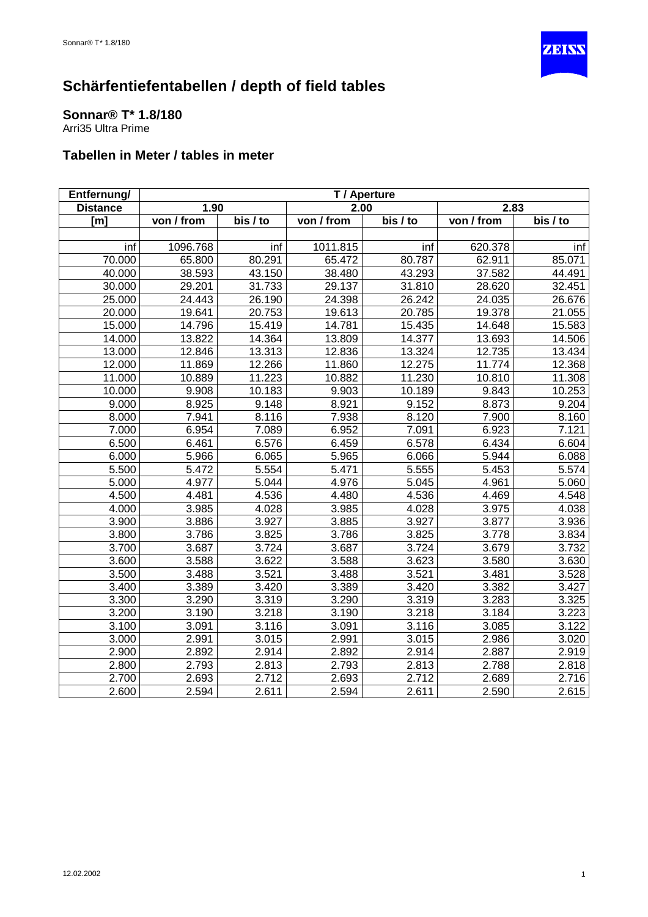# Schärfentiefentabellen / depth of field tables

## Sonnar® T* 1.8/180

Arri35 Ultra Prime

### Tabellen in Meter / tables in meter

| Entfernung/ | T / Aperture | | | | | |
|---|---|---|---|---|---|---|
| Distance | 1.90 | | 2.00 | | 2.83 | |
| [m] | von / from | bis / to | von / from | bis / to | von / from | bis / to |
| | | | | | | |
| inf | 1096.768 | inf | 1011.815 | inf | 620.378 | inf |
| 70.000 | 65.800 | 80.291 | 65.472 | 80.787 | 62.911 | 85.071 |
| 40.000 | 38.593 | 43.150 | 38.480 | 43.293 | 37.582 | 44.491 |
| 30.000 | 29.201 | 31.733 | 29.137 | 31.810 | 28.620 | 32.451 |
| 25.000 | 24.443 | 26.190 | 24.398 | 26.242 | 24.035 | 26.676 |
| 20.000 | 19.641 | 20.753 | 19.613 | 20.785 | 19.378 | 21.055 |
| 15.000 | 14.796 | 15.419 | 14.781 | 15.435 | 14.648 | 15.583 |
| 14.000 | 13.822 | 14.364 | 13.809 | 14.377 | 13.693 | 14.506 |
| 13.000 | 12.846 | 13.313 | 12.836 | 13.324 | 12.735 | 13.434 |
| 12.000 | 11.869 | 12.266 | 11.860 | 12.275 | 11.774 | 12.368 |
| 11.000 | 10.889 | 11.223 | 10.882 | 11.230 | 10.810 | 11.308 |
| 10.000 | 9.908 | 10.183 | 9.903 | 10.189 | 9.843 | 10.253 |
| 9.000 | 8.925 | 9.148 | 8.921 | 9.152 | 8.873 | 9.204 |
| 8.000 | 7.941 | 8.116 | 7.938 | 8.120 | 7.900 | 8.160 |
| 7.000 | 6.954 | 7.089 | 6.952 | 7.091 | 6.923 | 7.121 |
| 6.500 | 6.461 | 6.576 | 6.459 | 6.578 | 6.434 | 6.604 |
| 6.000 | 5.966 | 6.065 | 5.965 | 6.066 | 5.944 | 6.088 |
| 5.500 | 5.472 | 5.554 | 5.471 | 5.555 | 5.453 | 5.574 |
| 5.000 | 4.977 | 5.044 | 4.976 | 5.045 | 4.961 | 5.060 |
| 4.500 | 4.481 | 4.536 | 4.480 | 4.536 | 4.469 | 4.548 |
| 4.000 | 3.985 | 4.028 | 3.985 | 4.028 | 3.975 | 4.038 |
| 3.900 | 3.886 | 3.927 | 3.885 | 3.927 | 3.877 | 3.936 |
| 3.800 | 3.786 | 3.825 | 3.786 | 3.825 | 3.778 | 3.834 |
| 3.700 | 3.687 | 3.724 | 3.687 | 3.724 | 3.679 | 3.732 |
| 3.600 | 3.588 | 3.622 | 3.588 | 3.623 | 3.580 | 3.630 |
| 3.500 | 3.488 | 3.521 | 3.488 | 3.521 | 3.481 | 3.528 |
| 3.400 | 3.389 | 3.420 | 3.389 | 3.420 | 3.382 | 3.427 |
| 3.300 | 3.290 | 3.319 | 3.290 | 3.319 | 3.283 | 3.325 |
| 3.200 | 3.190 | 3.218 | 3.190 | 3.218 | 3.184 | 3.223 |
| 3.100 | 3.091 | 3.116 | 3.091 | 3.116 | 3.085 | 3.122 |
| 3.000 | 2.991 | 3.015 | 2.991 | 3.015 | 2.986 | 3.020 |
| 2.900 | 2.892 | 2.914 | 2.892 | 2.914 | 2.887 | 2.919 |
| 2.800 | 2.793 | 2.813 | 2.793 | 2.813 | 2.788 | 2.818 |
| 2.700 | 2.693 | 2.712 | 2.693 | 2.712 | 2.689 | 2.716 |
| 2.600 | 2.594 | 2.611 | 2.594 | 2.611 | 2.590 | 2.615 |

12.02.2002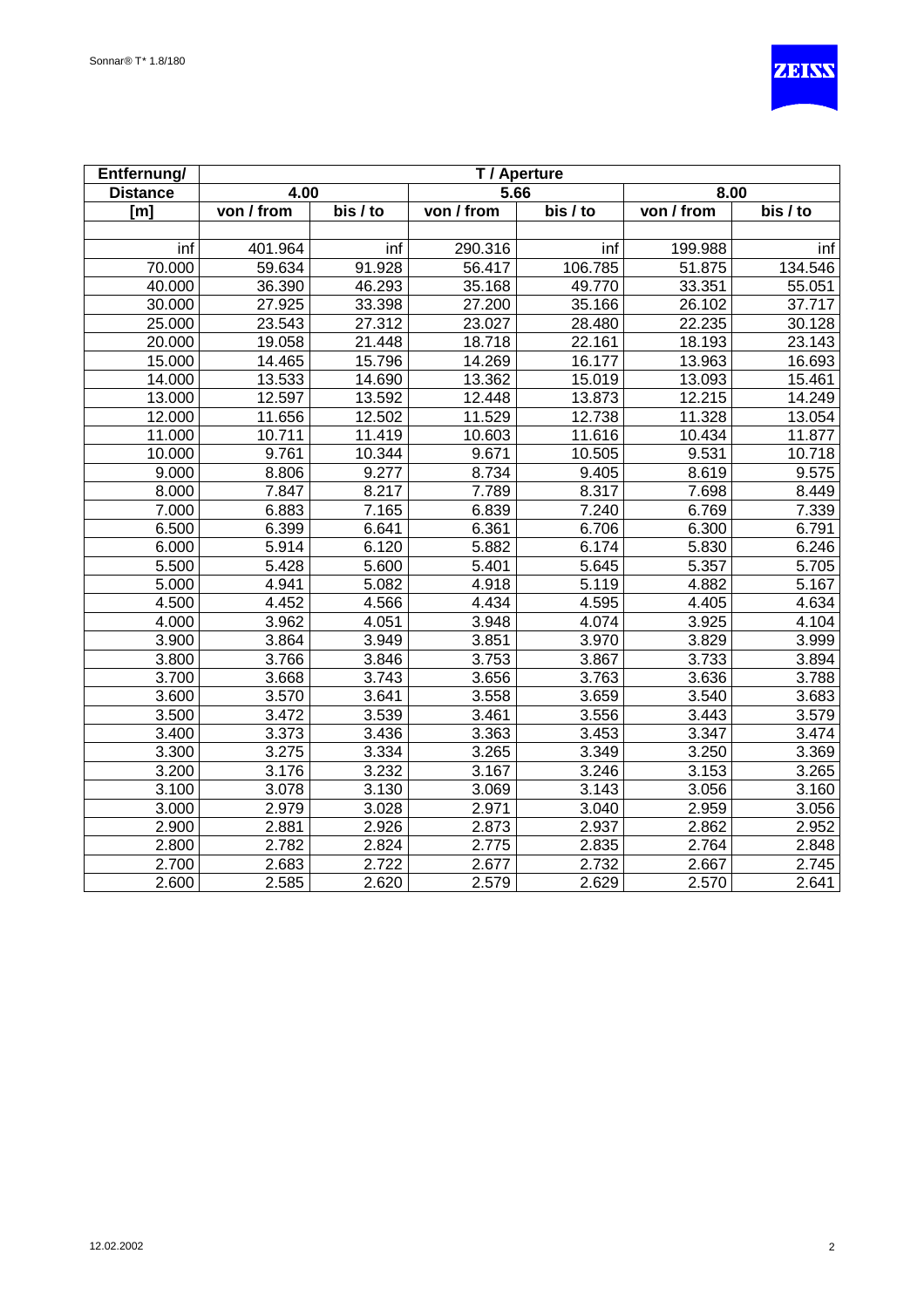| Entfernung/ | T / Aperture | | | | | |
|---|---|---|---|---|---|---|
| Distance | 4.00 | | 5.66 | | 8.00 | |
| [m] | von / from | bis / to | von / from | bis / to | von / from | bis / to |
| | | | | | | |
| inf | 401.964 | inf | 290.316 | inf | 199.988 | inf |
| 70.000 | 59.634 | 91.928 | 56.417 | 106.785 | 51.875 | 134.546 |
| 40.000 | 36.390 | 46.293 | 35.168 | 49.770 | 33.351 | 55.051 |
| 30.000 | 27.925 | 33.398 | 27.200 | 35.166 | 26.102 | 37.717 |
| 25.000 | 23.543 | 27.312 | 23.027 | 28.480 | 22.235 | 30.128 |
| 20.000 | 19.058 | 21.448 | 18.718 | 22.161 | 18.193 | 23.143 |
| 15.000 | 14.465 | 15.796 | 14.269 | 16.177 | 13.963 | 16.693 |
| 14.000 | 13.533 | 14.690 | 13.362 | 15.019 | 13.093 | 15.461 |
| 13.000 | 12.597 | 13.592 | 12.448 | 13.873 | 12.215 | 14.249 |
| 12.000 | 11.656 | 12.502 | 11.529 | 12.738 | 11.328 | 13.054 |
| 11.000 | 10.711 | 11.419 | 10.603 | 11.616 | 10.434 | 11.877 |
| 10.000 | 9.761 | 10.344 | 9.671 | 10.505 | 9.531 | 10.718 |
| 9.000 | 8.806 | 9.277 | 8.734 | 9.405 | 8.619 | 9.575 |
| 8.000 | 7.847 | 8.217 | 7.789 | 8.317 | 7.698 | 8.449 |
| 7.000 | 6.883 | 7.165 | 6.839 | 7.240 | 6.769 | 7.339 |
| 6.500 | 6.399 | 6.641 | 6.361 | 6.706 | 6.300 | 6.791 |
| 6.000 | 5.914 | 6.120 | 5.882 | 6.174 | 5.830 | 6.246 |
| 5.500 | 5.428 | 5.600 | 5.401 | 5.645 | 5.357 | 5.705 |
| 5.000 | 4.941 | 5.082 | 4.918 | 5.119 | 4.882 | 5.167 |
| 4.500 | 4.452 | 4.566 | 4.434 | 4.595 | 4.405 | 4.634 |
| 4.000 | 3.962 | 4.051 | 3.948 | 4.074 | 3.925 | 4.104 |
| 3.900 | 3.864 | 3.949 | 3.851 | 3.970 | 3.829 | 3.999 |
| 3.800 | 3.766 | 3.846 | 3.753 | 3.867 | 3.733 | 3.894 |
| 3.700 | 3.668 | 3.743 | 3.656 | 3.763 | 3.636 | 3.788 |
| 3.600 | 3.570 | 3.641 | 3.558 | 3.659 | 3.540 | 3.683 |
| 3.500 | 3.472 | 3.539 | 3.461 | 3.556 | 3.443 | 3.579 |
| 3.400 | 3.373 | 3.436 | 3.363 | 3.453 | 3.347 | 3.474 |
| 3.300 | 3.275 | 3.334 | 3.265 | 3.349 | 3.250 | 3.369 |
| 3.200 | 3.176 | 3.232 | 3.167 | 3.246 | 3.153 | 3.265 |
| 3.100 | 3.078 | 3.130 | 3.069 | 3.143 | 3.056 | 3.160 |
| 3.000 | 2.979 | 3.028 | 2.971 | 3.040 | 2.959 | 3.056 |
| 2.900 | 2.881 | 2.926 | 2.873 | 2.937 | 2.862 | 2.952 |
| 2.800 | 2.782 | 2.824 | 2.775 | 2.835 | 2.764 | 2.848 |
| 2.700 | 2.683 | 2.722 | 2.677 | 2.732 | 2.667 | 2.745 |
| 2.600 | 2.585 | 2.620 | 2.579 | 2.629 | 2.570 | 2.641 |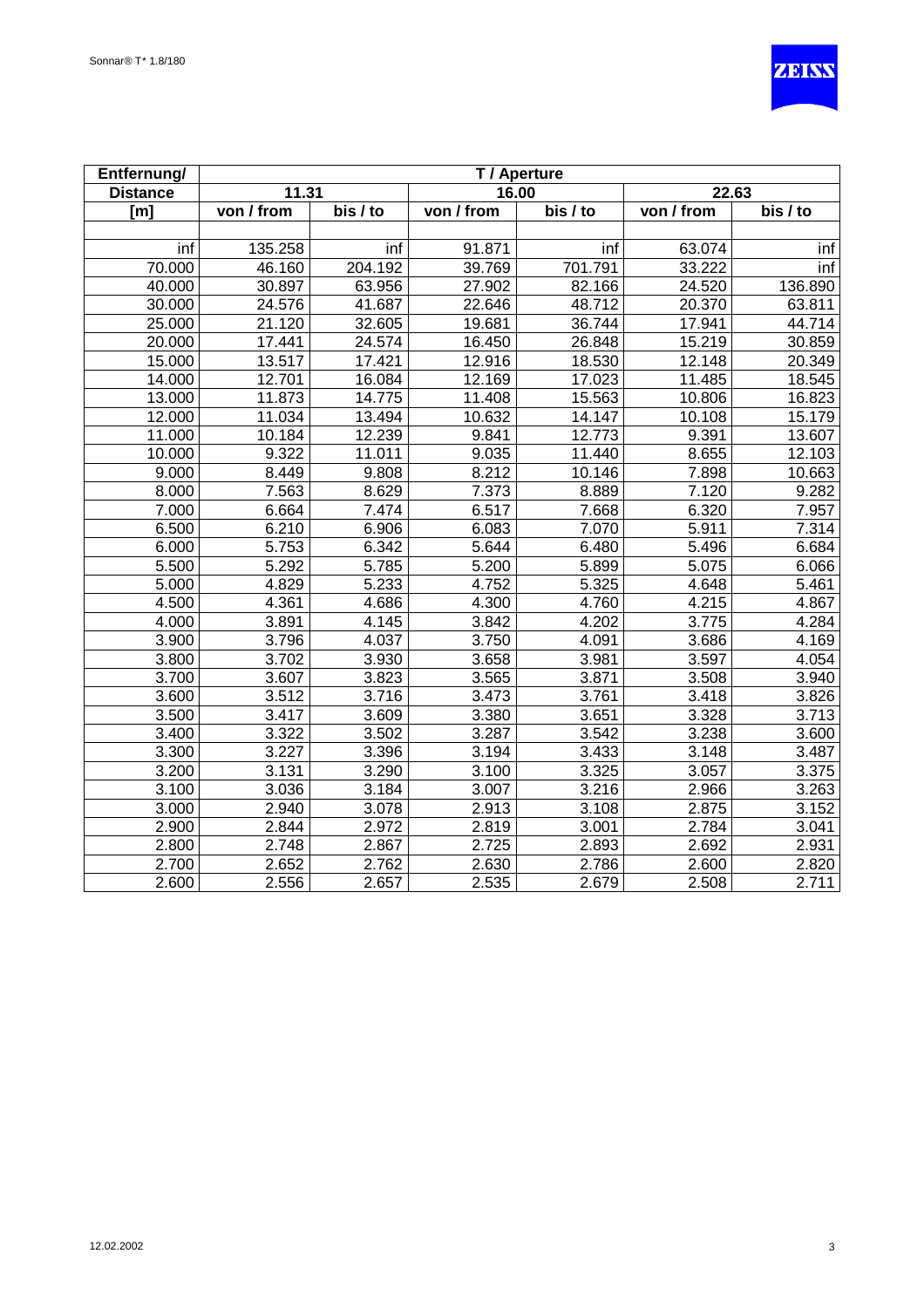| Entfernung/ | T / Aperture | | | | | |
|---|---|---|---|---|---|---|
| Distance | 11.31 | | 16.00 | | 22.63 | |
| [m] | von / from | bis / to | von / from | bis / to | von / from | bis / to |
| | | | | | | |
| inf | 135.258 | inf | 91.871 | inf | 63.074 | inf |
| 70.000 | 46.160 | 204.192 | 39.769 | 701.791 | 33.222 | inf |
| 40.000 | 30.897 | 63.956 | 27.902 | 82.166 | 24.520 | 136.890 |
| 30.000 | 24.576 | 41.687 | 22.646 | 48.712 | 20.370 | 63.811 |
| 25.000 | 21.120 | 32.605 | 19.681 | 36.744 | 17.941 | 44.714 |
| 20.000 | 17.441 | 24.574 | 16.450 | 26.848 | 15.219 | 30.859 |
| 15.000 | 13.517 | 17.421 | 12.916 | 18.530 | 12.148 | 20.349 |
| 14.000 | 12.701 | 16.084 | 12.169 | 17.023 | 11.485 | 18.545 |
| 13.000 | 11.873 | 14.775 | 11.408 | 15.563 | 10.806 | 16.823 |
| 12.000 | 11.034 | 13.494 | 10.632 | 14.147 | 10.108 | 15.179 |
| 11.000 | 10.184 | 12.239 | 9.841 | 12.773 | 9.391 | 13.607 |
| 10.000 | 9.322 | 11.011 | 9.035 | 11.440 | 8.655 | 12.103 |
| 9.000 | 8.449 | 9.808 | 8.212 | 10.146 | 7.898 | 10.663 |
| 8.000 | 7.563 | 8.629 | 7.373 | 8.889 | 7.120 | 9.282 |
| 7.000 | 6.664 | 7.474 | 6.517 | 7.668 | 6.320 | 7.957 |
| 6.500 | 6.210 | 6.906 | 6.083 | 7.070 | 5.911 | 7.314 |
| 6.000 | 5.753 | 6.342 | 5.644 | 6.480 | 5.496 | 6.684 |
| 5.500 | 5.292 | 5.785 | 5.200 | 5.899 | 5.075 | 6.066 |
| 5.000 | 4.829 | 5.233 | 4.752 | 5.325 | 4.648 | 5.461 |
| 4.500 | 4.361 | 4.686 | 4.300 | 4.760 | 4.215 | 4.867 |
| 4.000 | 3.891 | 4.145 | 3.842 | 4.202 | 3.775 | 4.284 |
| 3.900 | 3.796 | 4.037 | 3.750 | 4.091 | 3.686 | 4.169 |
| 3.800 | 3.702 | 3.930 | 3.658 | 3.981 | 3.597 | 4.054 |
| 3.700 | 3.607 | 3.823 | 3.565 | 3.871 | 3.508 | 3.940 |
| 3.600 | 3.512 | 3.716 | 3.473 | 3.761 | 3.418 | 3.826 |
| 3.500 | 3.417 | 3.609 | 3.380 | 3.651 | 3.328 | 3.713 |
| 3.400 | 3.322 | 3.502 | 3.287 | 3.542 | 3.238 | 3.600 |
| 3.300 | 3.227 | 3.396 | 3.194 | 3.433 | 3.148 | 3.487 |
| 3.200 | 3.131 | 3.290 | 3.100 | 3.325 | 3.057 | 3.375 |
| 3.100 | 3.036 | 3.184 | 3.007 | 3.216 | 2.966 | 3.263 |
| 3.000 | 2.940 | 3.078 | 2.913 | 3.108 | 2.875 | 3.152 |
| 2.900 | 2.844 | 2.972 | 2.819 | 3.001 | 2.784 | 3.041 |
| 2.800 | 2.748 | 2.867 | 2.725 | 2.893 | 2.692 | 2.931 |
| 2.700 | 2.652 | 2.762 | 2.630 | 2.786 | 2.600 | 2.820 |
| 2.600 | 2.556 | 2.657 | 2.535 | 2.679 | 2.508 | 2.711 |